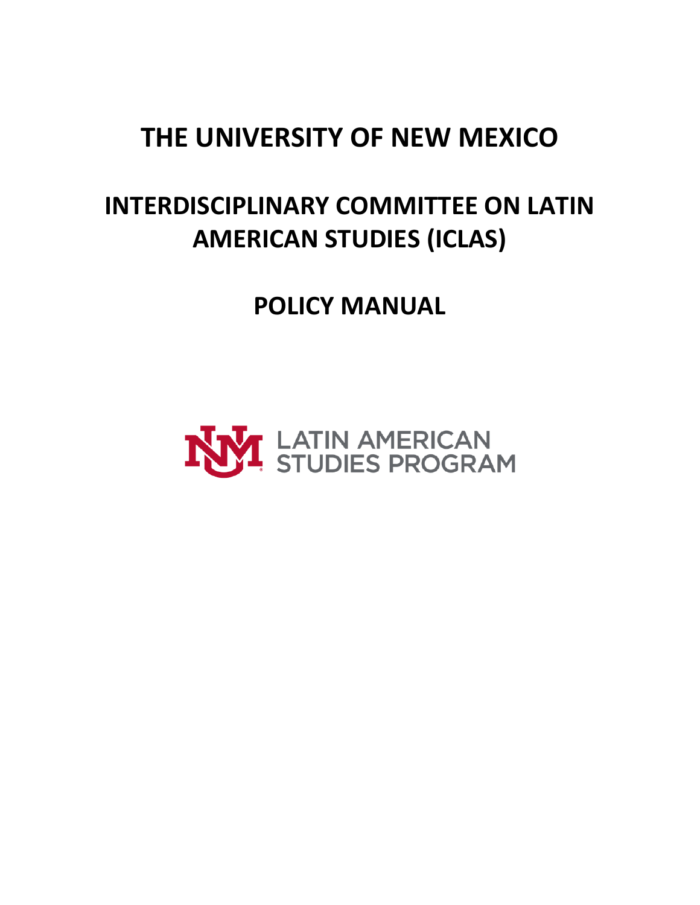# THE UNIVERSITY OF NEW MEXICO

# INTERDISCIPLINARY COMMITTEE ON LATIN AMERICAN STUDIES (ICLAS)

# POLICY MANUAL

LATIN AMERICAN STUDIES PROGRAM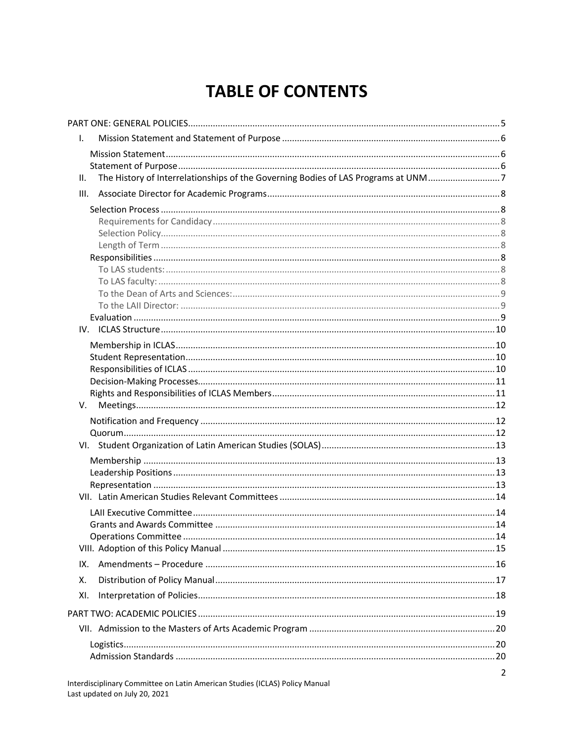# TABLE OF CONTENTS

PART ONE: GENERAL POLICIES ........ 5

- I. Mission Statement and Statement of Purpose ........ 6
  - Mission Statement ........ 6
  - Statement of Purpose ........ 6
- II. The History of Interrelationships of the Governing Bodies of LAS Programs at UNM ........ 7
- III. Associate Director for Academic Programs ........ 8
  - Selection Process ........ 8
    - Requirements for Candidacy ........ 8
    - Selection Policy ........ 8
    - Length of Term ........ 8
  - Responsibilities ........ 8
    - To LAS students: ........ 8
    - To LAS faculty: ........ 8
    - To the Dean of Arts and Sciences: ........ 9
    - To the LAII Director: ........ 9
  - Evaluation ........ 9
- IV. ICLAS Structure ........ 10
  - Membership in ICLAS ........ 10
  - Student Representation ........ 10
  - Responsibilities of ICLAS ........ 10
  - Decision-Making Processes ........ 11
  - Rights and Responsibilities of ICLAS Members ........ 11
- V. Meetings ........ 12
  - Notification and Frequency ........ 12
  - Quorum ........ 12
- VI. Student Organization of Latin American Studies (SOLAS) ........ 13
  - Membership ........ 13
  - Leadership Positions ........ 13
  - Representation ........ 13
- VII. Latin American Studies Relevant Committees ........ 14
  - LAII Executive Committee ........ 14
  - Grants and Awards Committee ........ 14
  - Operations Committee ........ 14
- VIII. Adoption of this Policy Manual ........ 15
- IX. Amendments – Procedure ........ 16
- X. Distribution of Policy Manual ........ 17
- XI. Interpretation of Policies ........ 18

PART TWO: ACADEMIC POLICIES ........ 19

- VII. Admission to the Masters of Arts Academic Program ........ 20
  - Logistics ........ 20
  - Admission Standards ........ 20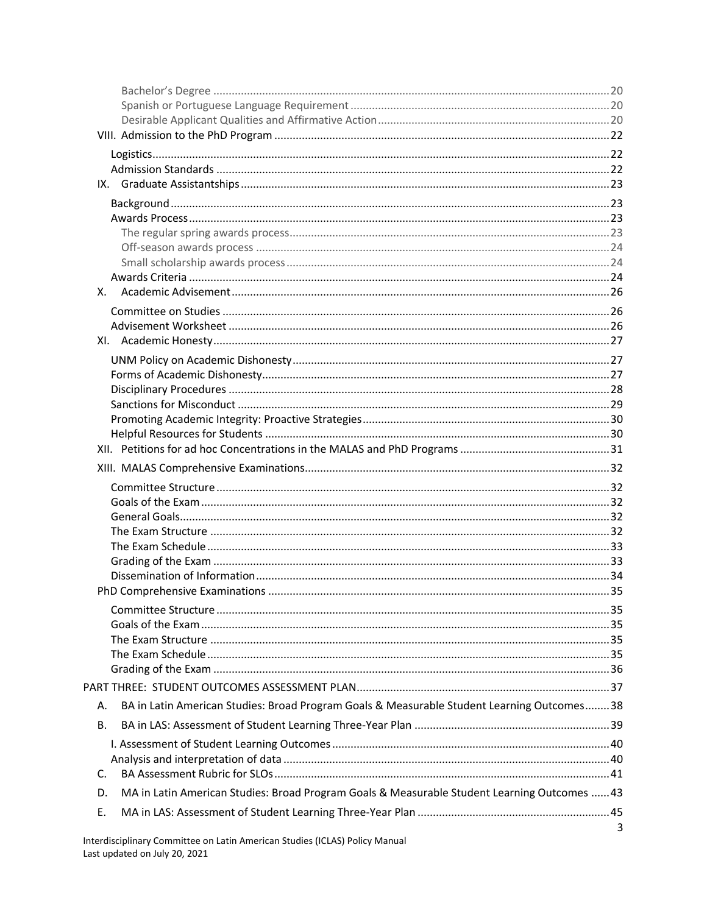- Bachelor's Degree ..... 20
- Spanish or Portuguese Language Requirement ..... 20
- Desirable Applicant Qualities and Affirmative Action ..... 20

VIII. Admission to the PhD Program ..... 22

- Logistics ..... 22
- Admission Standards ..... 22

IX. Graduate Assistantships ..... 23

- Background ..... 23
- Awards Process ..... 23
  - The regular spring awards process ..... 23
  - Off-season awards process ..... 24
  - Small scholarship awards process ..... 24
- Awards Criteria ..... 24

X. Academic Advisement ..... 26

- Committee on Studies ..... 26
- Advisement Worksheet ..... 26

XI. Academic Honesty ..... 27

- UNM Policy on Academic Dishonesty ..... 27
- Forms of Academic Dishonesty ..... 27
- Disciplinary Procedures ..... 28
- Sanctions for Misconduct ..... 29
- Promoting Academic Integrity: Proactive Strategies ..... 30
- Helpful Resources for Students ..... 30

XII. Petitions for ad hoc Concentrations in the MALAS and PhD Programs ..... 31

XIII. MALAS Comprehensive Examinations ..... 32

- Committee Structure ..... 32
- Goals of the Exam ..... 32
- General Goals ..... 32
- The Exam Structure ..... 32
- The Exam Schedule ..... 33
- Grading of the Exam ..... 33
- Dissemination of Information ..... 34

PhD Comprehensive Examinations ..... 35

- Committee Structure ..... 35
- Goals of the Exam ..... 35
- The Exam Structure ..... 35
- The Exam Schedule ..... 35
- Grading of the Exam ..... 36

PART THREE: STUDENT OUTCOMES ASSESSMENT PLAN ..... 37

A. BA in Latin American Studies: Broad Program Goals & Measurable Student Learning Outcomes ..... 38

B. BA in LAS: Assessment of Student Learning Three-Year Plan ..... 39

- I. Assessment of Student Learning Outcomes ..... 40
- Analysis and interpretation of data ..... 40

C. BA Assessment Rubric for SLOs ..... 41

D. MA in Latin American Studies: Broad Program Goals & Measurable Student Learning Outcomes ..... 43

E. MA in LAS: Assessment of Student Learning Three-Year Plan ..... 45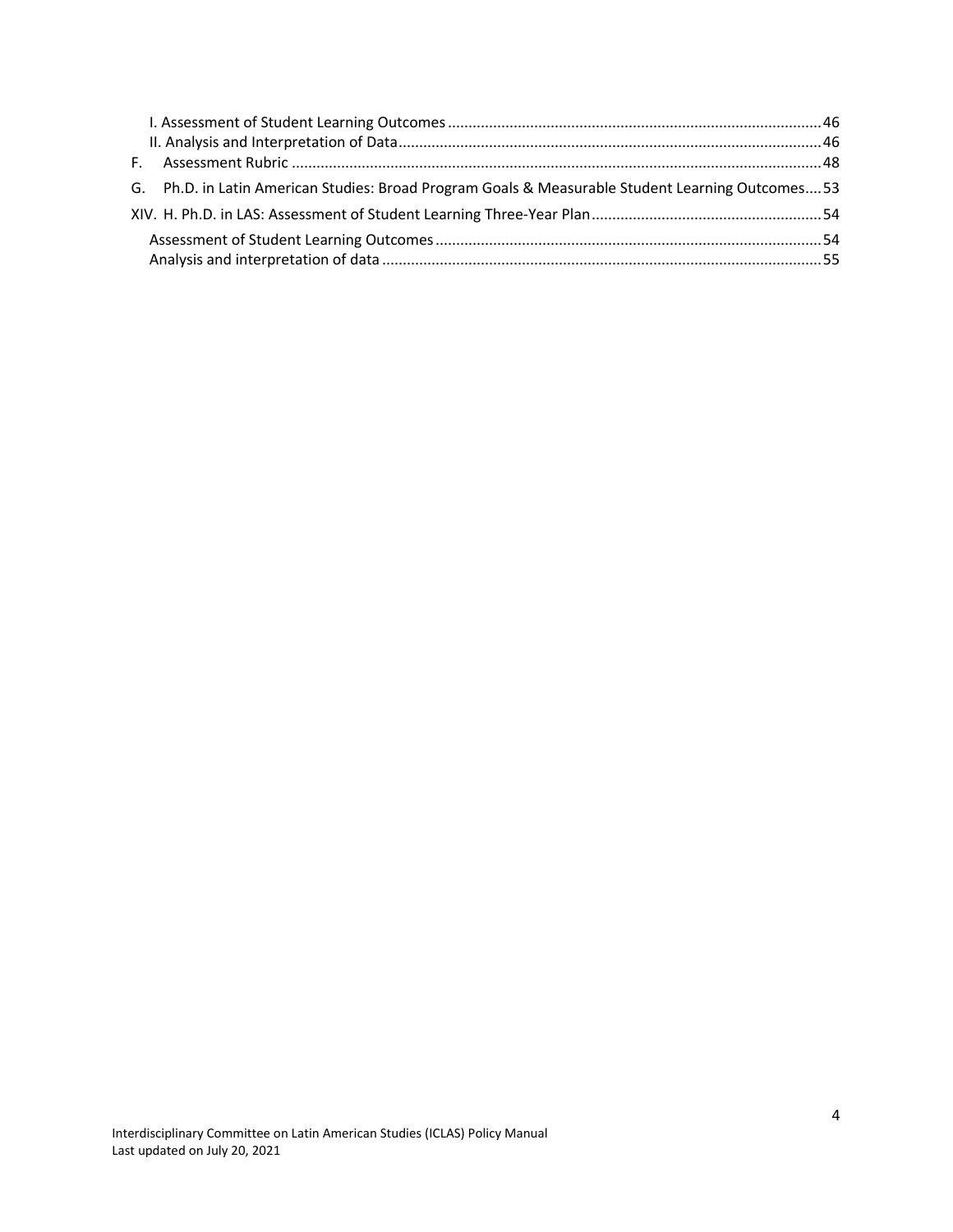I. Assessment of Student Learning Outcomes ........ 46
II. Analysis and Interpretation of Data ........ 46

F. Assessment Rubric ........ 48

G. Ph.D. in Latin American Studies: Broad Program Goals & Measurable Student Learning Outcomes ........ 53

XIV. H. Ph.D. in LAS: Assessment of Student Learning Three-Year Plan ........ 54

Assessment of Student Learning Outcomes ........ 54
Analysis and interpretation of data ........ 55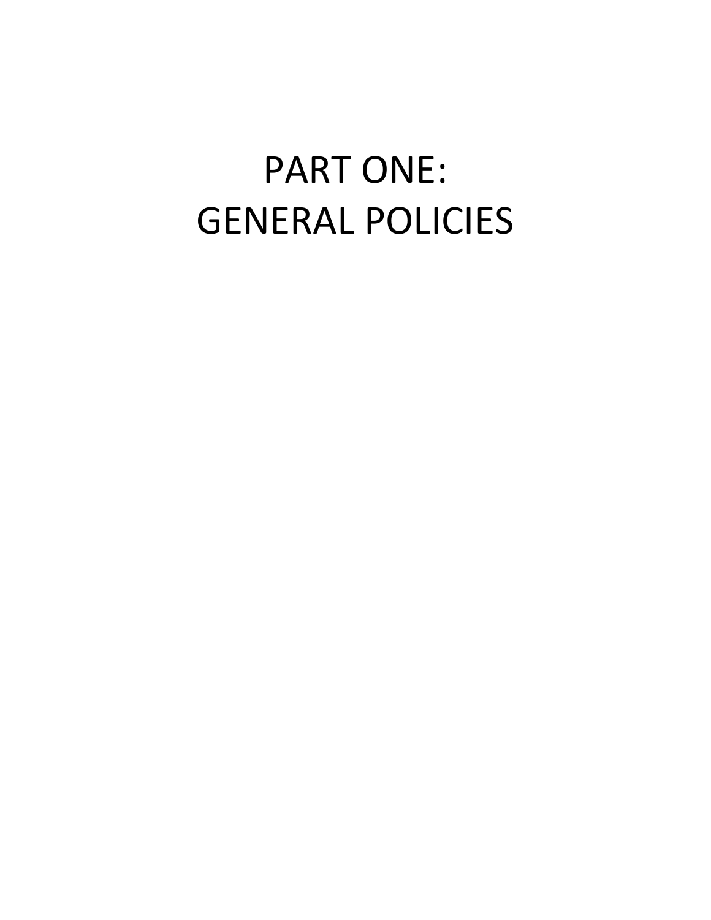# PART ONE: GENERAL POLICIES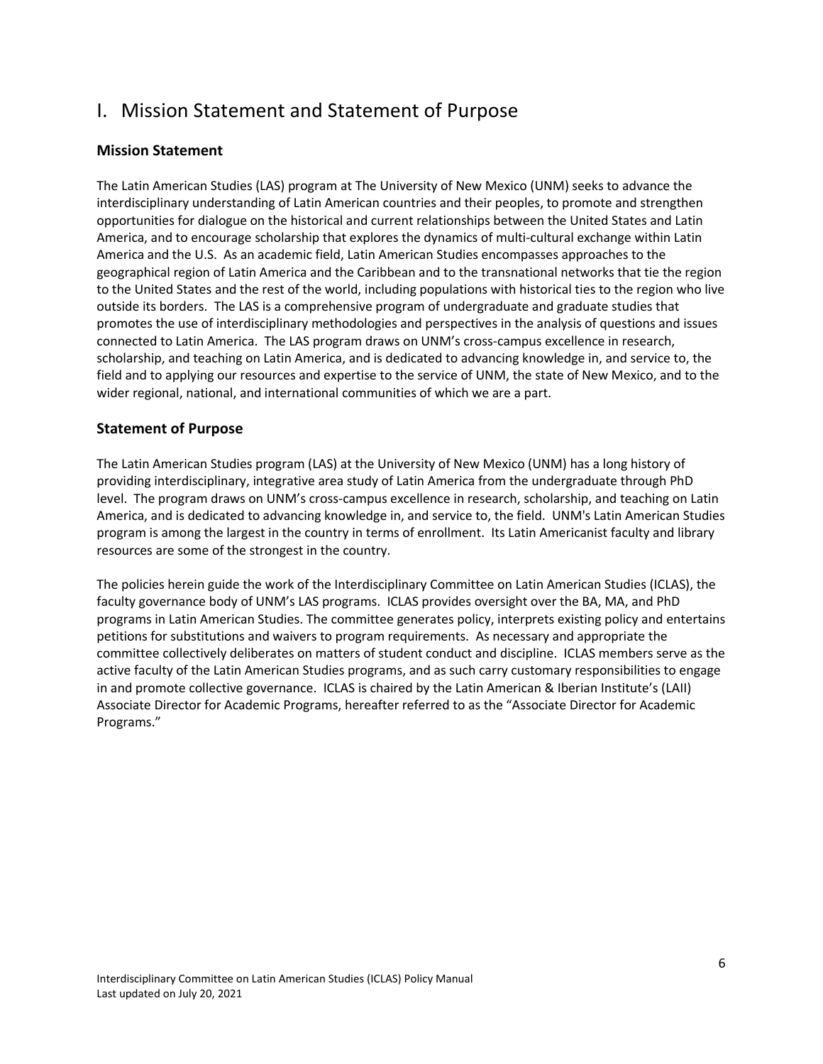# I. Mission Statement and Statement of Purpose

## Mission Statement

The Latin American Studies (LAS) program at The University of New Mexico (UNM) seeks to advance the interdisciplinary understanding of Latin American countries and their peoples, to promote and strengthen opportunities for dialogue on the historical and current relationships between the United States and Latin America, and to encourage scholarship that explores the dynamics of multi-cultural exchange within Latin America and the U.S. As an academic field, Latin American Studies encompasses approaches to the geographical region of Latin America and the Caribbean and to the transnational networks that tie the region to the United States and the rest of the world, including populations with historical ties to the region who live outside its borders. The LAS is a comprehensive program of undergraduate and graduate studies that promotes the use of interdisciplinary methodologies and perspectives in the analysis of questions and issues connected to Latin America. The LAS program draws on UNM's cross-campus excellence in research, scholarship, and teaching on Latin America, and is dedicated to advancing knowledge in, and service to, the field and to applying our resources and expertise to the service of UNM, the state of New Mexico, and to the wider regional, national, and international communities of which we are a part.

## Statement of Purpose

The Latin American Studies program (LAS) at the University of New Mexico (UNM) has a long history of providing interdisciplinary, integrative area study of Latin America from the undergraduate through PhD level. The program draws on UNM's cross-campus excellence in research, scholarship, and teaching on Latin America, and is dedicated to advancing knowledge in, and service to, the field. UNM's Latin American Studies program is among the largest in the country in terms of enrollment. Its Latin Americanist faculty and library resources are some of the strongest in the country.

The policies herein guide the work of the Interdisciplinary Committee on Latin American Studies (ICLAS), the faculty governance body of UNM's LAS programs. ICLAS provides oversight over the BA, MA, and PhD programs in Latin American Studies. The committee generates policy, interprets existing policy and entertains petitions for substitutions and waivers to program requirements. As necessary and appropriate the committee collectively deliberates on matters of student conduct and discipline. ICLAS members serve as the active faculty of the Latin American Studies programs, and as such carry customary responsibilities to engage in and promote collective governance. ICLAS is chaired by the Latin American & Iberian Institute's (LAII) Associate Director for Academic Programs, hereafter referred to as the "Associate Director for Academic Programs."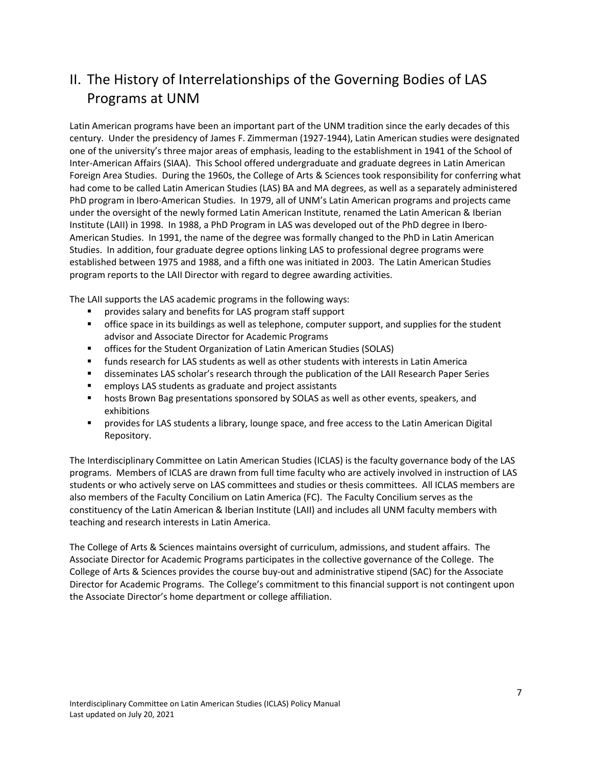## II. The History of Interrelationships of the Governing Bodies of LAS Programs at UNM

Latin American programs have been an important part of the UNM tradition since the early decades of this century. Under the presidency of James F. Zimmerman (1927-1944), Latin American studies were designated one of the university's three major areas of emphasis, leading to the establishment in 1941 of the School of Inter-American Affairs (SIAA). This School offered undergraduate and graduate degrees in Latin American Foreign Area Studies. During the 1960s, the College of Arts & Sciences took responsibility for conferring what had come to be called Latin American Studies (LAS) BA and MA degrees, as well as a separately administered PhD program in Ibero-American Studies. In 1979, all of UNM's Latin American programs and projects came under the oversight of the newly formed Latin American Institute, renamed the Latin American & Iberian Institute (LAII) in 1998. In 1988, a PhD Program in LAS was developed out of the PhD degree in Ibero-American Studies. In 1991, the name of the degree was formally changed to the PhD in Latin American Studies. In addition, four graduate degree options linking LAS to professional degree programs were established between 1975 and 1988, and a fifth one was initiated in 2003. The Latin American Studies program reports to the LAII Director with regard to degree awarding activities.

The LAII supports the LAS academic programs in the following ways:

- provides salary and benefits for LAS program staff support
- office space in its buildings as well as telephone, computer support, and supplies for the student advisor and Associate Director for Academic Programs
- offices for the Student Organization of Latin American Studies (SOLAS)
- funds research for LAS students as well as other students with interests in Latin America
- disseminates LAS scholar's research through the publication of the LAII Research Paper Series
- employs LAS students as graduate and project assistants
- hosts Brown Bag presentations sponsored by SOLAS as well as other events, speakers, and exhibitions
- provides for LAS students a library, lounge space, and free access to the Latin American Digital Repository.

The Interdisciplinary Committee on Latin American Studies (ICLAS) is the faculty governance body of the LAS programs. Members of ICLAS are drawn from full time faculty who are actively involved in instruction of LAS students or who actively serve on LAS committees and studies or thesis committees. All ICLAS members are also members of the Faculty Concilium on Latin America (FC). The Faculty Concilium serves as the constituency of the Latin American & Iberian Institute (LAII) and includes all UNM faculty members with teaching and research interests in Latin America.

The College of Arts & Sciences maintains oversight of curriculum, admissions, and student affairs. The Associate Director for Academic Programs participates in the collective governance of the College. The College of Arts & Sciences provides the course buy-out and administrative stipend (SAC) for the Associate Director for Academic Programs. The College's commitment to this financial support is not contingent upon the Associate Director's home department or college affiliation.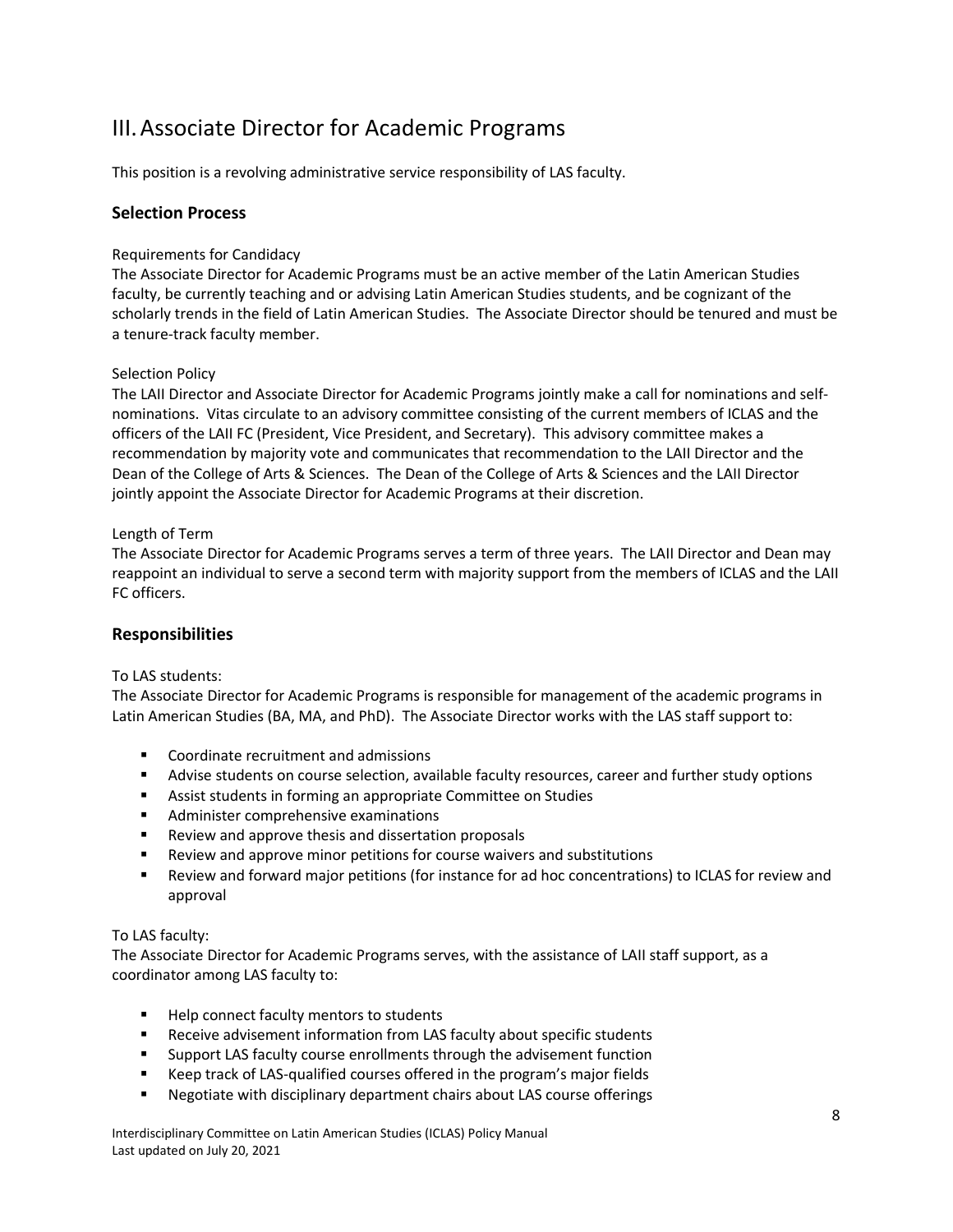# III. Associate Director for Academic Programs

This position is a revolving administrative service responsibility of LAS faculty.

## Selection Process

Requirements for Candidacy

The Associate Director for Academic Programs must be an active member of the Latin American Studies faculty, be currently teaching and or advising Latin American Studies students, and be cognizant of the scholarly trends in the field of Latin American Studies. The Associate Director should be tenured and must be a tenure-track faculty member.

Selection Policy

The LAII Director and Associate Director for Academic Programs jointly make a call for nominations and self-nominations. Vitas circulate to an advisory committee consisting of the current members of ICLAS and the officers of the LAII FC (President, Vice President, and Secretary). This advisory committee makes a recommendation by majority vote and communicates that recommendation to the LAII Director and the Dean of the College of Arts & Sciences. The Dean of the College of Arts & Sciences and the LAII Director jointly appoint the Associate Director for Academic Programs at their discretion.

Length of Term

The Associate Director for Academic Programs serves a term of three years. The LAII Director and Dean may reappoint an individual to serve a second term with majority support from the members of ICLAS and the LAII FC officers.

## Responsibilities

To LAS students:

The Associate Director for Academic Programs is responsible for management of the academic programs in Latin American Studies (BA, MA, and PhD). The Associate Director works with the LAS staff support to:

- Coordinate recruitment and admissions
- Advise students on course selection, available faculty resources, career and further study options
- Assist students in forming an appropriate Committee on Studies
- Administer comprehensive examinations
- Review and approve thesis and dissertation proposals
- Review and approve minor petitions for course waivers and substitutions
- Review and forward major petitions (for instance for ad hoc concentrations) to ICLAS for review and approval

To LAS faculty:

The Associate Director for Academic Programs serves, with the assistance of LAII staff support, as a coordinator among LAS faculty to:

- Help connect faculty mentors to students
- Receive advisement information from LAS faculty about specific students
- Support LAS faculty course enrollments through the advisement function
- Keep track of LAS-qualified courses offered in the program's major fields
- Negotiate with disciplinary department chairs about LAS course offerings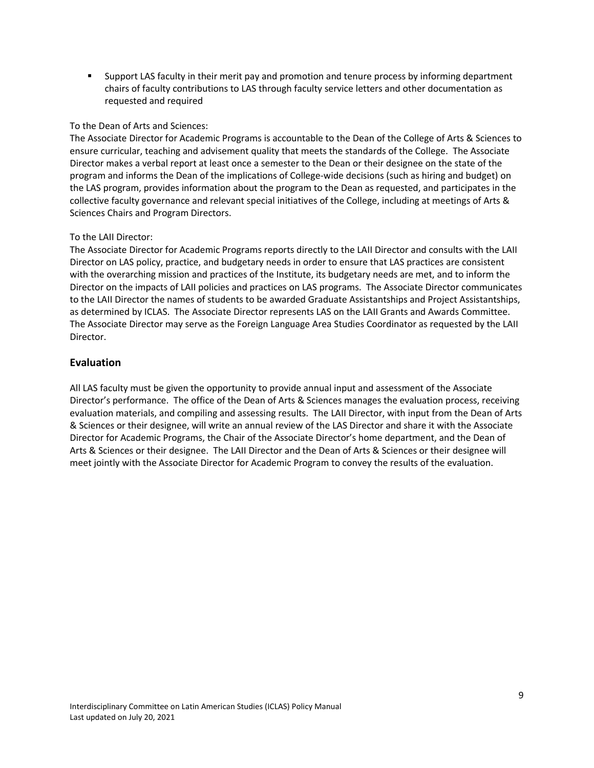- Support LAS faculty in their merit pay and promotion and tenure process by informing department chairs of faculty contributions to LAS through faculty service letters and other documentation as requested and required

To the Dean of Arts and Sciences:
The Associate Director for Academic Programs is accountable to the Dean of the College of Arts & Sciences to ensure curricular, teaching and advisement quality that meets the standards of the College. The Associate Director makes a verbal report at least once a semester to the Dean or their designee on the state of the program and informs the Dean of the implications of College-wide decisions (such as hiring and budget) on the LAS program, provides information about the program to the Dean as requested, and participates in the collective faculty governance and relevant special initiatives of the College, including at meetings of Arts & Sciences Chairs and Program Directors.

To the LAII Director:
The Associate Director for Academic Programs reports directly to the LAII Director and consults with the LAII Director on LAS policy, practice, and budgetary needs in order to ensure that LAS practices are consistent with the overarching mission and practices of the Institute, its budgetary needs are met, and to inform the Director on the impacts of LAII policies and practices on LAS programs. The Associate Director communicates to the LAII Director the names of students to be awarded Graduate Assistantships and Project Assistantships, as determined by ICLAS. The Associate Director represents LAS on the LAII Grants and Awards Committee. The Associate Director may serve as the Foreign Language Area Studies Coordinator as requested by the LAII Director.

## Evaluation

All LAS faculty must be given the opportunity to provide annual input and assessment of the Associate Director's performance. The office of the Dean of Arts & Sciences manages the evaluation process, receiving evaluation materials, and compiling and assessing results. The LAII Director, with input from the Dean of Arts & Sciences or their designee, will write an annual review of the LAS Director and share it with the Associate Director for Academic Programs, the Chair of the Associate Director's home department, and the Dean of Arts & Sciences or their designee. The LAII Director and the Dean of Arts & Sciences or their designee will meet jointly with the Associate Director for Academic Program to convey the results of the evaluation.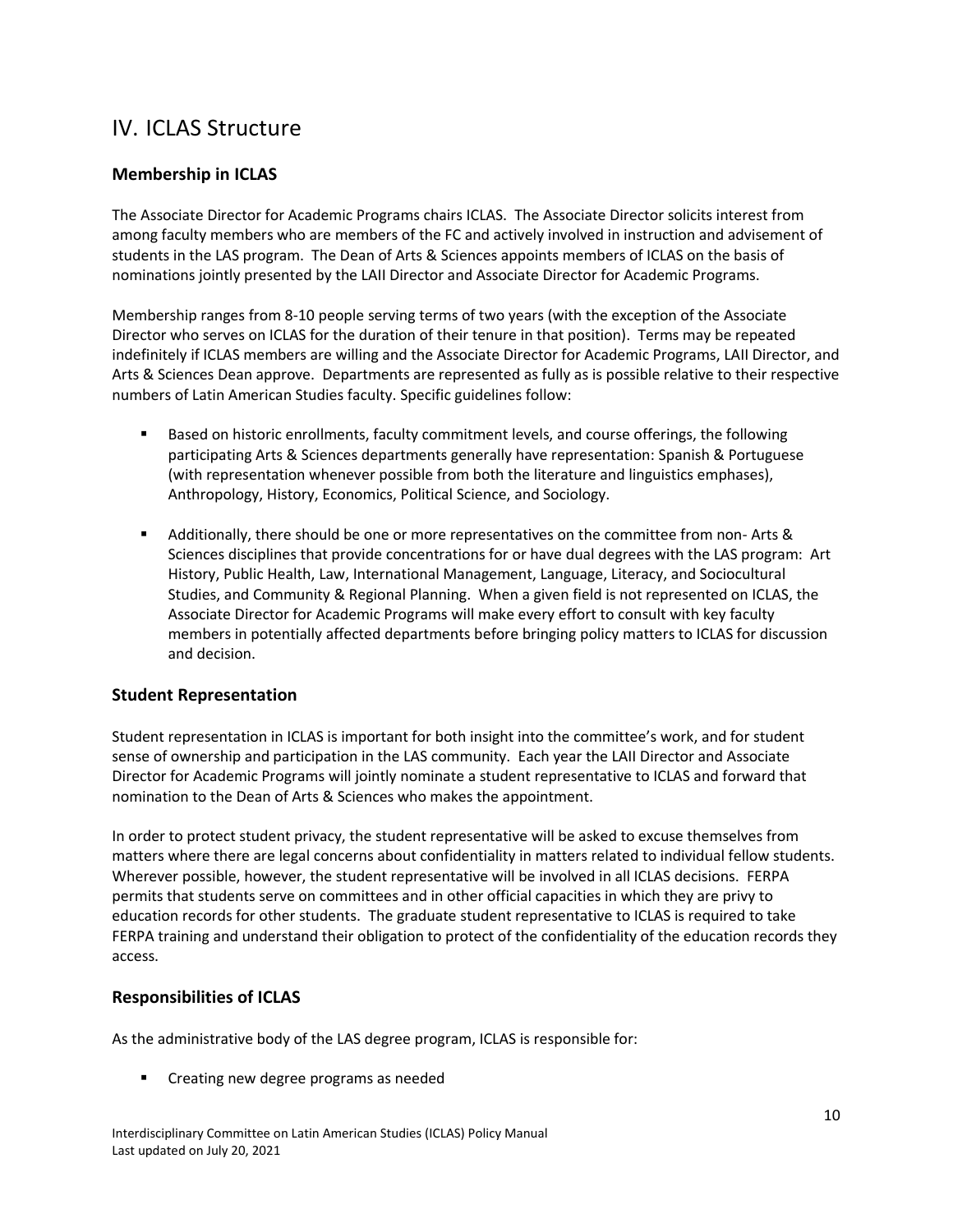# IV. ICLAS Structure

## Membership in ICLAS

The Associate Director for Academic Programs chairs ICLAS. The Associate Director solicits interest from among faculty members who are members of the FC and actively involved in instruction and advisement of students in the LAS program. The Dean of Arts & Sciences appoints members of ICLAS on the basis of nominations jointly presented by the LAII Director and Associate Director for Academic Programs.

Membership ranges from 8-10 people serving terms of two years (with the exception of the Associate Director who serves on ICLAS for the duration of their tenure in that position). Terms may be repeated indefinitely if ICLAS members are willing and the Associate Director for Academic Programs, LAII Director, and Arts & Sciences Dean approve. Departments are represented as fully as is possible relative to their respective numbers of Latin American Studies faculty. Specific guidelines follow:

- Based on historic enrollments, faculty commitment levels, and course offerings, the following participating Arts & Sciences departments generally have representation: Spanish & Portuguese (with representation whenever possible from both the literature and linguistics emphases), Anthropology, History, Economics, Political Science, and Sociology.

- Additionally, there should be one or more representatives on the committee from non- Arts & Sciences disciplines that provide concentrations for or have dual degrees with the LAS program: Art History, Public Health, Law, International Management, Language, Literacy, and Sociocultural Studies, and Community & Regional Planning. When a given field is not represented on ICLAS, the Associate Director for Academic Programs will make every effort to consult with key faculty members in potentially affected departments before bringing policy matters to ICLAS for discussion and decision.

## Student Representation

Student representation in ICLAS is important for both insight into the committee's work, and for student sense of ownership and participation in the LAS community. Each year the LAII Director and Associate Director for Academic Programs will jointly nominate a student representative to ICLAS and forward that nomination to the Dean of Arts & Sciences who makes the appointment.

In order to protect student privacy, the student representative will be asked to excuse themselves from matters where there are legal concerns about confidentiality in matters related to individual fellow students. Wherever possible, however, the student representative will be involved in all ICLAS decisions. FERPA permits that students serve on committees and in other official capacities in which they are privy to education records for other students. The graduate student representative to ICLAS is required to take FERPA training and understand their obligation to protect of the confidentiality of the education records they access.

## Responsibilities of ICLAS

As the administrative body of the LAS degree program, ICLAS is responsible for:

- Creating new degree programs as needed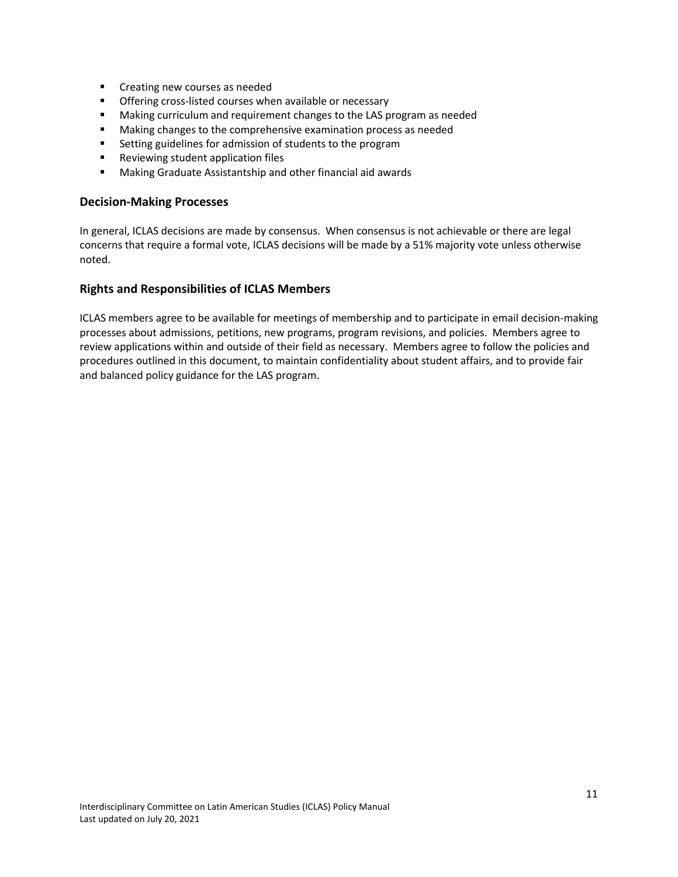- Creating new courses as needed
- Offering cross-listed courses when available or necessary
- Making curriculum and requirement changes to the LAS program as needed
- Making changes to the comprehensive examination process as needed
- Setting guidelines for admission of students to the program
- Reviewing student application files
- Making Graduate Assistantship and other financial aid awards

## Decision-Making Processes

In general, ICLAS decisions are made by consensus. When consensus is not achievable or there are legal concerns that require a formal vote, ICLAS decisions will be made by a 51% majority vote unless otherwise noted.

## Rights and Responsibilities of ICLAS Members

ICLAS members agree to be available for meetings of membership and to participate in email decision-making processes about admissions, petitions, new programs, program revisions, and policies. Members agree to review applications within and outside of their field as necessary. Members agree to follow the policies and procedures outlined in this document, to maintain confidentiality about student affairs, and to provide fair and balanced policy guidance for the LAS program.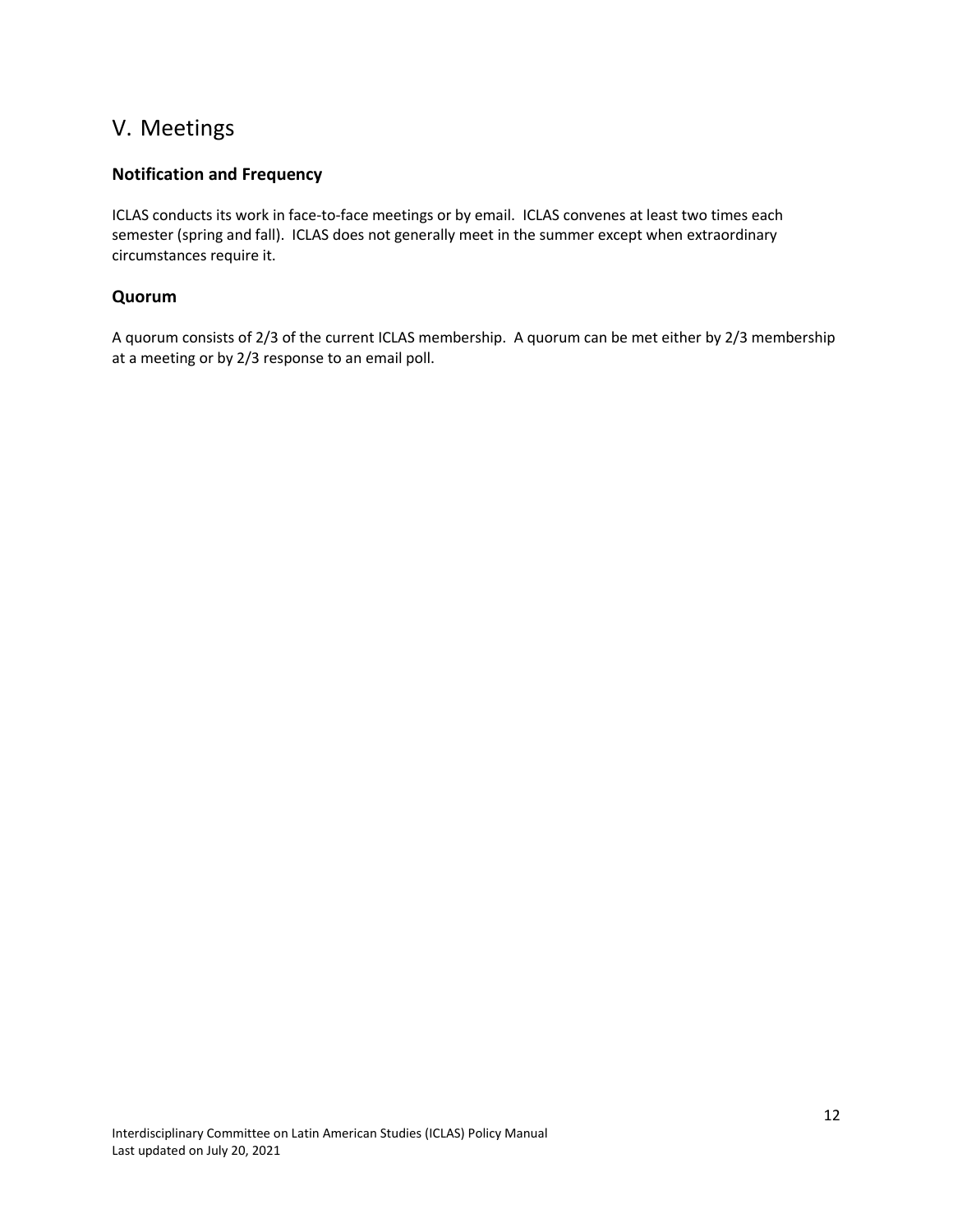# V. Meetings

## Notification and Frequency

ICLAS conducts its work in face-to-face meetings or by email. ICLAS convenes at least two times each semester (spring and fall). ICLAS does not generally meet in the summer except when extraordinary circumstances require it.

## Quorum

A quorum consists of 2/3 of the current ICLAS membership. A quorum can be met either by 2/3 membership at a meeting or by 2/3 response to an email poll.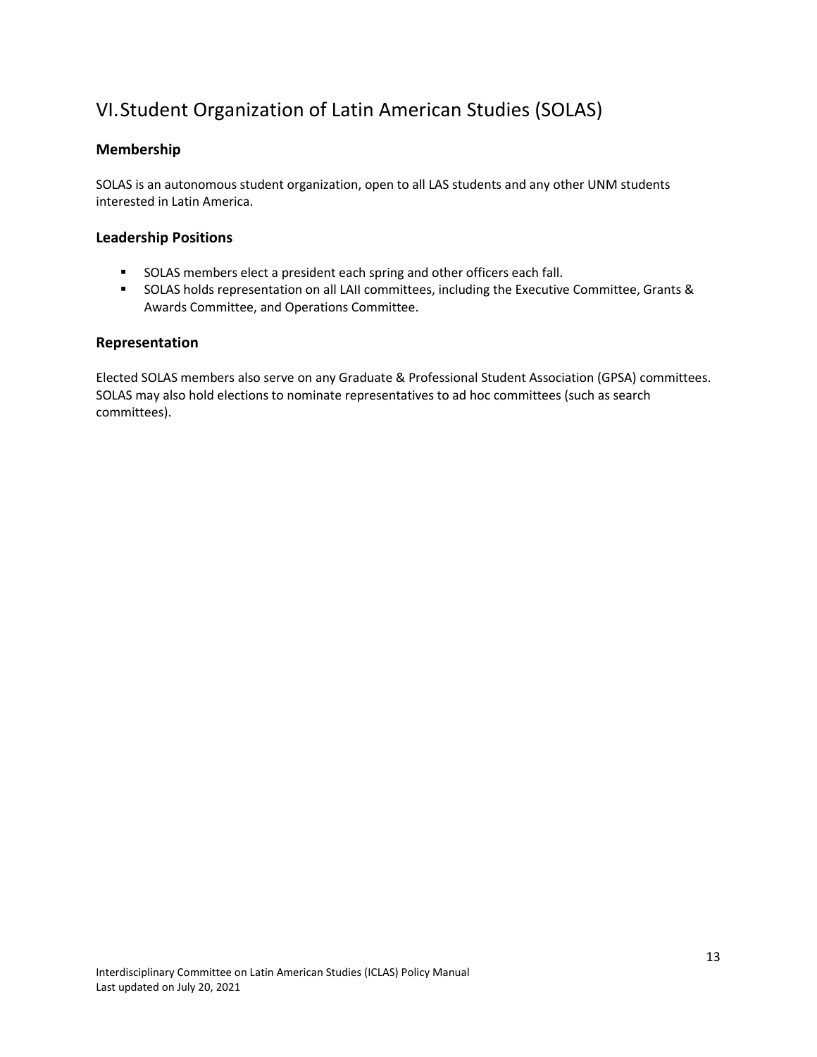# VI. Student Organization of Latin American Studies (SOLAS)

## Membership

SOLAS is an autonomous student organization, open to all LAS students and any other UNM students interested in Latin America.

## Leadership Positions

- SOLAS members elect a president each spring and other officers each fall.
- SOLAS holds representation on all LAII committees, including the Executive Committee, Grants & Awards Committee, and Operations Committee.

## Representation

Elected SOLAS members also serve on any Graduate & Professional Student Association (GPSA) committees. SOLAS may also hold elections to nominate representatives to ad hoc committees (such as search committees).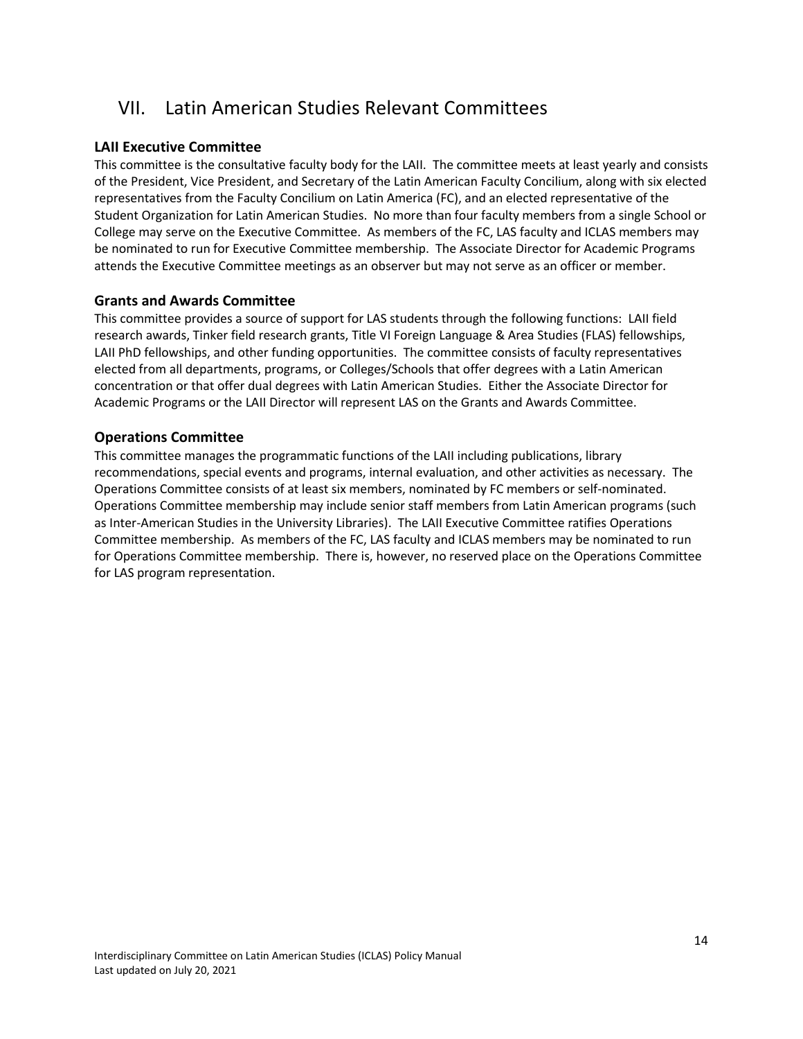# VII. Latin American Studies Relevant Committees

### LAII Executive Committee

This committee is the consultative faculty body for the LAII. The committee meets at least yearly and consists of the President, Vice President, and Secretary of the Latin American Faculty Concilium, along with six elected representatives from the Faculty Concilium on Latin America (FC), and an elected representative of the Student Organization for Latin American Studies. No more than four faculty members from a single School or College may serve on the Executive Committee. As members of the FC, LAS faculty and ICLAS members may be nominated to run for Executive Committee membership. The Associate Director for Academic Programs attends the Executive Committee meetings as an observer but may not serve as an officer or member.

### Grants and Awards Committee

This committee provides a source of support for LAS students through the following functions: LAII field research awards, Tinker field research grants, Title VI Foreign Language & Area Studies (FLAS) fellowships, LAII PhD fellowships, and other funding opportunities. The committee consists of faculty representatives elected from all departments, programs, or Colleges/Schools that offer degrees with a Latin American concentration or that offer dual degrees with Latin American Studies. Either the Associate Director for Academic Programs or the LAII Director will represent LAS on the Grants and Awards Committee.

### Operations Committee

This committee manages the programmatic functions of the LAII including publications, library recommendations, special events and programs, internal evaluation, and other activities as necessary. The Operations Committee consists of at least six members, nominated by FC members or self-nominated. Operations Committee membership may include senior staff members from Latin American programs (such as Inter-American Studies in the University Libraries). The LAII Executive Committee ratifies Operations Committee membership. As members of the FC, LAS faculty and ICLAS members may be nominated to run for Operations Committee membership. There is, however, no reserved place on the Operations Committee for LAS program representation.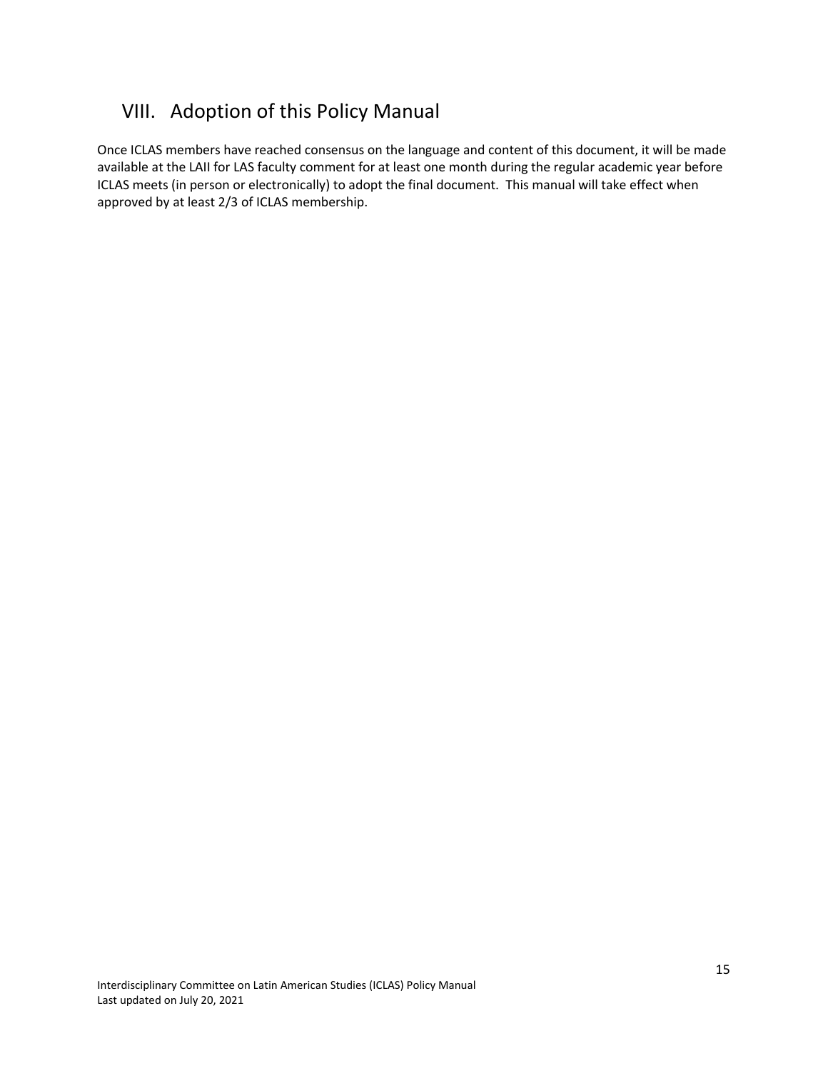## VIII. Adoption of this Policy Manual

Once ICLAS members have reached consensus on the language and content of this document, it will be made available at the LAII for LAS faculty comment for at least one month during the regular academic year before ICLAS meets (in person or electronically) to adopt the final document. This manual will take effect when approved by at least 2/3 of ICLAS membership.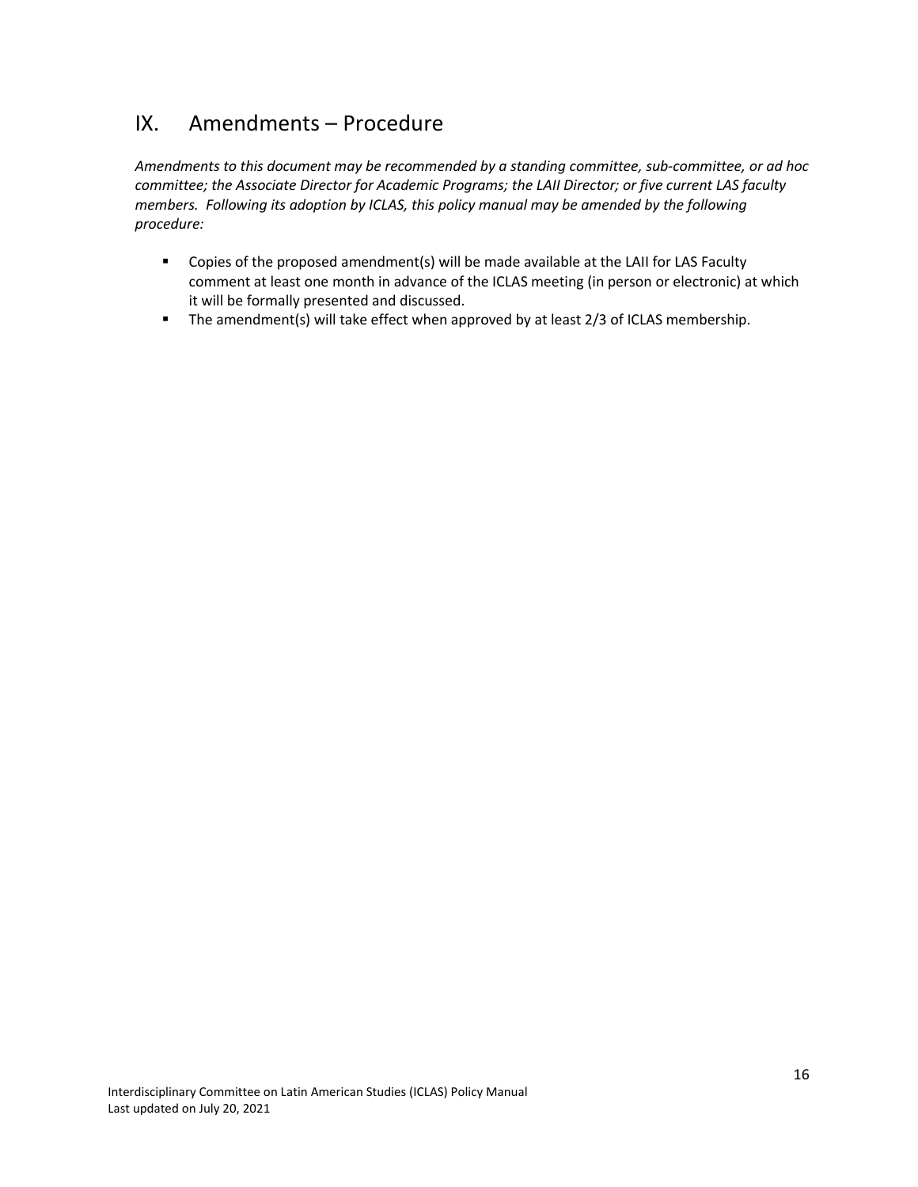## IX. Amendments – Procedure

*Amendments to this document may be recommended by a standing committee, sub-committee, or ad hoc committee; the Associate Director for Academic Programs; the LAII Director; or five current LAS faculty members. Following its adoption by ICLAS, this policy manual may be amended by the following procedure:*

- Copies of the proposed amendment(s) will be made available at the LAII for LAS Faculty comment at least one month in advance of the ICLAS meeting (in person or electronic) at which it will be formally presented and discussed.
- The amendment(s) will take effect when approved by at least 2/3 of ICLAS membership.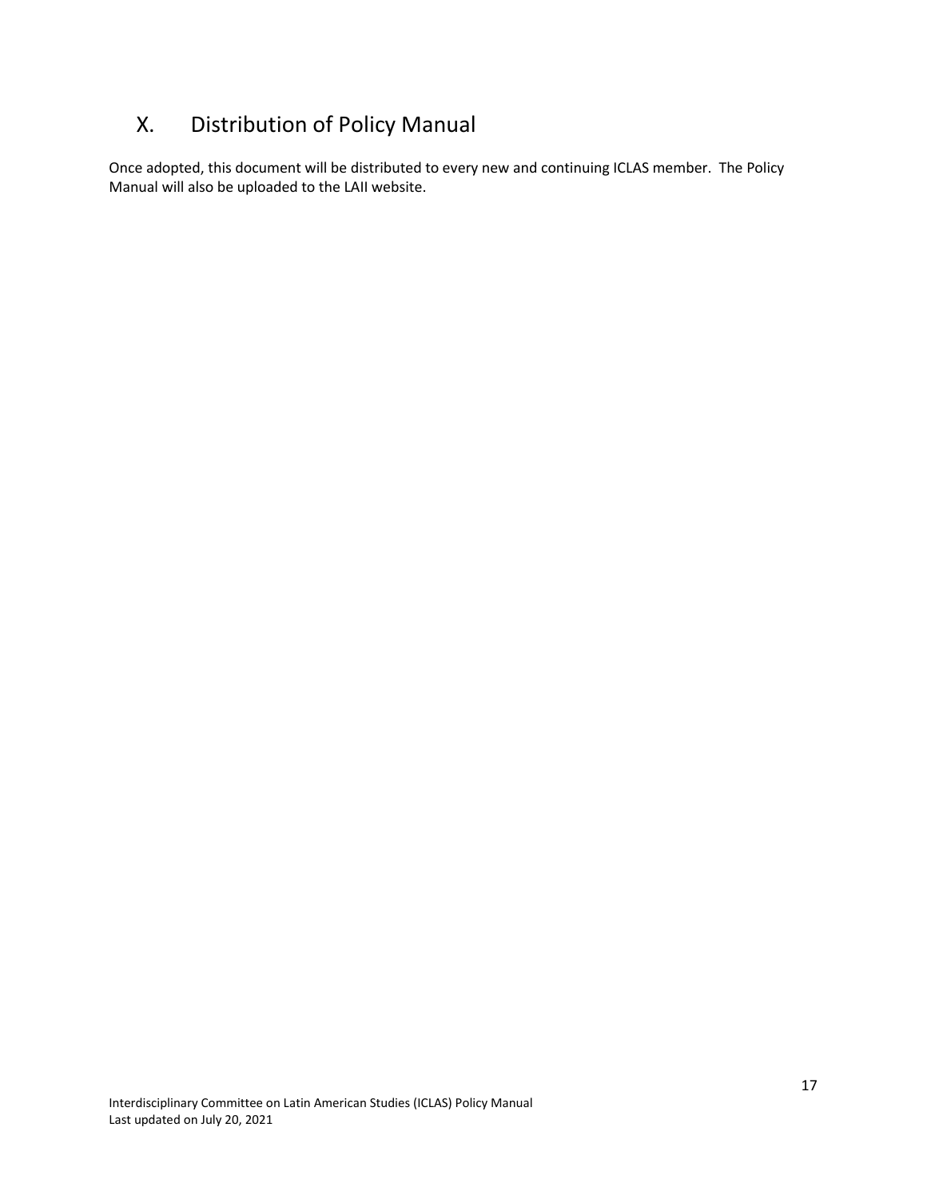# X. Distribution of Policy Manual

Once adopted, this document will be distributed to every new and continuing ICLAS member. The Policy Manual will also be uploaded to the LAII website.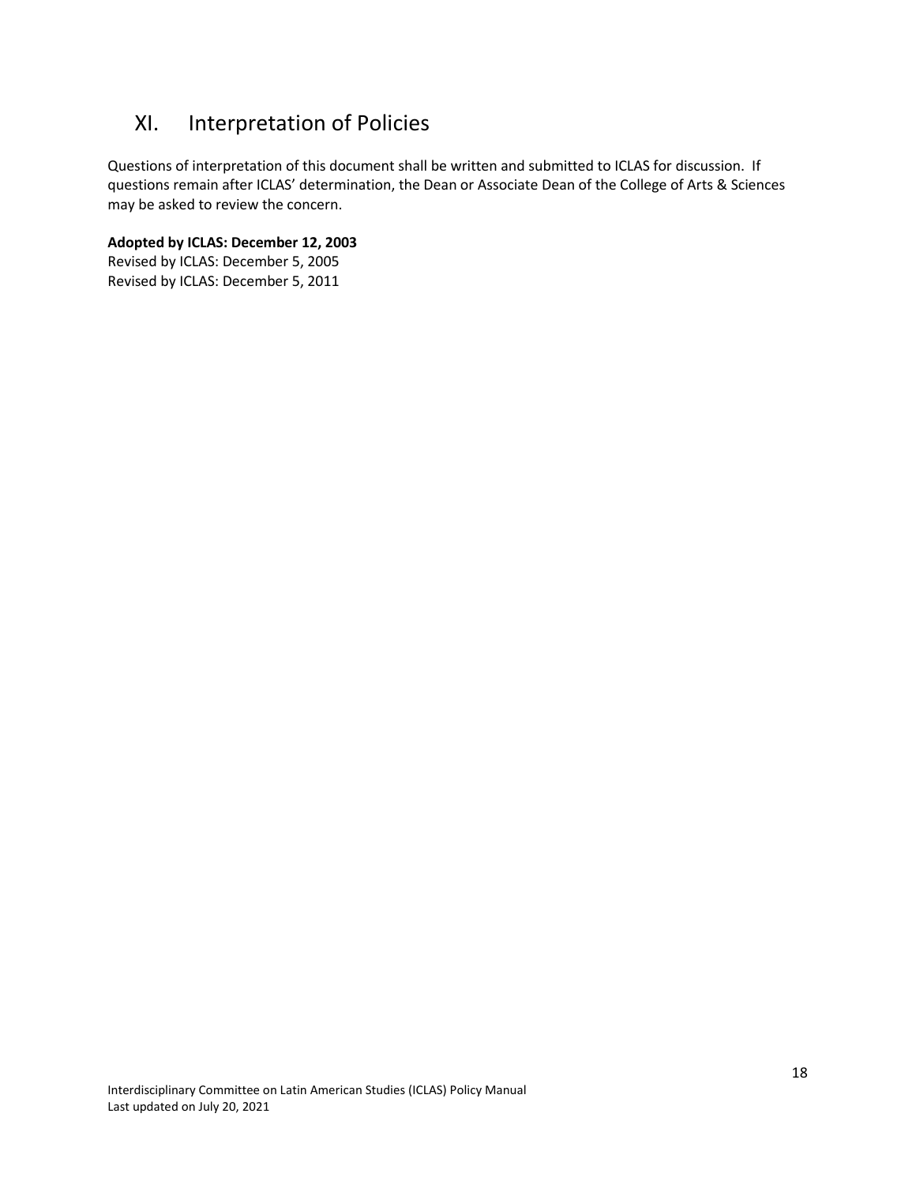# XI. Interpretation of Policies

Questions of interpretation of this document shall be written and submitted to ICLAS for discussion. If questions remain after ICLAS' determination, the Dean or Associate Dean of the College of Arts & Sciences may be asked to review the concern.

**Adopted by ICLAS: December 12, 2003**
Revised by ICLAS: December 5, 2005
Revised by ICLAS: December 5, 2011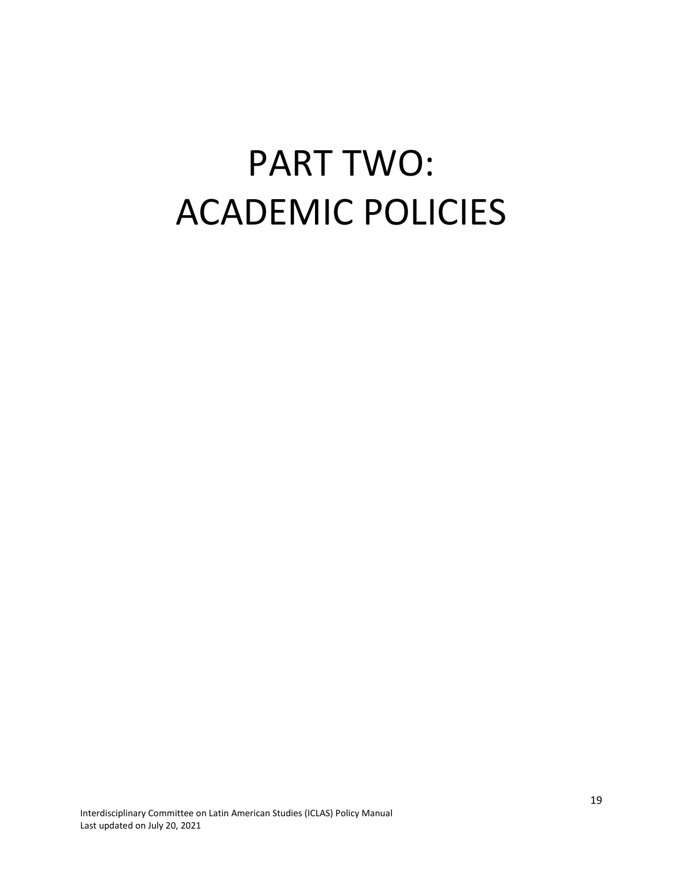# PART TWO: ACADEMIC POLICIES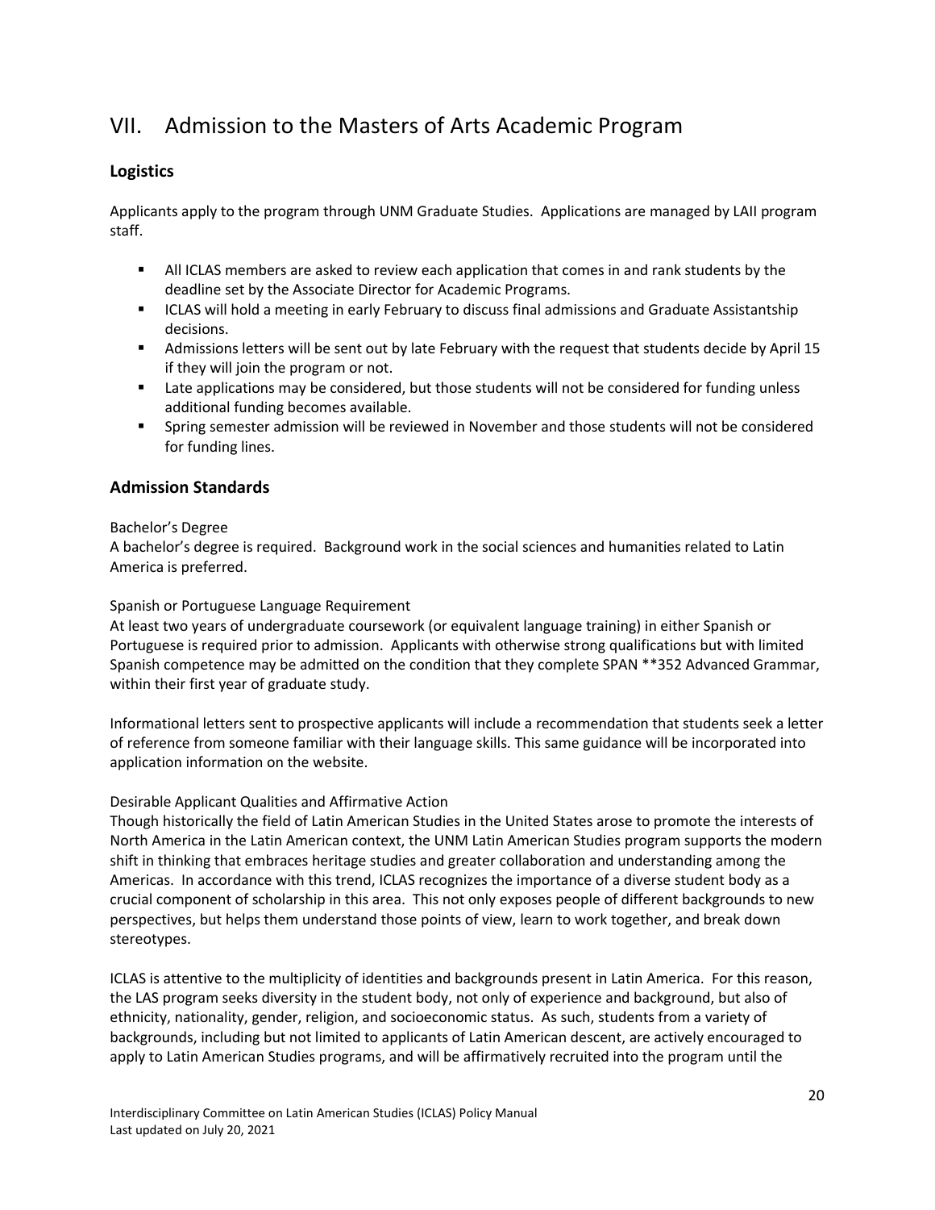# VII. Admission to the Masters of Arts Academic Program

## Logistics

Applicants apply to the program through UNM Graduate Studies. Applications are managed by LAII program staff.

- All ICLAS members are asked to review each application that comes in and rank students by the deadline set by the Associate Director for Academic Programs.
- ICLAS will hold a meeting in early February to discuss final admissions and Graduate Assistantship decisions.
- Admissions letters will be sent out by late February with the request that students decide by April 15 if they will join the program or not.
- Late applications may be considered, but those students will not be considered for funding unless additional funding becomes available.
- Spring semester admission will be reviewed in November and those students will not be considered for funding lines.

## Admission Standards

Bachelor's Degree

A bachelor's degree is required. Background work in the social sciences and humanities related to Latin America is preferred.

Spanish or Portuguese Language Requirement

At least two years of undergraduate coursework (or equivalent language training) in either Spanish or Portuguese is required prior to admission. Applicants with otherwise strong qualifications but with limited Spanish competence may be admitted on the condition that they complete SPAN **352 Advanced Grammar, within their first year of graduate study.

Informational letters sent to prospective applicants will include a recommendation that students seek a letter of reference from someone familiar with their language skills. This same guidance will be incorporated into application information on the website.

Desirable Applicant Qualities and Affirmative Action

Though historically the field of Latin American Studies in the United States arose to promote the interests of North America in the Latin American context, the UNM Latin American Studies program supports the modern shift in thinking that embraces heritage studies and greater collaboration and understanding among the Americas. In accordance with this trend, ICLAS recognizes the importance of a diverse student body as a crucial component of scholarship in this area. This not only exposes people of different backgrounds to new perspectives, but helps them understand those points of view, learn to work together, and break down stereotypes.

ICLAS is attentive to the multiplicity of identities and backgrounds present in Latin America. For this reason, the LAS program seeks diversity in the student body, not only of experience and background, but also of ethnicity, nationality, gender, religion, and socioeconomic status. As such, students from a variety of backgrounds, including but not limited to applicants of Latin American descent, are actively encouraged to apply to Latin American Studies programs, and will be affirmatively recruited into the program until the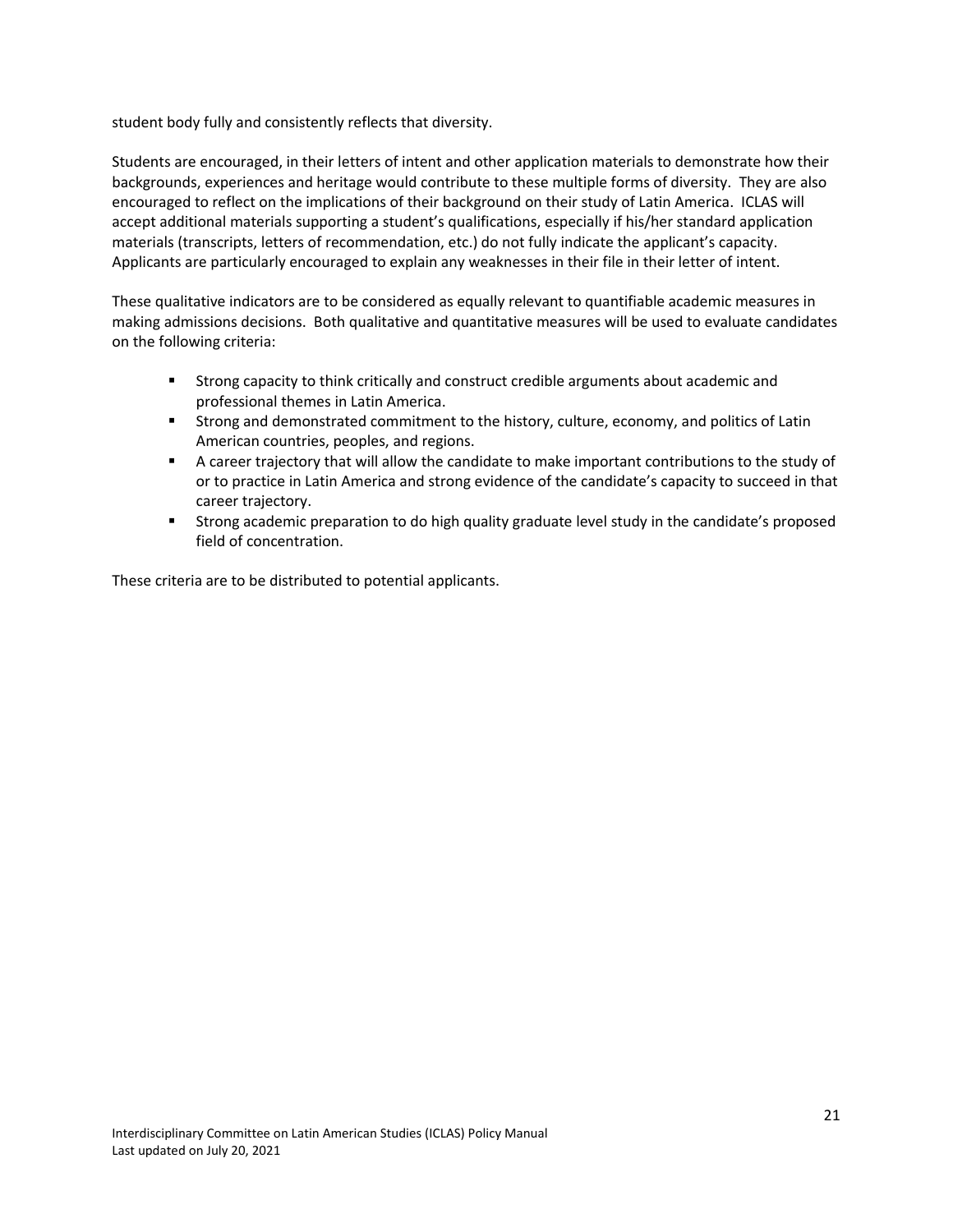student body fully and consistently reflects that diversity.

Students are encouraged, in their letters of intent and other application materials to demonstrate how their backgrounds, experiences and heritage would contribute to these multiple forms of diversity. They are also encouraged to reflect on the implications of their background on their study of Latin America. ICLAS will accept additional materials supporting a student's qualifications, especially if his/her standard application materials (transcripts, letters of recommendation, etc.) do not fully indicate the applicant's capacity. Applicants are particularly encouraged to explain any weaknesses in their file in their letter of intent.

These qualitative indicators are to be considered as equally relevant to quantifiable academic measures in making admissions decisions. Both qualitative and quantitative measures will be used to evaluate candidates on the following criteria:

- Strong capacity to think critically and construct credible arguments about academic and professional themes in Latin America.
- Strong and demonstrated commitment to the history, culture, economy, and politics of Latin American countries, peoples, and regions.
- A career trajectory that will allow the candidate to make important contributions to the study of or to practice in Latin America and strong evidence of the candidate's capacity to succeed in that career trajectory.
- Strong academic preparation to do high quality graduate level study in the candidate's proposed field of concentration.

These criteria are to be distributed to potential applicants.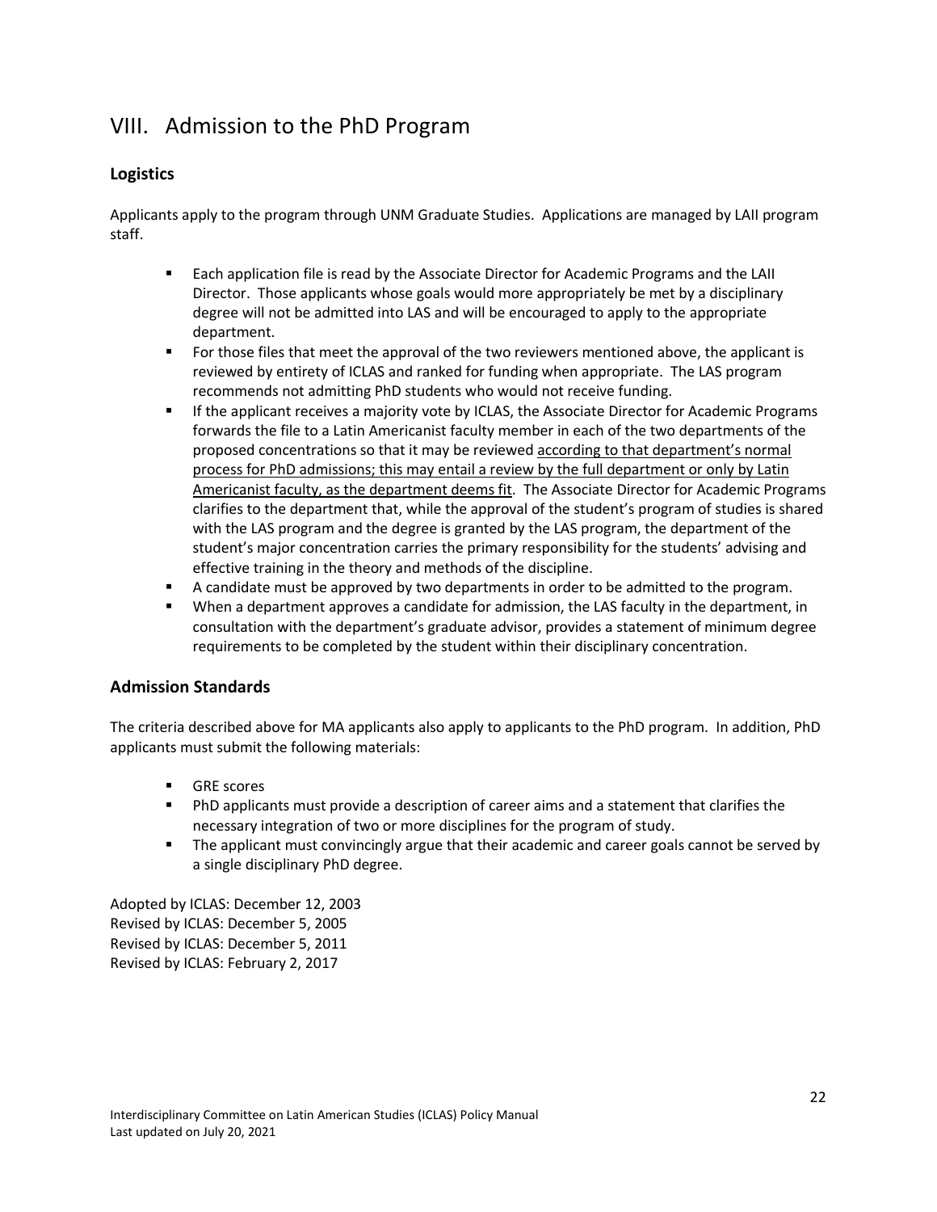# VIII. Admission to the PhD Program

### Logistics

Applicants apply to the program through UNM Graduate Studies. Applications are managed by LAII program staff.

- Each application file is read by the Associate Director for Academic Programs and the LAII Director. Those applicants whose goals would more appropriately be met by a disciplinary degree will not be admitted into LAS and will be encouraged to apply to the appropriate department.
- For those files that meet the approval of the two reviewers mentioned above, the applicant is reviewed by entirety of ICLAS and ranked for funding when appropriate. The LAS program recommends not admitting PhD students who would not receive funding.
- If the applicant receives a majority vote by ICLAS, the Associate Director for Academic Programs forwards the file to a Latin Americanist faculty member in each of the two departments of the proposed concentrations so that it may be reviewed <u>according to that department's normal process for PhD admissions; this may entail a review by the full department or only by Latin Americanist faculty, as the department deems fit</u>. The Associate Director for Academic Programs clarifies to the department that, while the approval of the student's program of studies is shared with the LAS program and the degree is granted by the LAS program, the department of the student's major concentration carries the primary responsibility for the students' advising and effective training in the theory and methods of the discipline.
- A candidate must be approved by two departments in order to be admitted to the program.
- When a department approves a candidate for admission, the LAS faculty in the department, in consultation with the department's graduate advisor, provides a statement of minimum degree requirements to be completed by the student within their disciplinary concentration.

### Admission Standards

The criteria described above for MA applicants also apply to applicants to the PhD program. In addition, PhD applicants must submit the following materials:

- GRE scores
- PhD applicants must provide a description of career aims and a statement that clarifies the necessary integration of two or more disciplines for the program of study.
- The applicant must convincingly argue that their academic and career goals cannot be served by a single disciplinary PhD degree.

Adopted by ICLAS: December 12, 2003
Revised by ICLAS: December 5, 2005
Revised by ICLAS: December 5, 2011
Revised by ICLAS: February 2, 2017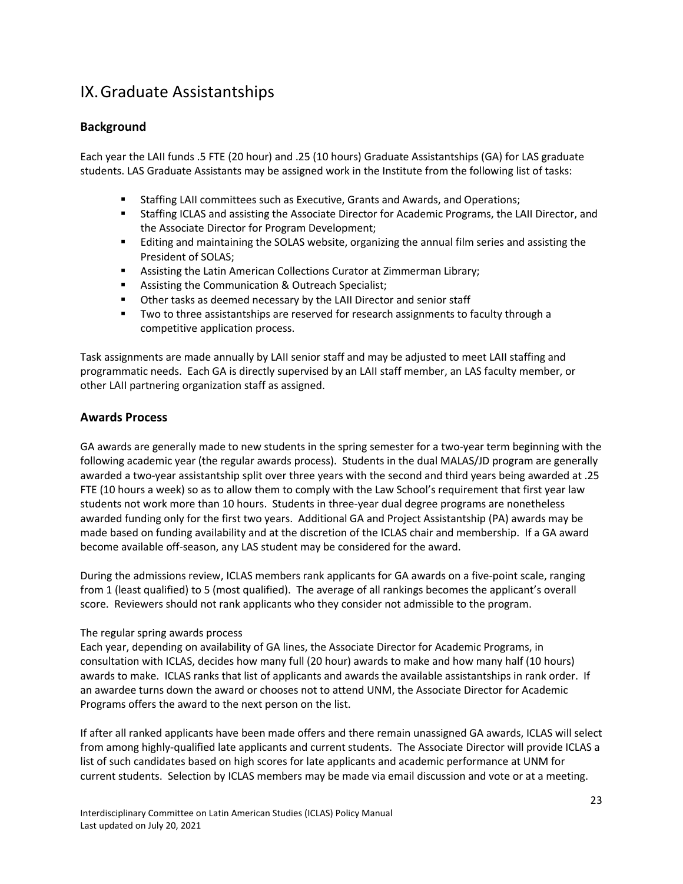# IX. Graduate Assistantships

## Background

Each year the LAII funds .5 FTE (20 hour) and .25 (10 hours) Graduate Assistantships (GA) for LAS graduate students. LAS Graduate Assistants may be assigned work in the Institute from the following list of tasks:

- Staffing LAII committees such as Executive, Grants and Awards, and Operations;
- Staffing ICLAS and assisting the Associate Director for Academic Programs, the LAII Director, and the Associate Director for Program Development;
- Editing and maintaining the SOLAS website, organizing the annual film series and assisting the President of SOLAS;
- Assisting the Latin American Collections Curator at Zimmerman Library;
- Assisting the Communication & Outreach Specialist;
- Other tasks as deemed necessary by the LAII Director and senior staff
- Two to three assistantships are reserved for research assignments to faculty through a competitive application process.

Task assignments are made annually by LAII senior staff and may be adjusted to meet LAII staffing and programmatic needs. Each GA is directly supervised by an LAII staff member, an LAS faculty member, or other LAII partnering organization staff as assigned.

## Awards Process

GA awards are generally made to new students in the spring semester for a two-year term beginning with the following academic year (the regular awards process). Students in the dual MALAS/JD program are generally awarded a two-year assistantship split over three years with the second and third years being awarded at .25 FTE (10 hours a week) so as to allow them to comply with the Law School's requirement that first year law students not work more than 10 hours. Students in three-year dual degree programs are nonetheless awarded funding only for the first two years. Additional GA and Project Assistantship (PA) awards may be made based on funding availability and at the discretion of the ICLAS chair and membership. If a GA award become available off-season, any LAS student may be considered for the award.

During the admissions review, ICLAS members rank applicants for GA awards on a five-point scale, ranging from 1 (least qualified) to 5 (most qualified). The average of all rankings becomes the applicant's overall score. Reviewers should not rank applicants who they consider not admissible to the program.

The regular spring awards process

Each year, depending on availability of GA lines, the Associate Director for Academic Programs, in consultation with ICLAS, decides how many full (20 hour) awards to make and how many half (10 hours) awards to make. ICLAS ranks that list of applicants and awards the available assistantships in rank order. If an awardee turns down the award or chooses not to attend UNM, the Associate Director for Academic Programs offers the award to the next person on the list.

If after all ranked applicants have been made offers and there remain unassigned GA awards, ICLAS will select from among highly-qualified late applicants and current students. The Associate Director will provide ICLAS a list of such candidates based on high scores for late applicants and academic performance at UNM for current students. Selection by ICLAS members may be made via email discussion and vote or at a meeting.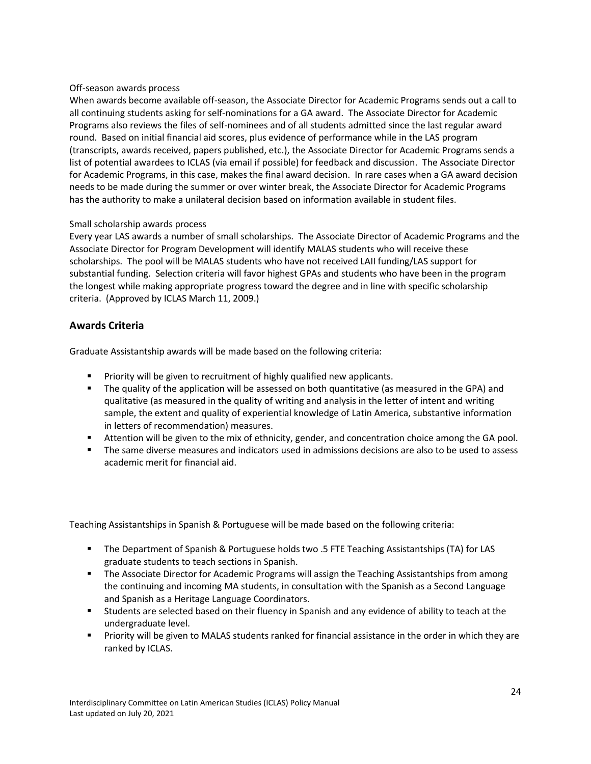Off-season awards process

When awards become available off-season, the Associate Director for Academic Programs sends out a call to all continuing students asking for self-nominations for a GA award. The Associate Director for Academic Programs also reviews the files of self-nominees and of all students admitted since the last regular award round. Based on initial financial aid scores, plus evidence of performance while in the LAS program (transcripts, awards received, papers published, etc.), the Associate Director for Academic Programs sends a list of potential awardees to ICLAS (via email if possible) for feedback and discussion. The Associate Director for Academic Programs, in this case, makes the final award decision. In rare cases when a GA award decision needs to be made during the summer or over winter break, the Associate Director for Academic Programs has the authority to make a unilateral decision based on information available in student files.

Small scholarship awards process

Every year LAS awards a number of small scholarships. The Associate Director of Academic Programs and the Associate Director for Program Development will identify MALAS students who will receive these scholarships. The pool will be MALAS students who have not received LAII funding/LAS support for substantial funding. Selection criteria will favor highest GPAs and students who have been in the program the longest while making appropriate progress toward the degree and in line with specific scholarship criteria. (Approved by ICLAS March 11, 2009.)

## Awards Criteria

Graduate Assistantship awards will be made based on the following criteria:

- Priority will be given to recruitment of highly qualified new applicants.
- The quality of the application will be assessed on both quantitative (as measured in the GPA) and qualitative (as measured in the quality of writing and analysis in the letter of intent and writing sample, the extent and quality of experiential knowledge of Latin America, substantive information in letters of recommendation) measures.
- Attention will be given to the mix of ethnicity, gender, and concentration choice among the GA pool.
- The same diverse measures and indicators used in admissions decisions are also to be used to assess academic merit for financial aid.

Teaching Assistantships in Spanish & Portuguese will be made based on the following criteria:

- The Department of Spanish & Portuguese holds two .5 FTE Teaching Assistantships (TA) for LAS graduate students to teach sections in Spanish.
- The Associate Director for Academic Programs will assign the Teaching Assistantships from among the continuing and incoming MA students, in consultation with the Spanish as a Second Language and Spanish as a Heritage Language Coordinators.
- Students are selected based on their fluency in Spanish and any evidence of ability to teach at the undergraduate level.
- Priority will be given to MALAS students ranked for financial assistance in the order in which they are ranked by ICLAS.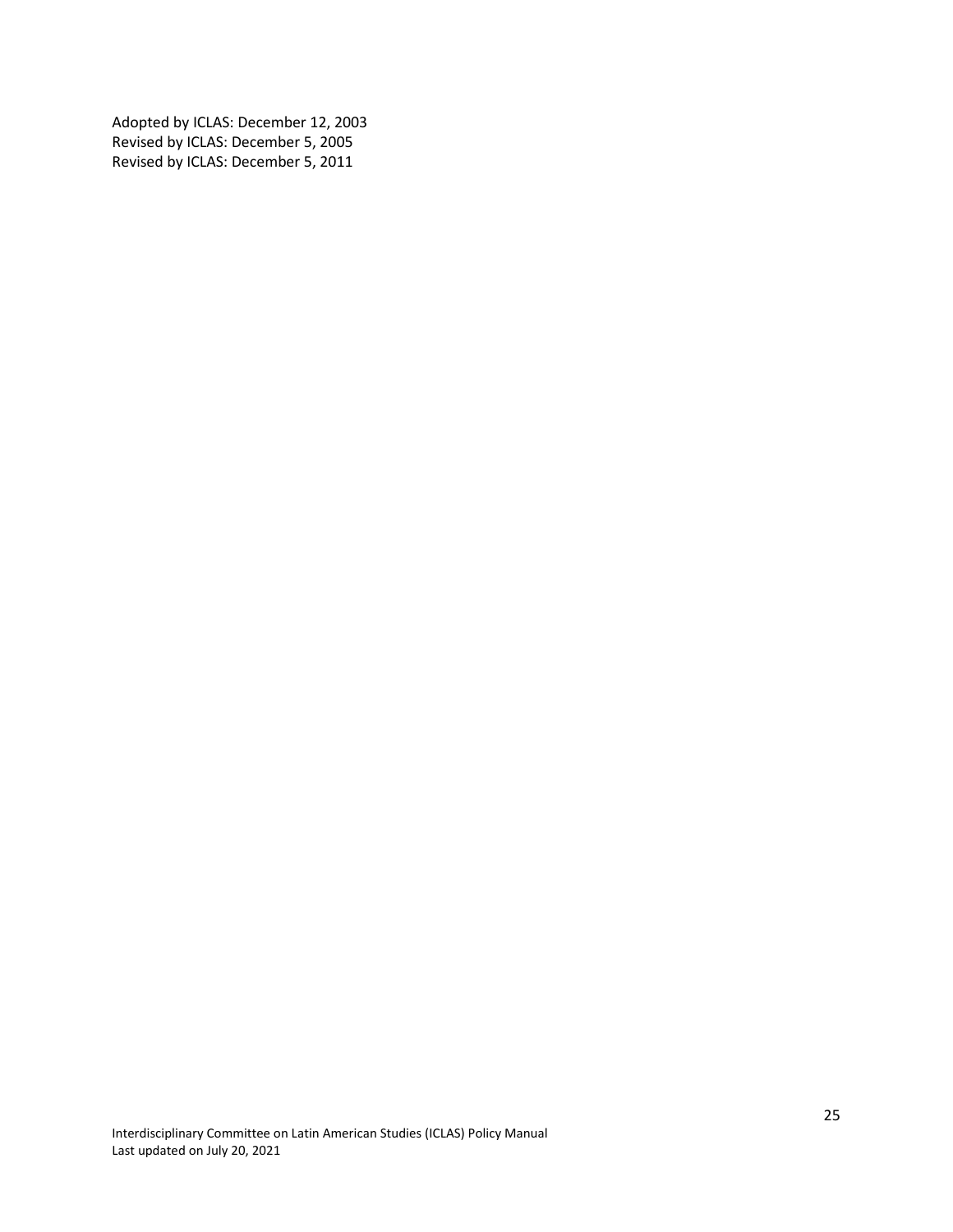Adopted by ICLAS: December 12, 2003
Revised by ICLAS: December 5, 2005
Revised by ICLAS: December 5, 2011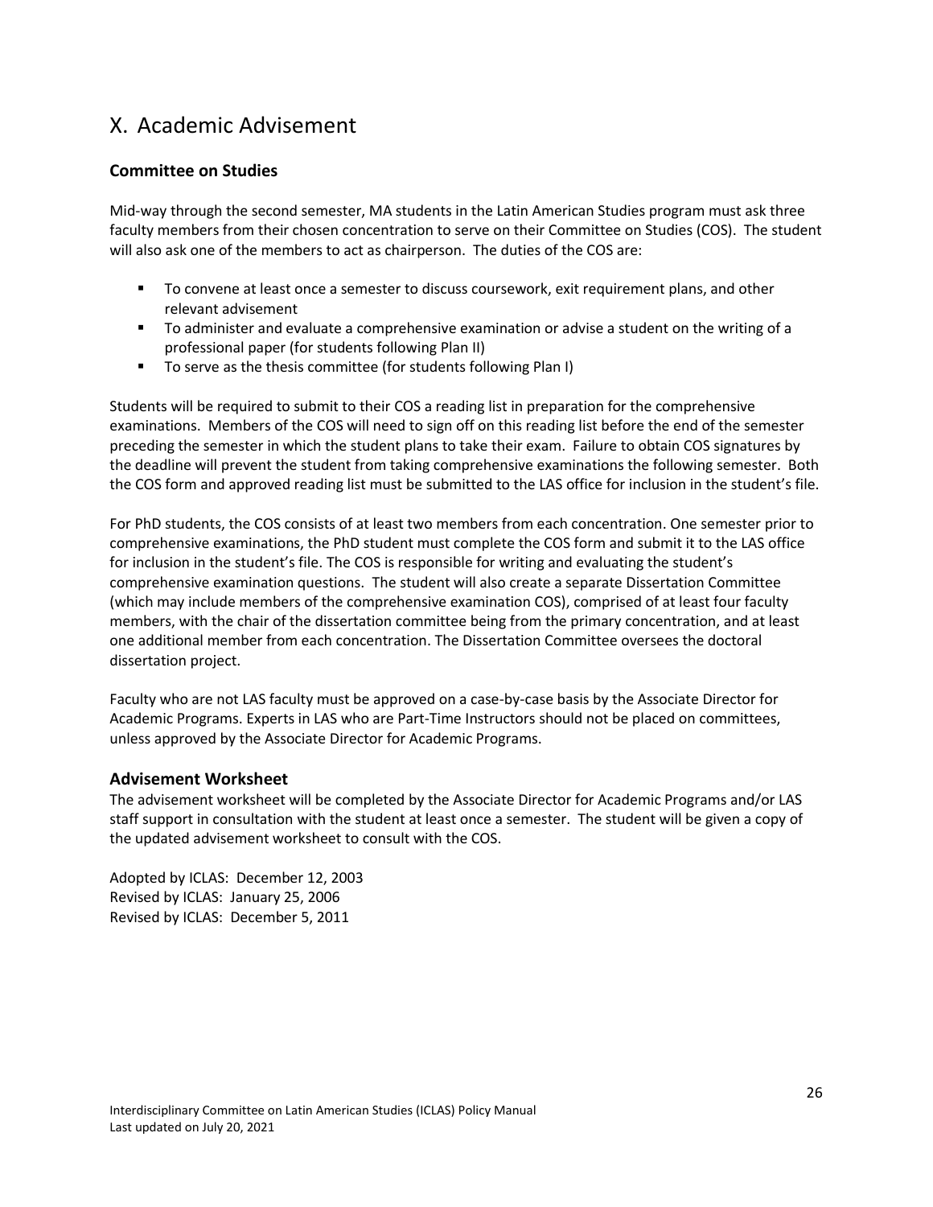# X. Academic Advisement

### Committee on Studies

Mid-way through the second semester, MA students in the Latin American Studies program must ask three faculty members from their chosen concentration to serve on their Committee on Studies (COS). The student will also ask one of the members to act as chairperson. The duties of the COS are:

- To convene at least once a semester to discuss coursework, exit requirement plans, and other relevant advisement
- To administer and evaluate a comprehensive examination or advise a student on the writing of a professional paper (for students following Plan II)
- To serve as the thesis committee (for students following Plan I)

Students will be required to submit to their COS a reading list in preparation for the comprehensive examinations. Members of the COS will need to sign off on this reading list before the end of the semester preceding the semester in which the student plans to take their exam. Failure to obtain COS signatures by the deadline will prevent the student from taking comprehensive examinations the following semester. Both the COS form and approved reading list must be submitted to the LAS office for inclusion in the student's file.

For PhD students, the COS consists of at least two members from each concentration. One semester prior to comprehensive examinations, the PhD student must complete the COS form and submit it to the LAS office for inclusion in the student's file. The COS is responsible for writing and evaluating the student's comprehensive examination questions. The student will also create a separate Dissertation Committee (which may include members of the comprehensive examination COS), comprised of at least four faculty members, with the chair of the dissertation committee being from the primary concentration, and at least one additional member from each concentration. The Dissertation Committee oversees the doctoral dissertation project.

Faculty who are not LAS faculty must be approved on a case-by-case basis by the Associate Director for Academic Programs. Experts in LAS who are Part-Time Instructors should not be placed on committees, unless approved by the Associate Director for Academic Programs.

### Advisement Worksheet

The advisement worksheet will be completed by the Associate Director for Academic Programs and/or LAS staff support in consultation with the student at least once a semester. The student will be given a copy of the updated advisement worksheet to consult with the COS.

Adopted by ICLAS: December 12, 2003
Revised by ICLAS: January 25, 2006
Revised by ICLAS: December 5, 2011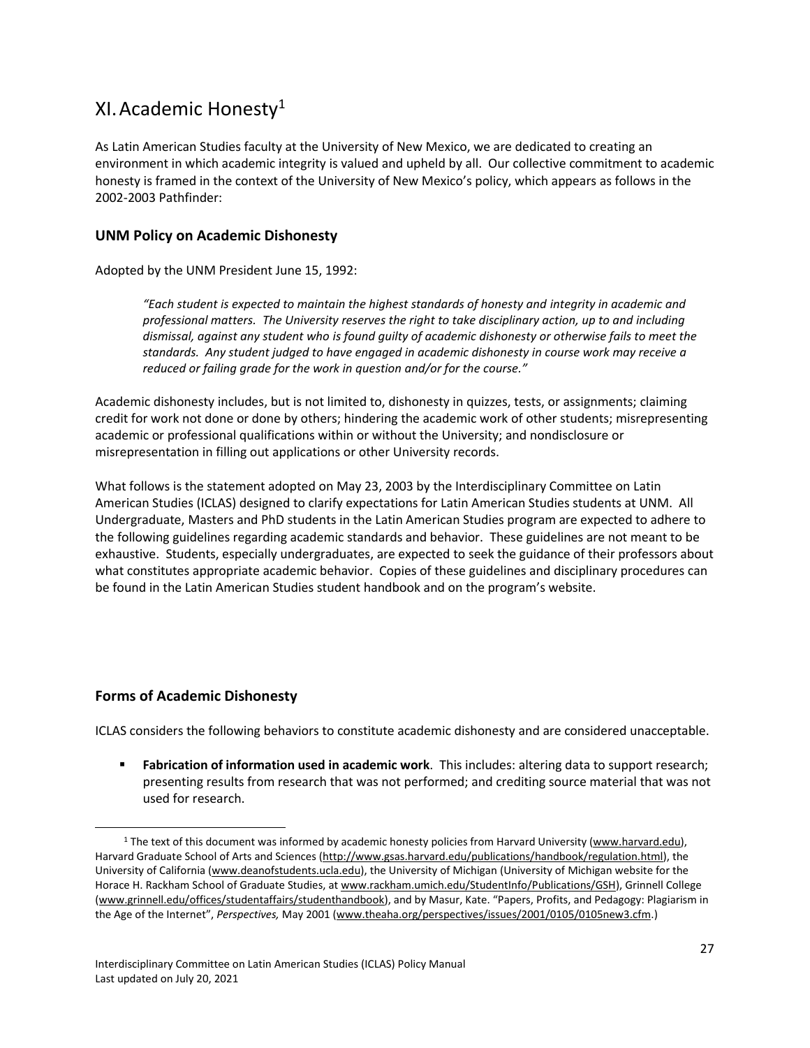# XI. Academic Honesty[1]

As Latin American Studies faculty at the University of New Mexico, we are dedicated to creating an environment in which academic integrity is valued and upheld by all. Our collective commitment to academic honesty is framed in the context of the University of New Mexico's policy, which appears as follows in the 2002-2003 Pathfinder:

### UNM Policy on Academic Dishonesty

Adopted by the UNM President June 15, 1992:

> *"Each student is expected to maintain the highest standards of honesty and integrity in academic and professional matters. The University reserves the right to take disciplinary action, up to and including dismissal, against any student who is found guilty of academic dishonesty or otherwise fails to meet the standards. Any student judged to have engaged in academic dishonesty in course work may receive a reduced or failing grade for the work in question and/or for the course."*

Academic dishonesty includes, but is not limited to, dishonesty in quizzes, tests, or assignments; claiming credit for work not done or done by others; hindering the academic work of other students; misrepresenting academic or professional qualifications within or without the University; and nondisclosure or misrepresentation in filling out applications or other University records.

What follows is the statement adopted on May 23, 2003 by the Interdisciplinary Committee on Latin American Studies (ICLAS) designed to clarify expectations for Latin American Studies students at UNM. All Undergraduate, Masters and PhD students in the Latin American Studies program are expected to adhere to the following guidelines regarding academic standards and behavior. These guidelines are not meant to be exhaustive. Students, especially undergraduates, are expected to seek the guidance of their professors about what constitutes appropriate academic behavior. Copies of these guidelines and disciplinary procedures can be found in the Latin American Studies student handbook and on the program's website.

### Forms of Academic Dishonesty

ICLAS considers the following behaviors to constitute academic dishonesty and are considered unacceptable.

- **Fabrication of information used in academic work**. This includes: altering data to support research; presenting results from research that was not performed; and crediting source material that was not used for research.

---

[1] The text of this document was informed by academic honesty policies from Harvard University (www.harvard.edu), Harvard Graduate School of Arts and Sciences (http://www.gsas.harvard.edu/publications/handbook/regulation.html), the University of California (www.deanofstudents.ucla.edu), the University of Michigan (University of Michigan website for the Horace H. Rackham School of Graduate Studies, at www.rackham.umich.edu/StudentInfo/Publications/GSH), Grinnell College (www.grinnell.edu/offices/studentaffairs/studenthandbook), and by Masur, Kate. "Papers, Profits, and Pedagogy: Plagiarism in the Age of the Internet", *Perspectives,* May 2001 (www.theaha.org/perspectives/issues/2001/0105/0105new3.cfm.)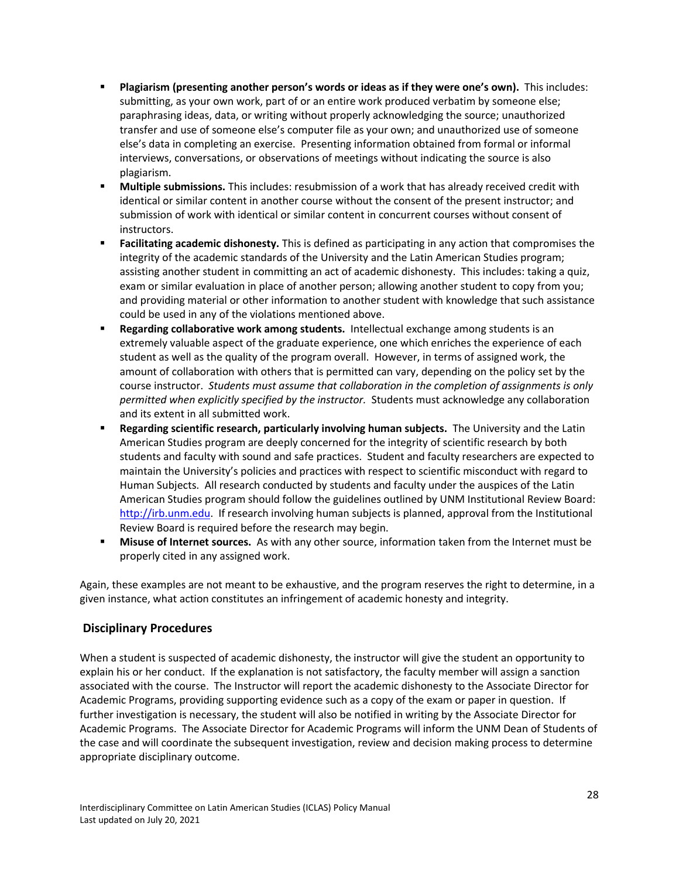- **Plagiarism (presenting another person's words or ideas as if they were one's own).** This includes: submitting, as your own work, part of or an entire work produced verbatim by someone else; paraphrasing ideas, data, or writing without properly acknowledging the source; unauthorized transfer and use of someone else's computer file as your own; and unauthorized use of someone else's data in completing an exercise. Presenting information obtained from formal or informal interviews, conversations, or observations of meetings without indicating the source is also plagiarism.
- **Multiple submissions.** This includes: resubmission of a work that has already received credit with identical or similar content in another course without the consent of the present instructor; and submission of work with identical or similar content in concurrent courses without consent of instructors.
- **Facilitating academic dishonesty.** This is defined as participating in any action that compromises the integrity of the academic standards of the University and the Latin American Studies program; assisting another student in committing an act of academic dishonesty. This includes: taking a quiz, exam or similar evaluation in place of another person; allowing another student to copy from you; and providing material or other information to another student with knowledge that such assistance could be used in any of the violations mentioned above.
- **Regarding collaborative work among students.** Intellectual exchange among students is an extremely valuable aspect of the graduate experience, one which enriches the experience of each student as well as the quality of the program overall. However, in terms of assigned work, the amount of collaboration with others that is permitted can vary, depending on the policy set by the course instructor. *Students must assume that collaboration in the completion of assignments is only permitted when explicitly specified by the instructor.* Students must acknowledge any collaboration and its extent in all submitted work.
- **Regarding scientific research, particularly involving human subjects.** The University and the Latin American Studies program are deeply concerned for the integrity of scientific research by both students and faculty with sound and safe practices. Student and faculty researchers are expected to maintain the University's policies and practices with respect to scientific misconduct with regard to Human Subjects. All research conducted by students and faculty under the auspices of the Latin American Studies program should follow the guidelines outlined by UNM Institutional Review Board: [http://irb.unm.edu](http://irb.unm.edu). If research involving human subjects is planned, approval from the Institutional Review Board is required before the research may begin.
- **Misuse of Internet sources.** As with any other source, information taken from the Internet must be properly cited in any assigned work.

Again, these examples are not meant to be exhaustive, and the program reserves the right to determine, in a given instance, what action constitutes an infringement of academic honesty and integrity.

## Disciplinary Procedures

When a student is suspected of academic dishonesty, the instructor will give the student an opportunity to explain his or her conduct. If the explanation is not satisfactory, the faculty member will assign a sanction associated with the course. The Instructor will report the academic dishonesty to the Associate Director for Academic Programs, providing supporting evidence such as a copy of the exam or paper in question. If further investigation is necessary, the student will also be notified in writing by the Associate Director for Academic Programs. The Associate Director for Academic Programs will inform the UNM Dean of Students of the case and will coordinate the subsequent investigation, review and decision making process to determine appropriate disciplinary outcome.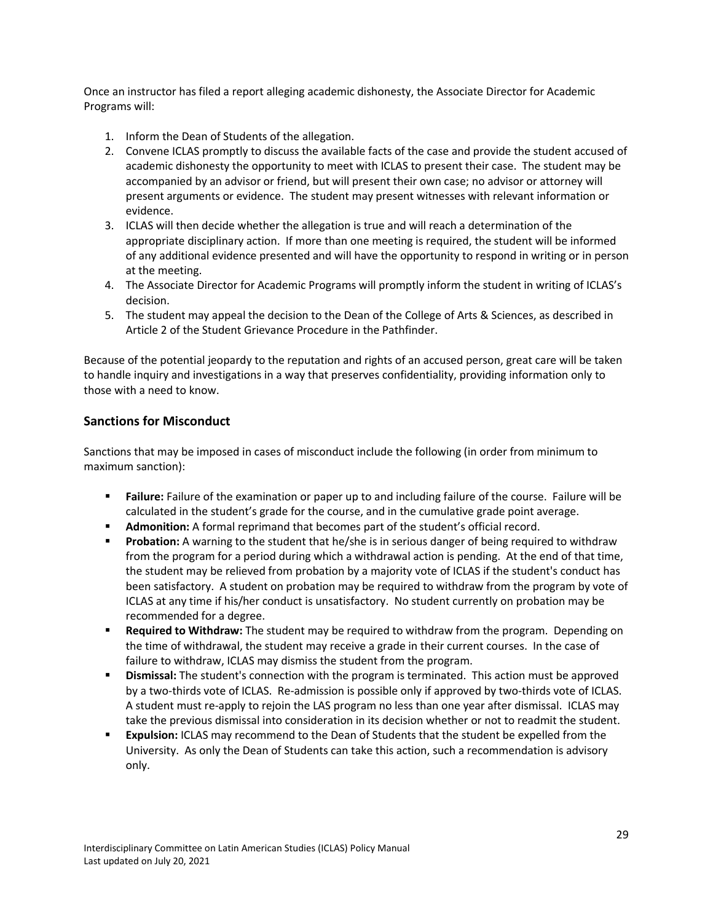Once an instructor has filed a report alleging academic dishonesty, the Associate Director for Academic Programs will:

1. Inform the Dean of Students of the allegation.
2. Convene ICLAS promptly to discuss the available facts of the case and provide the student accused of academic dishonesty the opportunity to meet with ICLAS to present their case. The student may be accompanied by an advisor or friend, but will present their own case; no advisor or attorney will present arguments or evidence. The student may present witnesses with relevant information or evidence.
3. ICLAS will then decide whether the allegation is true and will reach a determination of the appropriate disciplinary action. If more than one meeting is required, the student will be informed of any additional evidence presented and will have the opportunity to respond in writing or in person at the meeting.
4. The Associate Director for Academic Programs will promptly inform the student in writing of ICLAS's decision.
5. The student may appeal the decision to the Dean of the College of Arts & Sciences, as described in Article 2 of the Student Grievance Procedure in the Pathfinder.

Because of the potential jeopardy to the reputation and rights of an accused person, great care will be taken to handle inquiry and investigations in a way that preserves confidentiality, providing information only to those with a need to know.

## Sanctions for Misconduct

Sanctions that may be imposed in cases of misconduct include the following (in order from minimum to maximum sanction):

- **Failure:** Failure of the examination or paper up to and including failure of the course. Failure will be calculated in the student's grade for the course, and in the cumulative grade point average.
- **Admonition:** A formal reprimand that becomes part of the student's official record.
- **Probation:** A warning to the student that he/she is in serious danger of being required to withdraw from the program for a period during which a withdrawal action is pending. At the end of that time, the student may be relieved from probation by a majority vote of ICLAS if the student's conduct has been satisfactory. A student on probation may be required to withdraw from the program by vote of ICLAS at any time if his/her conduct is unsatisfactory. No student currently on probation may be recommended for a degree.
- **Required to Withdraw:** The student may be required to withdraw from the program. Depending on the time of withdrawal, the student may receive a grade in their current courses. In the case of failure to withdraw, ICLAS may dismiss the student from the program.
- **Dismissal:** The student's connection with the program is terminated. This action must be approved by a two-thirds vote of ICLAS. Re-admission is possible only if approved by two-thirds vote of ICLAS. A student must re-apply to rejoin the LAS program no less than one year after dismissal. ICLAS may take the previous dismissal into consideration in its decision whether or not to readmit the student.
- **Expulsion:** ICLAS may recommend to the Dean of Students that the student be expelled from the University. As only the Dean of Students can take this action, such a recommendation is advisory only.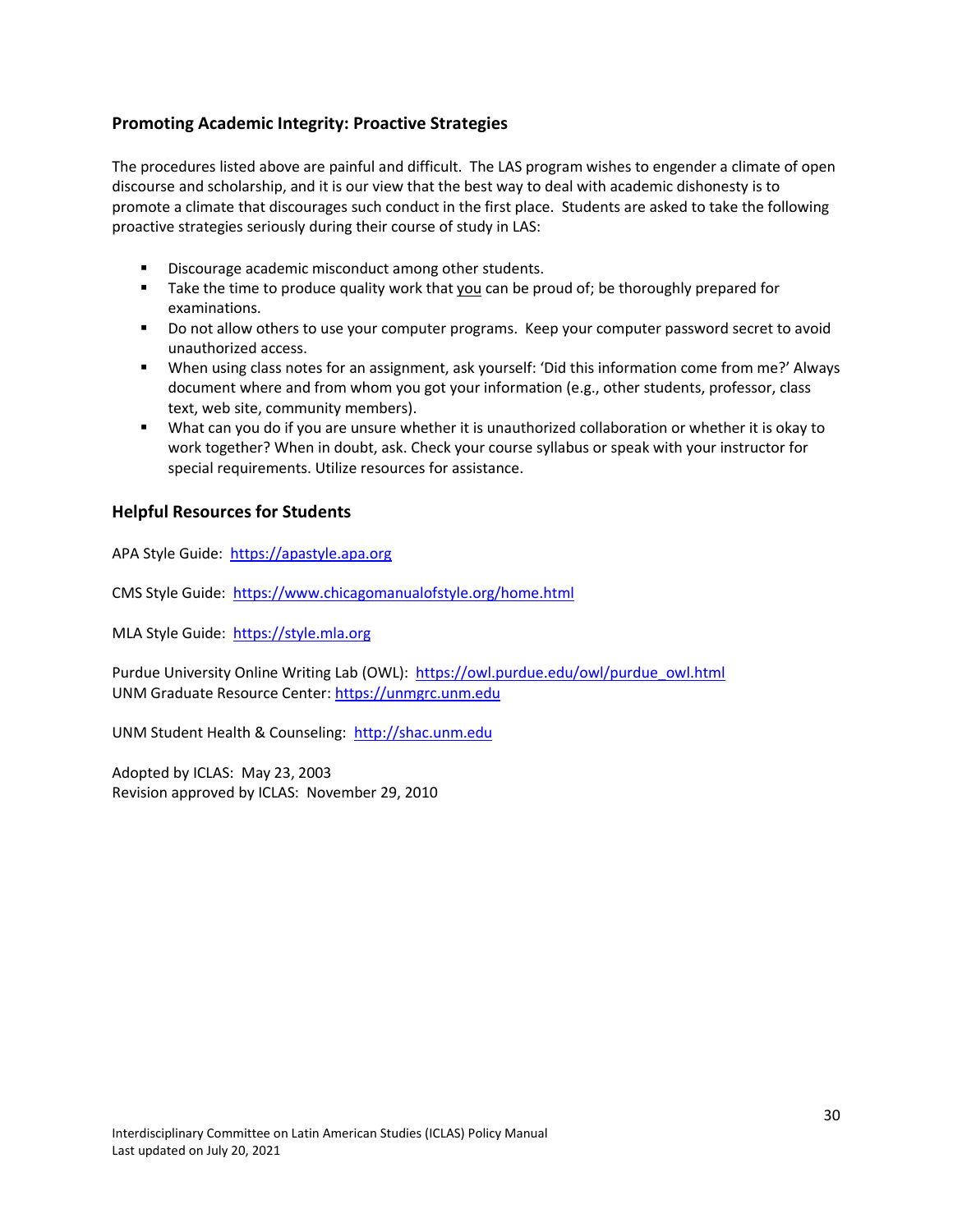## Promoting Academic Integrity: Proactive Strategies

The procedures listed above are painful and difficult. The LAS program wishes to engender a climate of open discourse and scholarship, and it is our view that the best way to deal with academic dishonesty is to promote a climate that discourages such conduct in the first place. Students are asked to take the following proactive strategies seriously during their course of study in LAS:

- Discourage academic misconduct among other students.
- Take the time to produce quality work that <u>you</u> can be proud of; be thoroughly prepared for examinations.
- Do not allow others to use your computer programs. Keep your computer password secret to avoid unauthorized access.
- When using class notes for an assignment, ask yourself: 'Did this information come from me?' Always document where and from whom you got your information (e.g., other students, professor, class text, web site, community members).
- What can you do if you are unsure whether it is unauthorized collaboration or whether it is okay to work together? When in doubt, ask. Check your course syllabus or speak with your instructor for special requirements. Utilize resources for assistance.

## Helpful Resources for Students

APA Style Guide: https://apastyle.apa.org

CMS Style Guide: https://www.chicagomanualofstyle.org/home.html

MLA Style Guide: https://style.mla.org

Purdue University Online Writing Lab (OWL): https://owl.purdue.edu/owl/purdue_owl.html
UNM Graduate Resource Center: https://unmgrc.unm.edu

UNM Student Health & Counseling: http://shac.unm.edu

Adopted by ICLAS: May 23, 2003
Revision approved by ICLAS: November 29, 2010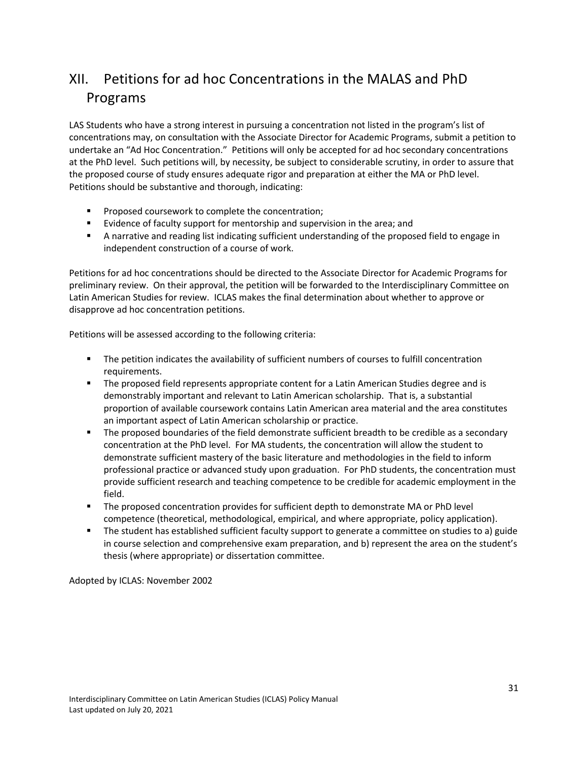# XII. Petitions for ad hoc Concentrations in the MALAS and PhD Programs

LAS Students who have a strong interest in pursuing a concentration not listed in the program's list of concentrations may, on consultation with the Associate Director for Academic Programs, submit a petition to undertake an "Ad Hoc Concentration." Petitions will only be accepted for ad hoc secondary concentrations at the PhD level. Such petitions will, by necessity, be subject to considerable scrutiny, in order to assure that the proposed course of study ensures adequate rigor and preparation at either the MA or PhD level. Petitions should be substantive and thorough, indicating:

- Proposed coursework to complete the concentration;
- Evidence of faculty support for mentorship and supervision in the area; and
- A narrative and reading list indicating sufficient understanding of the proposed field to engage in independent construction of a course of work.

Petitions for ad hoc concentrations should be directed to the Associate Director for Academic Programs for preliminary review. On their approval, the petition will be forwarded to the Interdisciplinary Committee on Latin American Studies for review. ICLAS makes the final determination about whether to approve or disapprove ad hoc concentration petitions.

Petitions will be assessed according to the following criteria:

- The petition indicates the availability of sufficient numbers of courses to fulfill concentration requirements.
- The proposed field represents appropriate content for a Latin American Studies degree and is demonstrably important and relevant to Latin American scholarship. That is, a substantial proportion of available coursework contains Latin American area material and the area constitutes an important aspect of Latin American scholarship or practice.
- The proposed boundaries of the field demonstrate sufficient breadth to be credible as a secondary concentration at the PhD level. For MA students, the concentration will allow the student to demonstrate sufficient mastery of the basic literature and methodologies in the field to inform professional practice or advanced study upon graduation. For PhD students, the concentration must provide sufficient research and teaching competence to be credible for academic employment in the field.
- The proposed concentration provides for sufficient depth to demonstrate MA or PhD level competence (theoretical, methodological, empirical, and where appropriate, policy application).
- The student has established sufficient faculty support to generate a committee on studies to a) guide in course selection and comprehensive exam preparation, and b) represent the area on the student's thesis (where appropriate) or dissertation committee.

Adopted by ICLAS: November 2002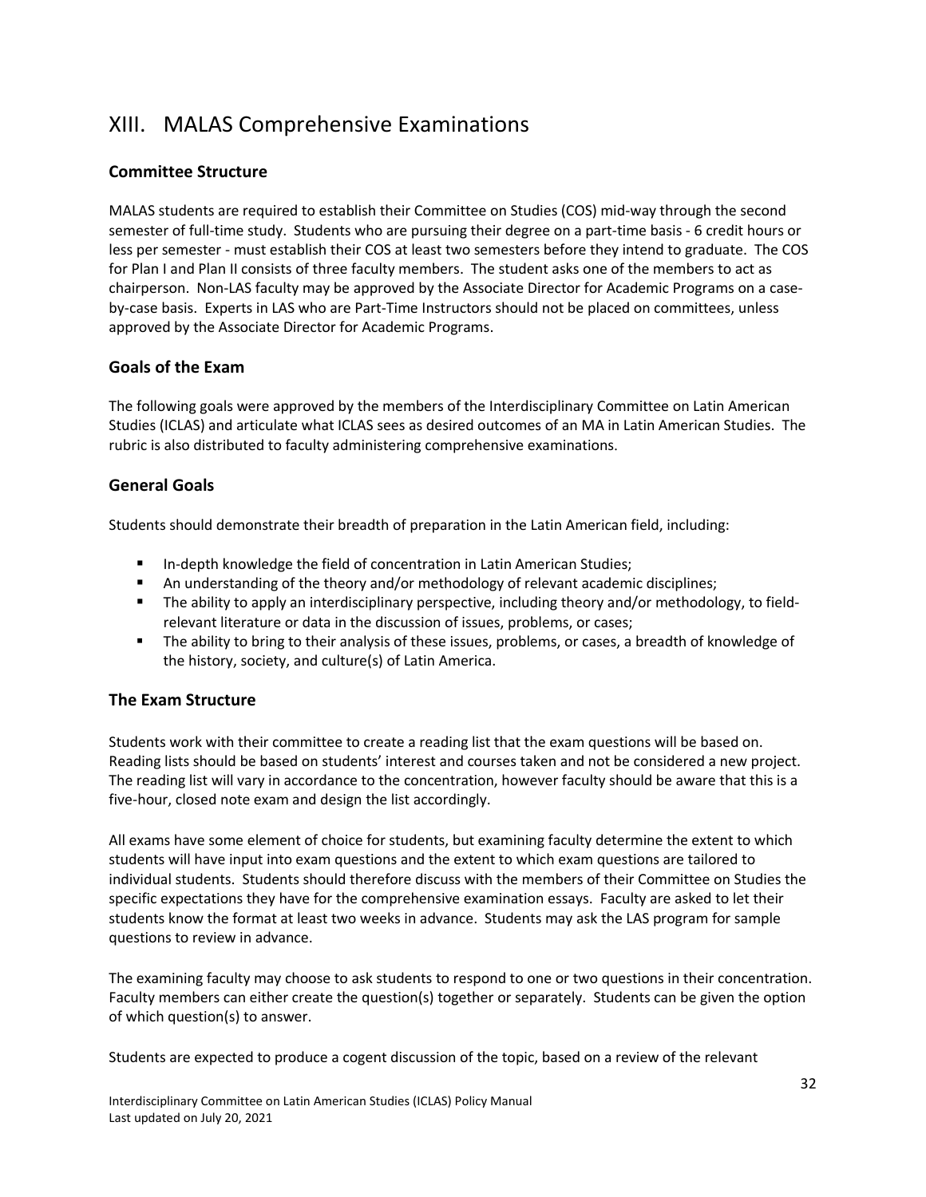# XIII. MALAS Comprehensive Examinations

## Committee Structure

MALAS students are required to establish their Committee on Studies (COS) mid-way through the second semester of full-time study. Students who are pursuing their degree on a part-time basis - 6 credit hours or less per semester - must establish their COS at least two semesters before they intend to graduate. The COS for Plan I and Plan II consists of three faculty members. The student asks one of the members to act as chairperson. Non-LAS faculty may be approved by the Associate Director for Academic Programs on a case-by-case basis. Experts in LAS who are Part-Time Instructors should not be placed on committees, unless approved by the Associate Director for Academic Programs.

## Goals of the Exam

The following goals were approved by the members of the Interdisciplinary Committee on Latin American Studies (ICLAS) and articulate what ICLAS sees as desired outcomes of an MA in Latin American Studies. The rubric is also distributed to faculty administering comprehensive examinations.

## General Goals

Students should demonstrate their breadth of preparation in the Latin American field, including:

- In-depth knowledge the field of concentration in Latin American Studies;
- An understanding of the theory and/or methodology of relevant academic disciplines;
- The ability to apply an interdisciplinary perspective, including theory and/or methodology, to field-relevant literature or data in the discussion of issues, problems, or cases;
- The ability to bring to their analysis of these issues, problems, or cases, a breadth of knowledge of the history, society, and culture(s) of Latin America.

## The Exam Structure

Students work with their committee to create a reading list that the exam questions will be based on. Reading lists should be based on students' interest and courses taken and not be considered a new project. The reading list will vary in accordance to the concentration, however faculty should be aware that this is a five-hour, closed note exam and design the list accordingly.

All exams have some element of choice for students, but examining faculty determine the extent to which students will have input into exam questions and the extent to which exam questions are tailored to individual students. Students should therefore discuss with the members of their Committee on Studies the specific expectations they have for the comprehensive examination essays. Faculty are asked to let their students know the format at least two weeks in advance. Students may ask the LAS program for sample questions to review in advance.

The examining faculty may choose to ask students to respond to one or two questions in their concentration. Faculty members can either create the question(s) together or separately. Students can be given the option of which question(s) to answer.

Students are expected to produce a cogent discussion of the topic, based on a review of the relevant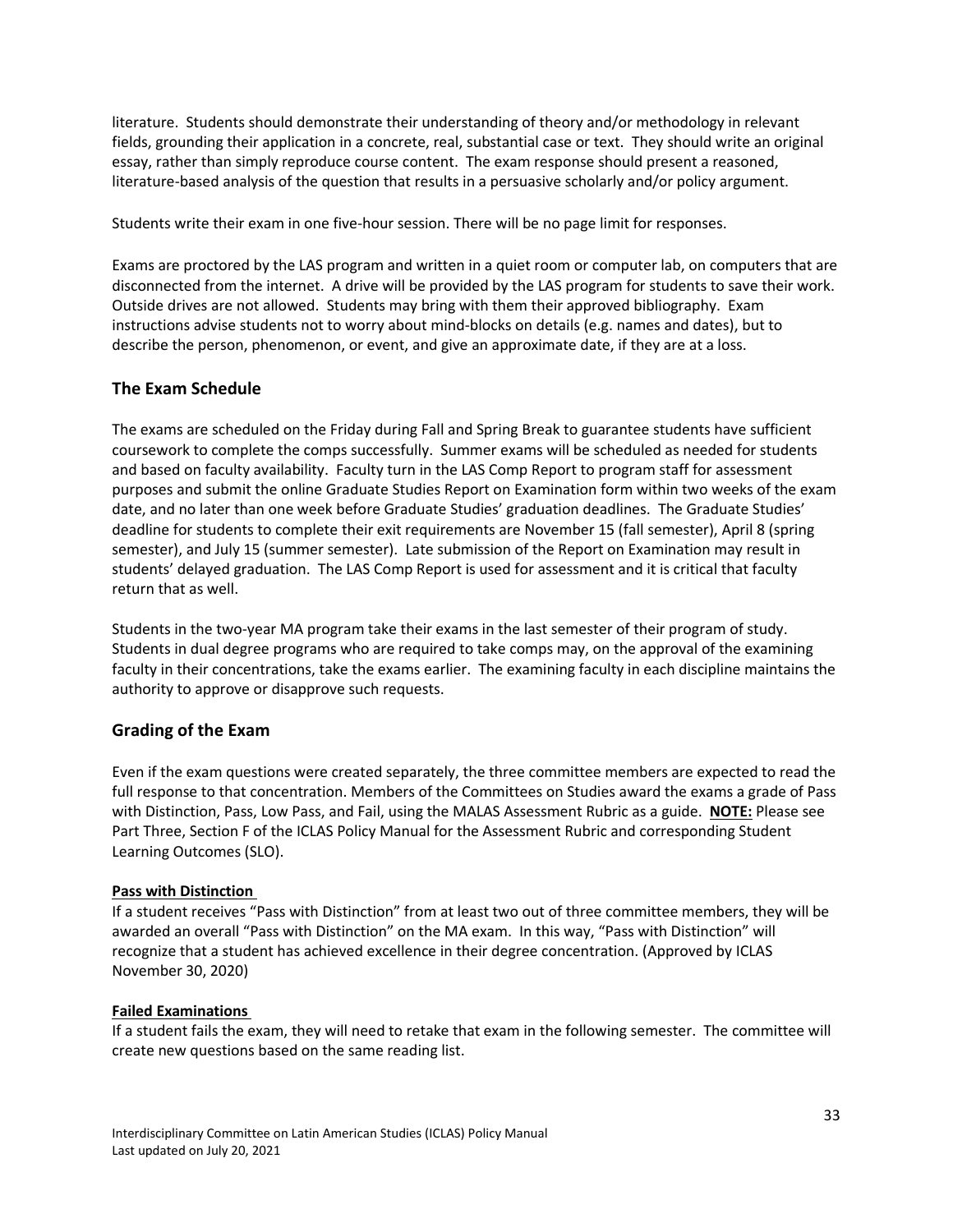literature. Students should demonstrate their understanding of theory and/or methodology in relevant fields, grounding their application in a concrete, real, substantial case or text. They should write an original essay, rather than simply reproduce course content. The exam response should present a reasoned, literature-based analysis of the question that results in a persuasive scholarly and/or policy argument.

Students write their exam in one five-hour session. There will be no page limit for responses.

Exams are proctored by the LAS program and written in a quiet room or computer lab, on computers that are disconnected from the internet. A drive will be provided by the LAS program for students to save their work. Outside drives are not allowed. Students may bring with them their approved bibliography. Exam instructions advise students not to worry about mind-blocks on details (e.g. names and dates), but to describe the person, phenomenon, or event, and give an approximate date, if they are at a loss.

## The Exam Schedule

The exams are scheduled on the Friday during Fall and Spring Break to guarantee students have sufficient coursework to complete the comps successfully. Summer exams will be scheduled as needed for students and based on faculty availability. Faculty turn in the LAS Comp Report to program staff for assessment purposes and submit the online Graduate Studies Report on Examination form within two weeks of the exam date, and no later than one week before Graduate Studies' graduation deadlines. The Graduate Studies' deadline for students to complete their exit requirements are November 15 (fall semester), April 8 (spring semester), and July 15 (summer semester). Late submission of the Report on Examination may result in students' delayed graduation. The LAS Comp Report is used for assessment and it is critical that faculty return that as well.

Students in the two-year MA program take their exams in the last semester of their program of study. Students in dual degree programs who are required to take comps may, on the approval of the examining faculty in their concentrations, take the exams earlier. The examining faculty in each discipline maintains the authority to approve or disapprove such requests.

## Grading of the Exam

Even if the exam questions were created separately, the three committee members are expected to read the full response to that concentration. Members of the Committees on Studies award the exams a grade of Pass with Distinction, Pass, Low Pass, and Fail, using the MALAS Assessment Rubric as a guide. **NOTE:** Please see Part Three, Section F of the ICLAS Policy Manual for the Assessment Rubric and corresponding Student Learning Outcomes (SLO).

**Pass with Distinction**

If a student receives "Pass with Distinction" from at least two out of three committee members, they will be awarded an overall "Pass with Distinction" on the MA exam. In this way, "Pass with Distinction" will recognize that a student has achieved excellence in their degree concentration. (Approved by ICLAS November 30, 2020)

**Failed Examinations**

If a student fails the exam, they will need to retake that exam in the following semester. The committee will create new questions based on the same reading list.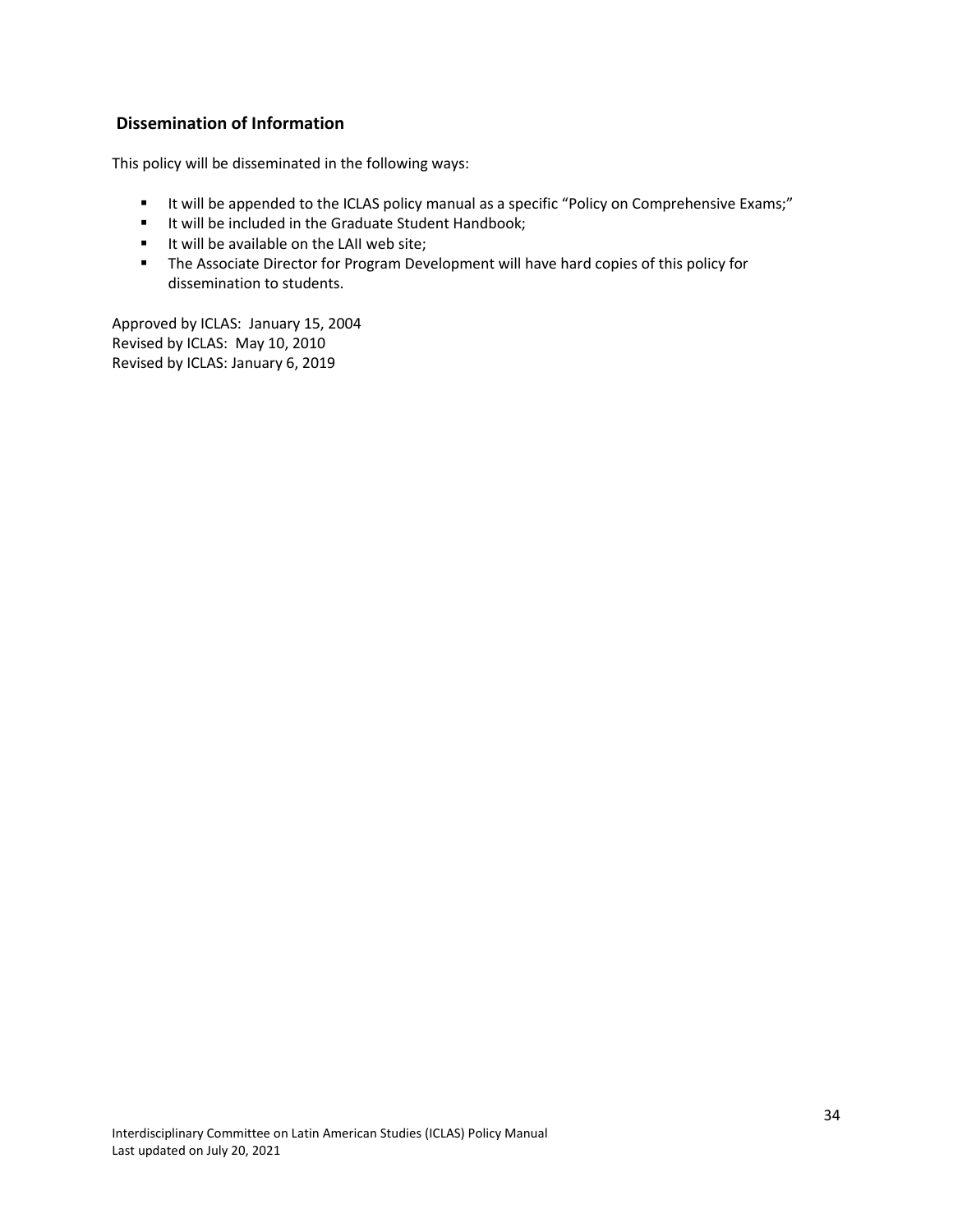## Dissemination of Information

This policy will be disseminated in the following ways:

- It will be appended to the ICLAS policy manual as a specific "Policy on Comprehensive Exams;"
- It will be included in the Graduate Student Handbook;
- It will be available on the LAII web site;
- The Associate Director for Program Development will have hard copies of this policy for dissemination to students.

Approved by ICLAS: January 15, 2004
Revised by ICLAS: May 10, 2010
Revised by ICLAS: January 6, 2019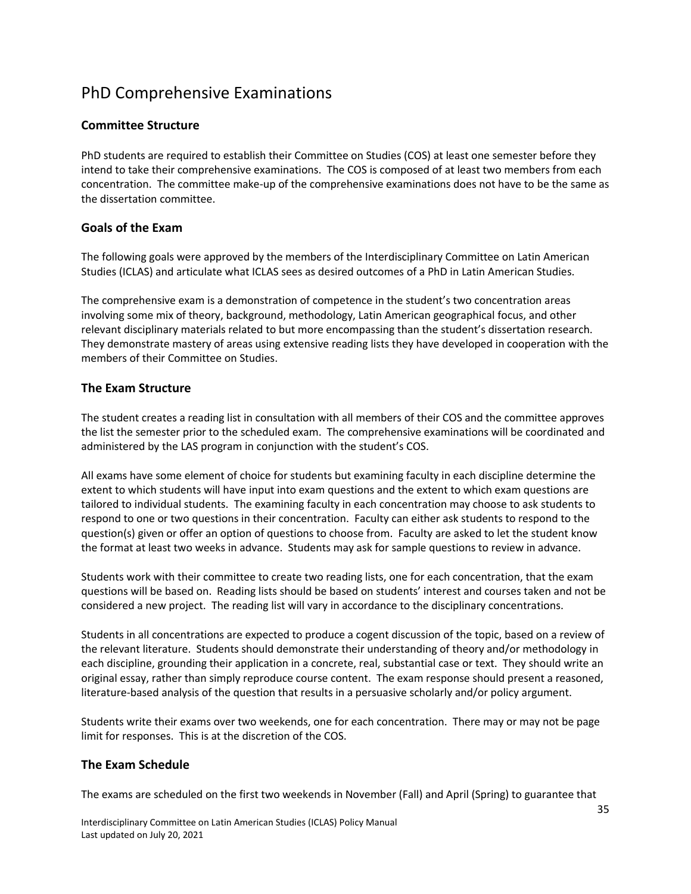# PhD Comprehensive Examinations

## Committee Structure

PhD students are required to establish their Committee on Studies (COS) at least one semester before they intend to take their comprehensive examinations. The COS is composed of at least two members from each concentration. The committee make-up of the comprehensive examinations does not have to be the same as the dissertation committee.

## Goals of the Exam

The following goals were approved by the members of the Interdisciplinary Committee on Latin American Studies (ICLAS) and articulate what ICLAS sees as desired outcomes of a PhD in Latin American Studies.

The comprehensive exam is a demonstration of competence in the student's two concentration areas involving some mix of theory, background, methodology, Latin American geographical focus, and other relevant disciplinary materials related to but more encompassing than the student's dissertation research. They demonstrate mastery of areas using extensive reading lists they have developed in cooperation with the members of their Committee on Studies.

## The Exam Structure

The student creates a reading list in consultation with all members of their COS and the committee approves the list the semester prior to the scheduled exam. The comprehensive examinations will be coordinated and administered by the LAS program in conjunction with the student's COS.

All exams have some element of choice for students but examining faculty in each discipline determine the extent to which students will have input into exam questions and the extent to which exam questions are tailored to individual students. The examining faculty in each concentration may choose to ask students to respond to one or two questions in their concentration. Faculty can either ask students to respond to the question(s) given or offer an option of questions to choose from. Faculty are asked to let the student know the format at least two weeks in advance. Students may ask for sample questions to review in advance.

Students work with their committee to create two reading lists, one for each concentration, that the exam questions will be based on. Reading lists should be based on students' interest and courses taken and not be considered a new project. The reading list will vary in accordance to the disciplinary concentrations.

Students in all concentrations are expected to produce a cogent discussion of the topic, based on a review of the relevant literature. Students should demonstrate their understanding of theory and/or methodology in each discipline, grounding their application in a concrete, real, substantial case or text. They should write an original essay, rather than simply reproduce course content. The exam response should present a reasoned, literature-based analysis of the question that results in a persuasive scholarly and/or policy argument.

Students write their exams over two weekends, one for each concentration. There may or may not be page limit for responses. This is at the discretion of the COS.

## The Exam Schedule

The exams are scheduled on the first two weekends in November (Fall) and April (Spring) to guarantee that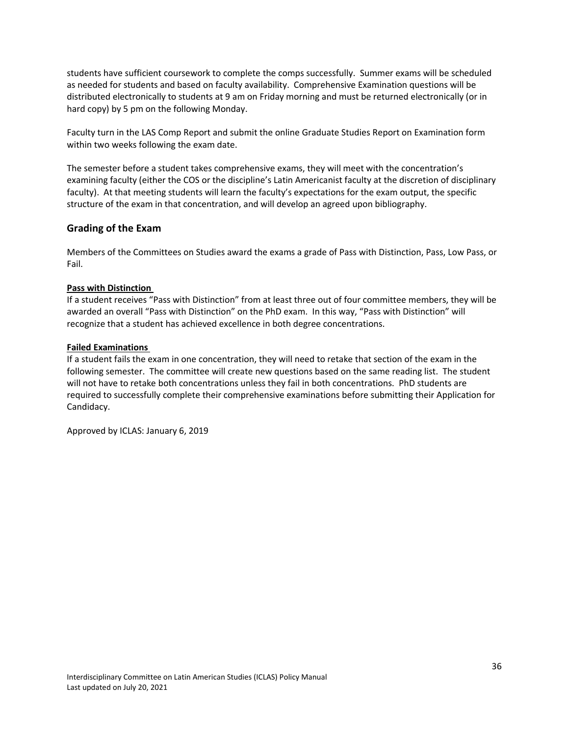students have sufficient coursework to complete the comps successfully. Summer exams will be scheduled as needed for students and based on faculty availability. Comprehensive Examination questions will be distributed electronically to students at 9 am on Friday morning and must be returned electronically (or in hard copy) by 5 pm on the following Monday.

Faculty turn in the LAS Comp Report and submit the online Graduate Studies Report on Examination form within two weeks following the exam date.

The semester before a student takes comprehensive exams, they will meet with the concentration's examining faculty (either the COS or the discipline's Latin Americanist faculty at the discretion of disciplinary faculty). At that meeting students will learn the faculty's expectations for the exam output, the specific structure of the exam in that concentration, and will develop an agreed upon bibliography.

## Grading of the Exam

Members of the Committees on Studies award the exams a grade of Pass with Distinction, Pass, Low Pass, or Fail.

**Pass with Distinction**

If a student receives "Pass with Distinction" from at least three out of four committee members, they will be awarded an overall "Pass with Distinction" on the PhD exam. In this way, "Pass with Distinction" will recognize that a student has achieved excellence in both degree concentrations.

**Failed Examinations**

If a student fails the exam in one concentration, they will need to retake that section of the exam in the following semester. The committee will create new questions based on the same reading list. The student will not have to retake both concentrations unless they fail in both concentrations. PhD students are required to successfully complete their comprehensive examinations before submitting their Application for Candidacy.

Approved by ICLAS: January 6, 2019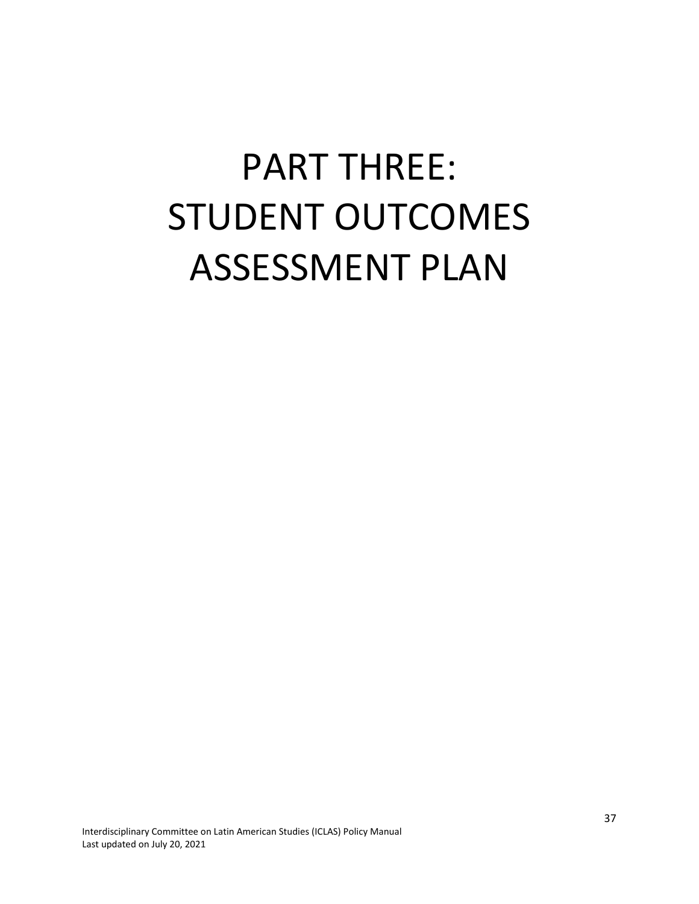# PART THREE: STUDENT OUTCOMES ASSESSMENT PLAN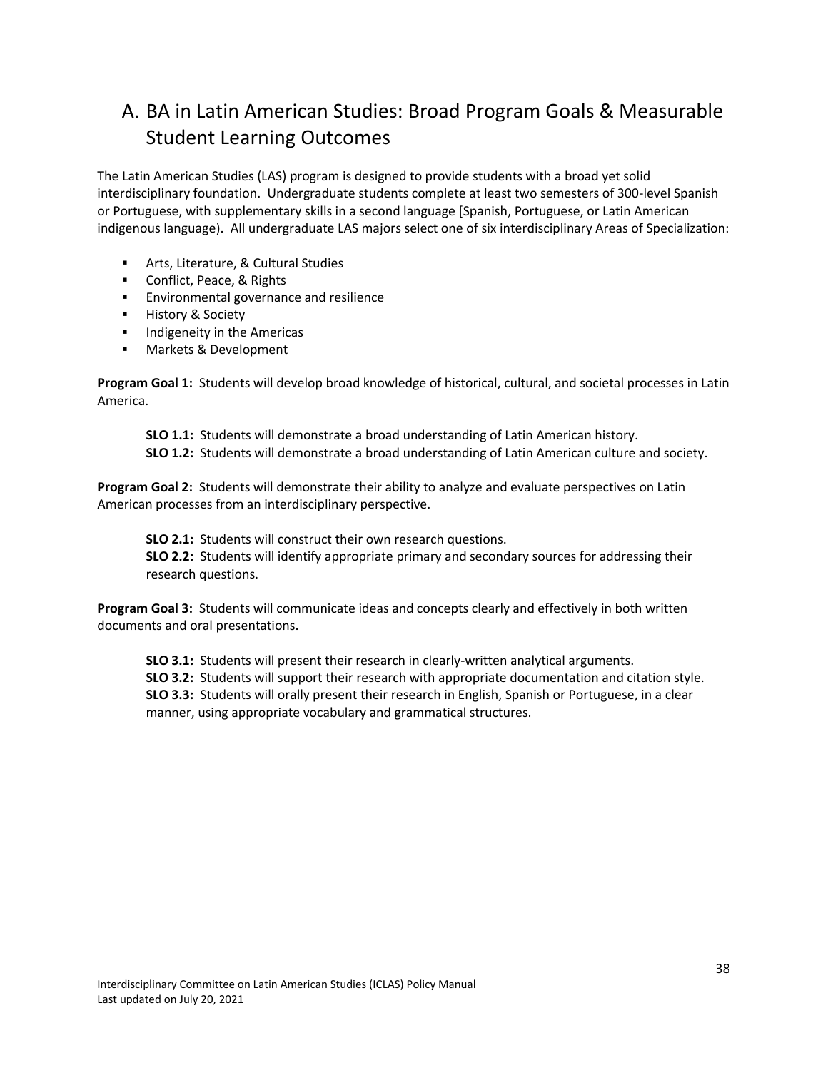## A. BA in Latin American Studies: Broad Program Goals & Measurable Student Learning Outcomes

The Latin American Studies (LAS) program is designed to provide students with a broad yet solid interdisciplinary foundation. Undergraduate students complete at least two semesters of 300-level Spanish or Portuguese, with supplementary skills in a second language [Spanish, Portuguese, or Latin American indigenous language). All undergraduate LAS majors select one of six interdisciplinary Areas of Specialization:

- Arts, Literature, & Cultural Studies
- Conflict, Peace, & Rights
- Environmental governance and resilience
- History & Society
- Indigeneity in the Americas
- Markets & Development

**Program Goal 1:** Students will develop broad knowledge of historical, cultural, and societal processes in Latin America.

> **SLO 1.1:** Students will demonstrate a broad understanding of Latin American history.
> **SLO 1.2:** Students will demonstrate a broad understanding of Latin American culture and society.

**Program Goal 2:** Students will demonstrate their ability to analyze and evaluate perspectives on Latin American processes from an interdisciplinary perspective.

> **SLO 2.1:** Students will construct their own research questions.
> **SLO 2.2:** Students will identify appropriate primary and secondary sources for addressing their research questions.

**Program Goal 3:** Students will communicate ideas and concepts clearly and effectively in both written documents and oral presentations.

> **SLO 3.1:** Students will present their research in clearly-written analytical arguments.
> **SLO 3.2:** Students will support their research with appropriate documentation and citation style.
> **SLO 3.3:** Students will orally present their research in English, Spanish or Portuguese, in a clear manner, using appropriate vocabulary and grammatical structures.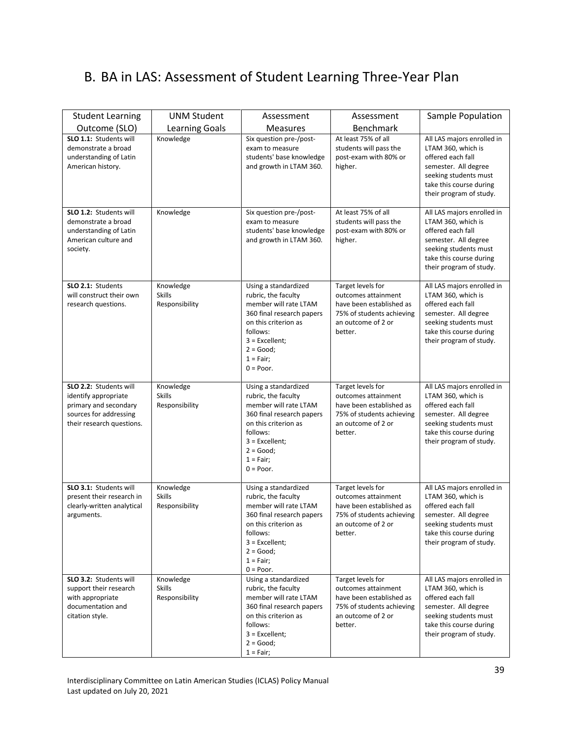## B. BA in LAS: Assessment of Student Learning Three-Year Plan

| Student Learning Outcome (SLO) | UNM Student Learning Goals | Assessment Measures | Assessment Benchmark | Sample Population |
|---|---|---|---|---|
| **SLO 1.1:** Students will demonstrate a broad understanding of Latin American history. | Knowledge | Six question pre-/post-exam to measure students' base knowledge and growth in LTAM 360. | At least 75% of all students will pass the post-exam with 80% or higher. | All LAS majors enrolled in LTAM 360, which is offered each fall semester. All degree seeking students must take this course during their program of study. |
| **SLO 1.2:** Students will demonstrate a broad understanding of Latin American culture and society. | Knowledge | Six question pre-/post-exam to measure students' base knowledge and growth in LTAM 360. | At least 75% of all students will pass the post-exam with 80% or higher. | All LAS majors enrolled in LTAM 360, which is offered each fall semester. All degree seeking students must take this course during their program of study. |
| **SLO 2.1:** Students will construct their own research questions. | Knowledge<br>Skills<br>Responsibility | Using a standardized rubric, the faculty member will rate LTAM 360 final research papers on this criterion as follows:<br>3 = Excellent;<br>2 = Good;<br>1 = Fair;<br>0 = Poor. | Target levels for outcomes attainment have been established as 75% of students achieving an outcome of 2 or better. | All LAS majors enrolled in LTAM 360, which is offered each fall semester. All degree seeking students must take this course during their program of study. |
| **SLO 2.2:** Students will identify appropriate primary and secondary sources for addressing their research questions. | Knowledge<br>Skills<br>Responsibility | Using a standardized rubric, the faculty member will rate LTAM 360 final research papers on this criterion as follows:<br>3 = Excellent;<br>2 = Good;<br>1 = Fair;<br>0 = Poor. | Target levels for outcomes attainment have been established as 75% of students achieving an outcome of 2 or better. | All LAS majors enrolled in LTAM 360, which is offered each fall semester. All degree seeking students must take this course during their program of study. |
| **SLO 3.1:** Students will present their research in clearly-written analytical arguments. | Knowledge<br>Skills<br>Responsibility | Using a standardized rubric, the faculty member will rate LTAM 360 final research papers on this criterion as follows:<br>3 = Excellent;<br>2 = Good;<br>1 = Fair;<br>0 = Poor. | Target levels for outcomes attainment have been established as 75% of students achieving an outcome of 2 or better. | All LAS majors enrolled in LTAM 360, which is offered each fall semester. All degree seeking students must take this course during their program of study. |
| **SLO 3.2:** Students will support their research with appropriate documentation and citation style. | Knowledge<br>Skills<br>Responsibility | Using a standardized rubric, the faculty member will rate LTAM 360 final research papers on this criterion as follows:<br>3 = Excellent;<br>2 = Good;<br>1 = Fair; | Target levels for outcomes attainment have been established as 75% of students achieving an outcome of 2 or better. | All LAS majors enrolled in LTAM 360, which is offered each fall semester. All degree seeking students must take this course during their program of study. |

Interdisciplinary Committee on Latin American Studies (ICLAS) Policy Manual
Last updated on July 20, 2021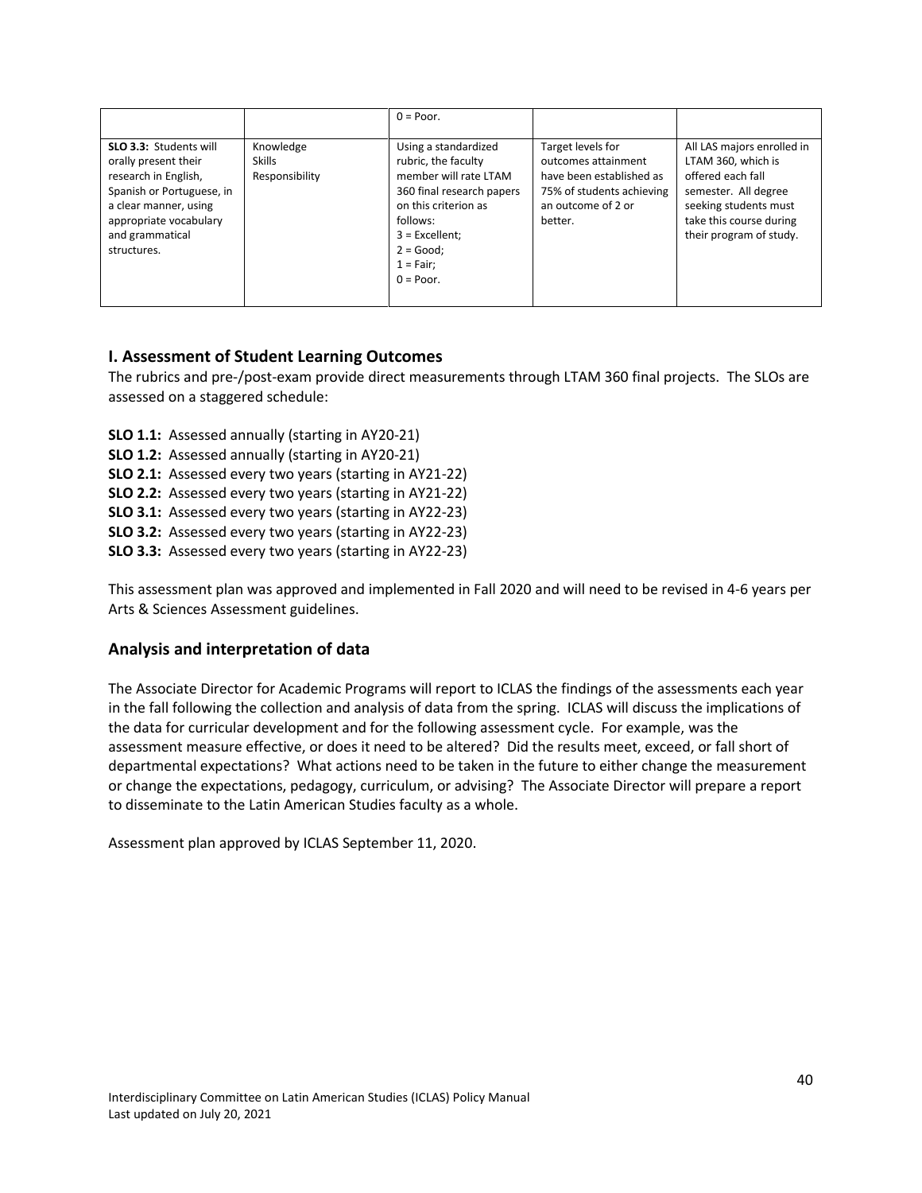| | | 0 = Poor. | | |
|---|---|---|---|---|
| **SLO 3.3:** Students will orally present their research in English, Spanish or Portuguese, in a clear manner, using appropriate vocabulary and grammatical structures. | Knowledge<br>Skills<br>Responsibility | Using a standardized rubric, the faculty member will rate LTAM 360 final research papers on this criterion as follows:<br>3 = Excellent;<br>2 = Good;<br>1 = Fair;<br>0 = Poor. | Target levels for outcomes attainment have been established as 75% of students achieving an outcome of 2 or better. | All LAS majors enrolled in LTAM 360, which is offered each fall semester. All degree seeking students must take this course during their program of study. |

## I. Assessment of Student Learning Outcomes

The rubrics and pre-/post-exam provide direct measurements through LTAM 360 final projects. The SLOs are assessed on a staggered schedule:

**SLO 1.1:** Assessed annually (starting in AY20-21)
**SLO 1.2:** Assessed annually (starting in AY20-21)
**SLO 2.1:** Assessed every two years (starting in AY21-22)
**SLO 2.2:** Assessed every two years (starting in AY21-22)
**SLO 3.1:** Assessed every two years (starting in AY22-23)
**SLO 3.2:** Assessed every two years (starting in AY22-23)
**SLO 3.3:** Assessed every two years (starting in AY22-23)

This assessment plan was approved and implemented in Fall 2020 and will need to be revised in 4-6 years per Arts & Sciences Assessment guidelines.

## Analysis and interpretation of data

The Associate Director for Academic Programs will report to ICLAS the findings of the assessments each year in the fall following the collection and analysis of data from the spring. ICLAS will discuss the implications of the data for curricular development and for the following assessment cycle. For example, was the assessment measure effective, or does it need to be altered? Did the results meet, exceed, or fall short of departmental expectations? What actions need to be taken in the future to either change the measurement or change the expectations, pedagogy, curriculum, or advising? The Associate Director will prepare a report to disseminate to the Latin American Studies faculty as a whole.

Assessment plan approved by ICLAS September 11, 2020.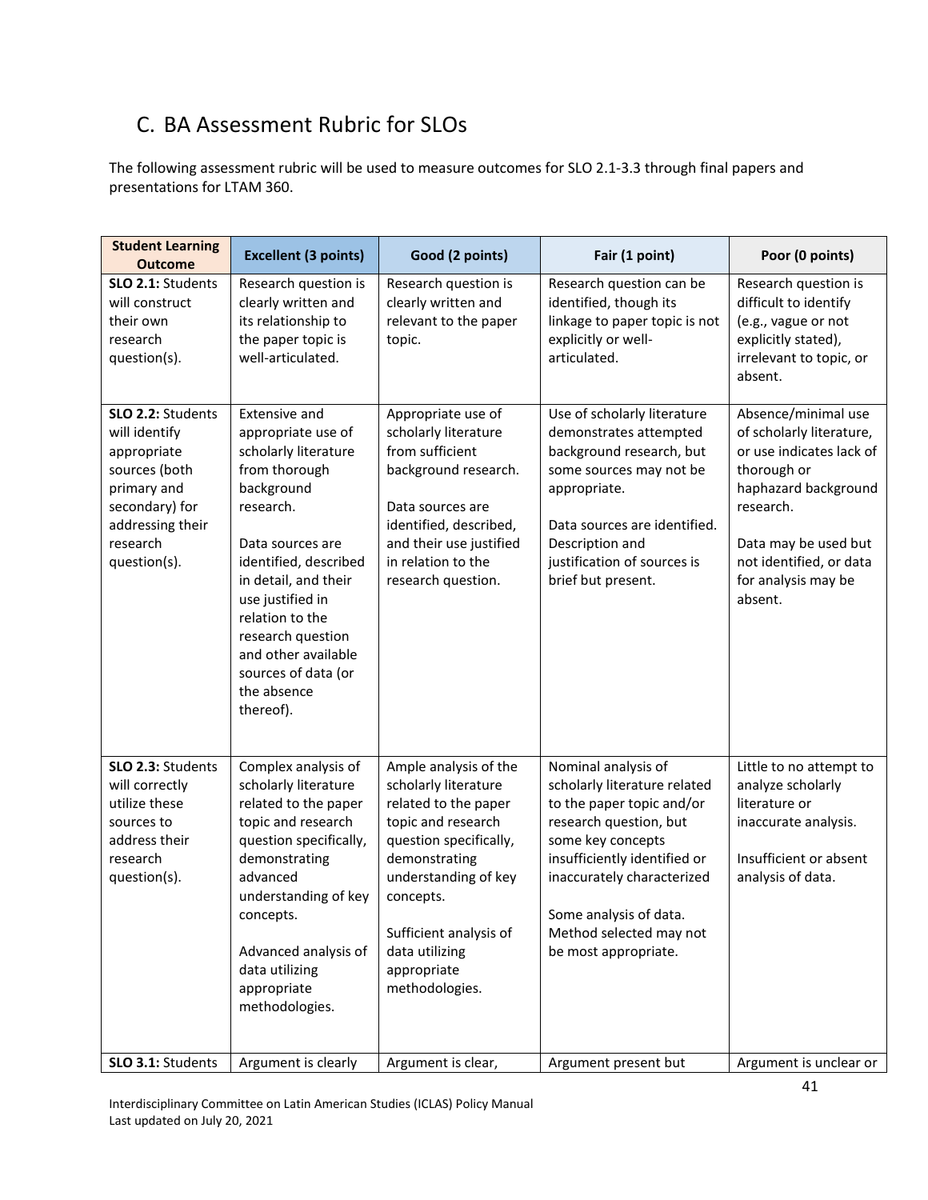## C. BA Assessment Rubric for SLOs

The following assessment rubric will be used to measure outcomes for SLO 2.1-3.3 through final papers and presentations for LTAM 360.

| Student Learning Outcome | Excellent (3 points) | Good (2 points) | Fair (1 point) | Poor (0 points) |
|---|---|---|---|---|
| **SLO 2.1:** Students will construct their own research question(s). | Research question is clearly written and its relationship to the paper topic is well-articulated. | Research question is clearly written and relevant to the paper topic. | Research question can be identified, though its linkage to paper topic is not explicitly or well-articulated. | Research question is difficult to identify (e.g., vague or not explicitly stated), irrelevant to topic, or absent. |
| **SLO 2.2:** Students will identify appropriate sources (both primary and secondary) for addressing their research question(s). | Extensive and appropriate use of scholarly literature from thorough background research.<br><br>Data sources are identified, described in detail, and their use justified in relation to the research question and other available sources of data (or the absence thereof). | Appropriate use of scholarly literature from sufficient background research.<br><br>Data sources are identified, described, and their use justified in relation to the research question. | Use of scholarly literature demonstrates attempted background research, but some sources may not be appropriate.<br><br>Data sources are identified. Description and justification of sources is brief but present. | Absence/minimal use of scholarly literature, or use indicates lack of thorough or haphazard background research.<br><br>Data may be used but not identified, or data for analysis may be absent. |
| **SLO 2.3:** Students will correctly utilize these sources to address their research question(s). | Complex analysis of scholarly literature related to the paper topic and research question specifically, demonstrating advanced understanding of key concepts.<br><br>Advanced analysis of data utilizing appropriate methodologies. | Ample analysis of the scholarly literature related to the paper topic and research question specifically, demonstrating understanding of key concepts.<br><br>Sufficient analysis of data utilizing appropriate methodologies. | Nominal analysis of scholarly literature related to the paper topic and/or research question, but some key concepts insufficiently identified or inaccurately characterized<br><br>Some analysis of data. Method selected may not be most appropriate. | Little to no attempt to analyze scholarly literature or inaccurate analysis.<br><br>Insufficient or absent analysis of data. |
| **SLO 3.1:** Students | Argument is clearly | Argument is clear, | Argument present but | Argument is unclear or |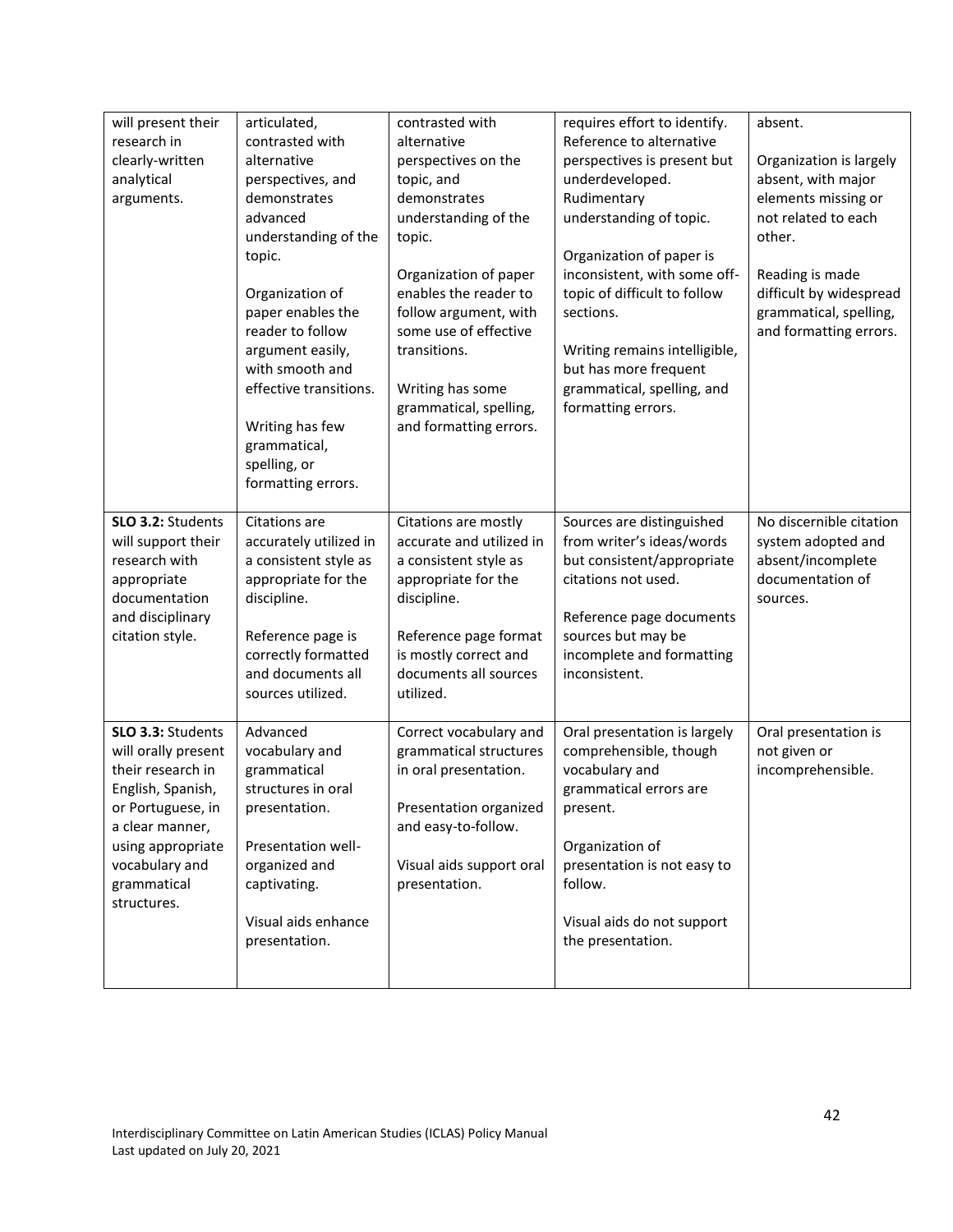| will present their research in clearly-written analytical arguments. | articulated, contrasted with alternative perspectives, and demonstrates advanced understanding of the topic.<br><br>Organization of paper enables the reader to follow argument easily, with smooth and effective transitions.<br><br>Writing has few grammatical, spelling, or formatting errors. | contrasted with alternative perspectives on the topic, and demonstrates understanding of the topic.<br><br>Organization of paper enables the reader to follow argument, with some use of effective transitions.<br><br>Writing has some grammatical, spelling, and formatting errors. | requires effort to identify. Reference to alternative perspectives is present but underdeveloped. Rudimentary understanding of topic.<br><br>Organization of paper is inconsistent, with some off-topic of difficult to follow sections.<br><br>Writing remains intelligible, but has more frequent grammatical, spelling, and formatting errors. | absent.<br><br>Organization is largely absent, with major elements missing or not related to each other.<br><br>Reading is made difficult by widespread grammatical, spelling, and formatting errors. |
|---|---|---|---|---|
| **SLO 3.2:** Students will support their research with appropriate documentation and disciplinary citation style. | Citations are accurately utilized in a consistent style as appropriate for the discipline.<br><br>Reference page is correctly formatted and documents all sources utilized. | Citations are mostly accurate and utilized in a consistent style as appropriate for the discipline.<br><br>Reference page format is mostly correct and documents all sources utilized. | Sources are distinguished from writer's ideas/words but consistent/appropriate citations not used.<br><br>Reference page documents sources but may be incomplete and formatting inconsistent. | No discernible citation system adopted and absent/incomplete documentation of sources. |
| **SLO 3.3:** Students will orally present their research in English, Spanish, or Portuguese, in a clear manner, using appropriate vocabulary and grammatical structures. | Advanced vocabulary and grammatical structures in oral presentation.<br><br>Presentation well-organized and captivating.<br><br>Visual aids enhance presentation. | Correct vocabulary and grammatical structures in oral presentation.<br><br>Presentation organized and easy-to-follow.<br><br>Visual aids support oral presentation. | Oral presentation is largely comprehensible, though vocabulary and grammatical errors are present.<br><br>Organization of presentation is not easy to follow.<br><br>Visual aids do not support the presentation. | Oral presentation is not given or incomprehensible. |

Interdisciplinary Committee on Latin American Studies (ICLAS) Policy Manual
Last updated on July 20, 2021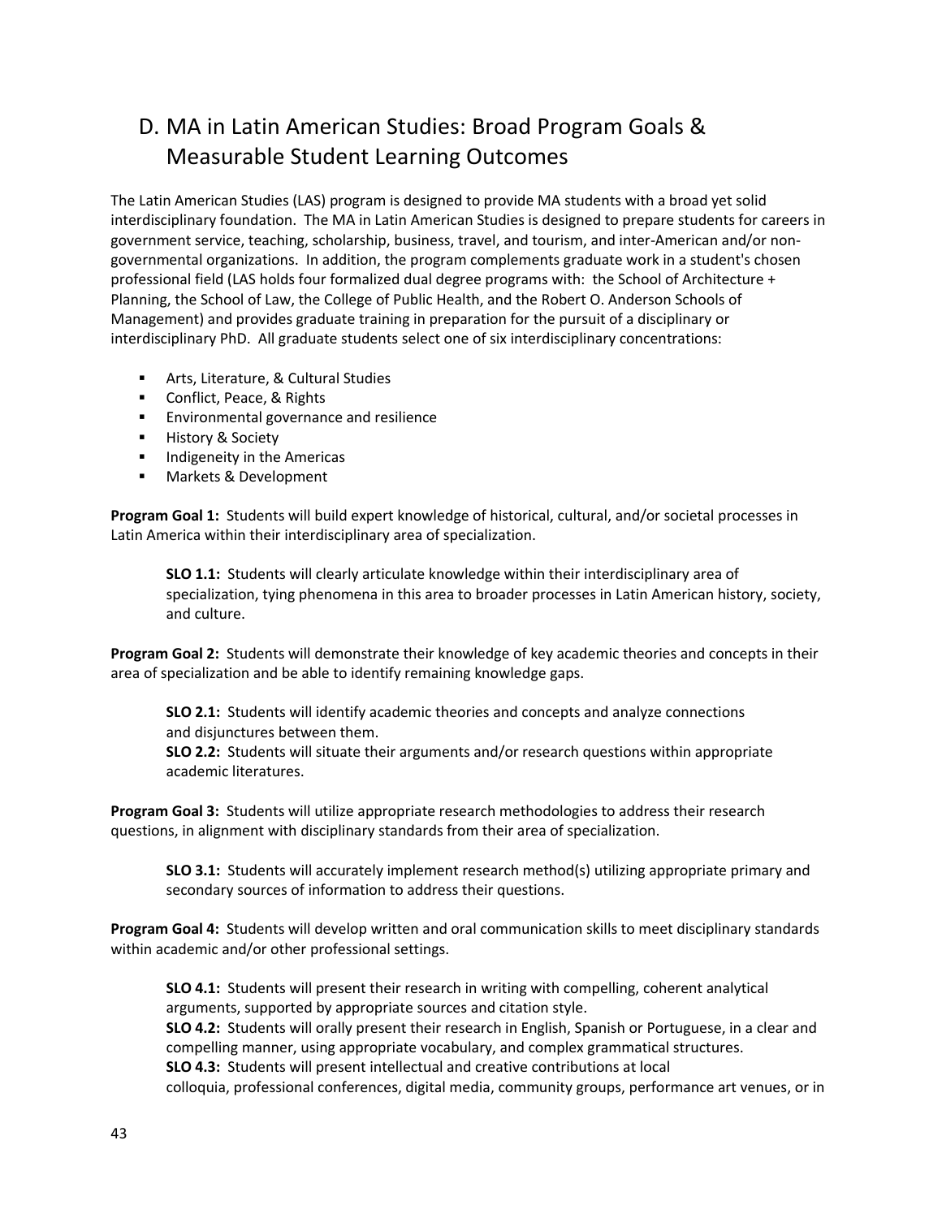## D. MA in Latin American Studies: Broad Program Goals & Measurable Student Learning Outcomes

The Latin American Studies (LAS) program is designed to provide MA students with a broad yet solid interdisciplinary foundation. The MA in Latin American Studies is designed to prepare students for careers in government service, teaching, scholarship, business, travel, and tourism, and inter-American and/or non-governmental organizations. In addition, the program complements graduate work in a student's chosen professional field (LAS holds four formalized dual degree programs with: the School of Architecture + Planning, the School of Law, the College of Public Health, and the Robert O. Anderson Schools of Management) and provides graduate training in preparation for the pursuit of a disciplinary or interdisciplinary PhD. All graduate students select one of six interdisciplinary concentrations:

- Arts, Literature, & Cultural Studies
- Conflict, Peace, & Rights
- Environmental governance and resilience
- History & Society
- Indigeneity in the Americas
- Markets & Development

**Program Goal 1:** Students will build expert knowledge of historical, cultural, and/or societal processes in Latin America within their interdisciplinary area of specialization.

> **SLO 1.1:** Students will clearly articulate knowledge within their interdisciplinary area of specialization, tying phenomena in this area to broader processes in Latin American history, society, and culture.

**Program Goal 2:** Students will demonstrate their knowledge of key academic theories and concepts in their area of specialization and be able to identify remaining knowledge gaps.

> **SLO 2.1:** Students will identify academic theories and concepts and analyze connections and disjunctures between them.
> **SLO 2.2:** Students will situate their arguments and/or research questions within appropriate academic literatures.

**Program Goal 3:** Students will utilize appropriate research methodologies to address their research questions, in alignment with disciplinary standards from their area of specialization.

> **SLO 3.1:** Students will accurately implement research method(s) utilizing appropriate primary and secondary sources of information to address their questions.

**Program Goal 4:** Students will develop written and oral communication skills to meet disciplinary standards within academic and/or other professional settings.

> **SLO 4.1:** Students will present their research in writing with compelling, coherent analytical arguments, supported by appropriate sources and citation style.
> **SLO 4.2:** Students will orally present their research in English, Spanish or Portuguese, in a clear and compelling manner, using appropriate vocabulary, and complex grammatical structures.
> **SLO 4.3:** Students will present intellectual and creative contributions at local colloquia, professional conferences, digital media, community groups, performance art venues, or in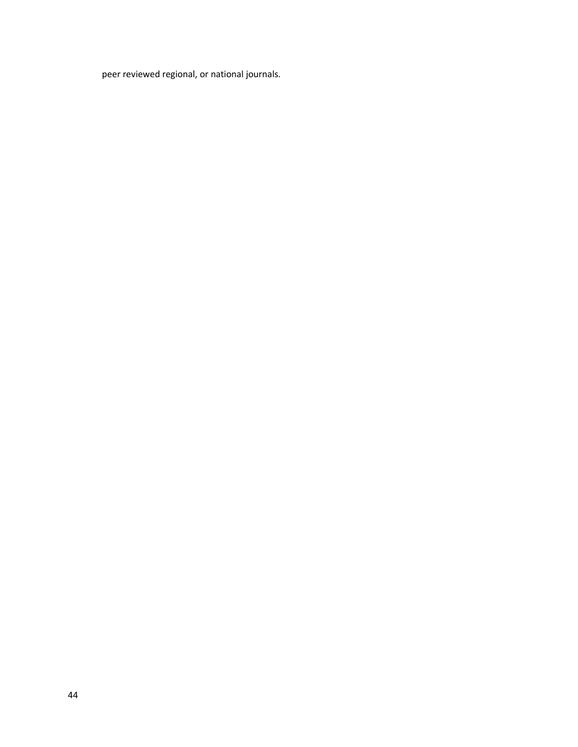peer reviewed regional, or national journals.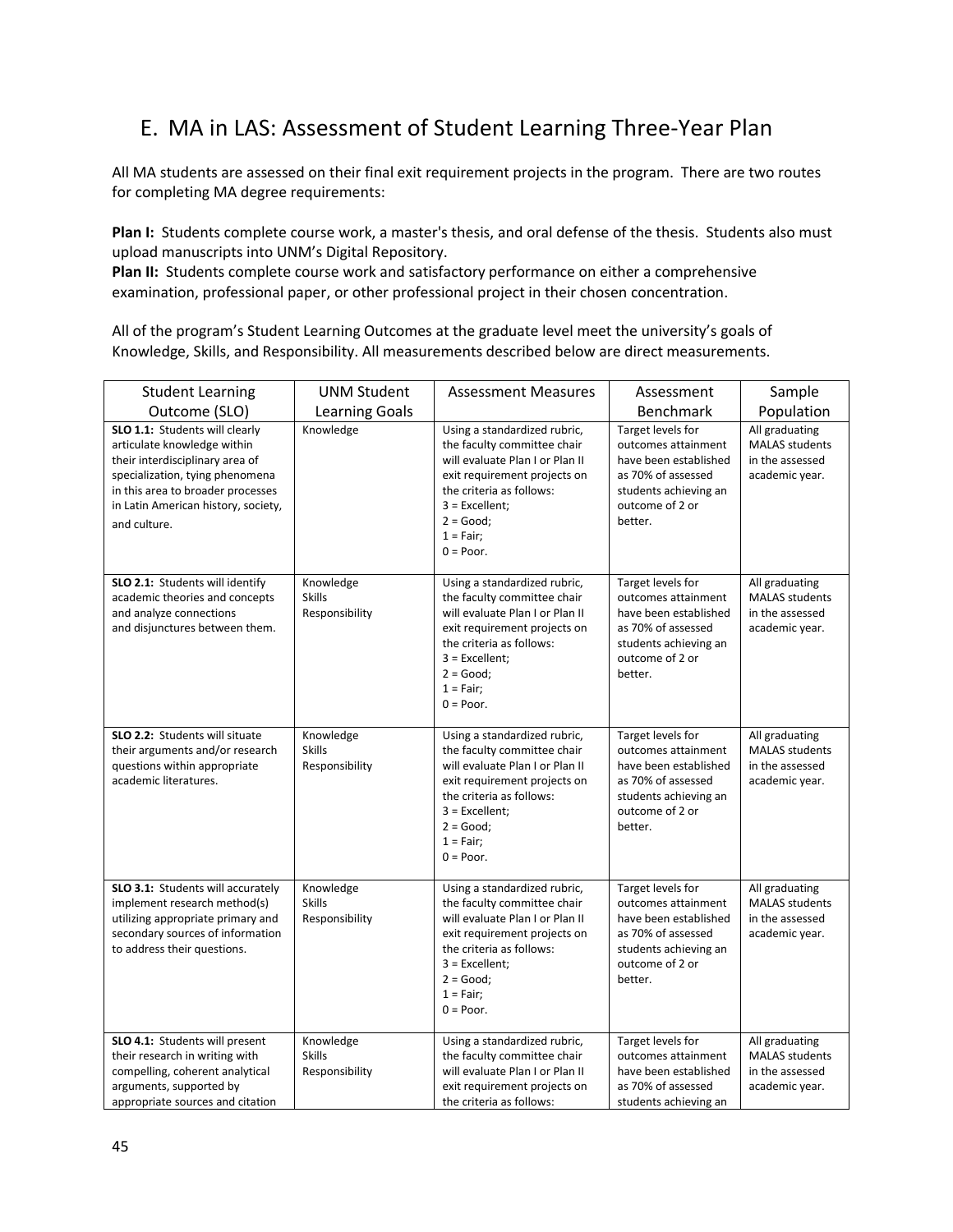## E. MA in LAS: Assessment of Student Learning Three-Year Plan

All MA students are assessed on their final exit requirement projects in the program. There are two routes for completing MA degree requirements:

**Plan I:** Students complete course work, a master's thesis, and oral defense of the thesis. Students also must upload manuscripts into UNM's Digital Repository.
**Plan II:** Students complete course work and satisfactory performance on either a comprehensive examination, professional paper, or other professional project in their chosen concentration.

All of the program's Student Learning Outcomes at the graduate level meet the university's goals of Knowledge, Skills, and Responsibility. All measurements described below are direct measurements.

| Student Learning Outcome (SLO) | UNM Student Learning Goals | Assessment Measures | Assessment Benchmark | Sample Population |
|---|---|---|---|---|
| **SLO 1.1:** Students will clearly articulate knowledge within their interdisciplinary area of specialization, tying phenomena in this area to broader processes in Latin American history, society, and culture. | Knowledge | Using a standardized rubric, the faculty committee chair will evaluate Plan I or Plan II exit requirement projects on the criteria as follows: 3 = Excellent; 2 = Good; 1 = Fair; 0 = Poor. | Target levels for outcomes attainment have been established as 70% of assessed students achieving an outcome of 2 or better. | All graduating MALAS students in the assessed academic year. |
| **SLO 2.1:** Students will identify academic theories and concepts and analyze connections and disjunctures between them. | Knowledge Skills Responsibility | Using a standardized rubric, the faculty committee chair will evaluate Plan I or Plan II exit requirement projects on the criteria as follows: 3 = Excellent; 2 = Good; 1 = Fair; 0 = Poor. | Target levels for outcomes attainment have been established as 70% of assessed students achieving an outcome of 2 or better. | All graduating MALAS students in the assessed academic year. |
| **SLO 2.2:** Students will situate their arguments and/or research questions within appropriate academic literatures. | Knowledge Skills Responsibility | Using a standardized rubric, the faculty committee chair will evaluate Plan I or Plan II exit requirement projects on the criteria as follows: 3 = Excellent; 2 = Good; 1 = Fair; 0 = Poor. | Target levels for outcomes attainment have been established as 70% of assessed students achieving an outcome of 2 or better. | All graduating MALAS students in the assessed academic year. |
| **SLO 3.1:** Students will accurately implement research method(s) utilizing appropriate primary and secondary sources of information to address their questions. | Knowledge Skills Responsibility | Using a standardized rubric, the faculty committee chair will evaluate Plan I or Plan II exit requirement projects on the criteria as follows: 3 = Excellent; 2 = Good; 1 = Fair; 0 = Poor. | Target levels for outcomes attainment have been established as 70% of assessed students achieving an outcome of 2 or better. | All graduating MALAS students in the assessed academic year. |
| **SLO 4.1:** Students will present their research in writing with compelling, coherent analytical arguments, supported by appropriate sources and citation | Knowledge Skills Responsibility | Using a standardized rubric, the faculty committee chair will evaluate Plan I or Plan II exit requirement projects on the criteria as follows: | Target levels for outcomes attainment have been established as 70% of assessed students achieving an | All graduating MALAS students in the assessed academic year. |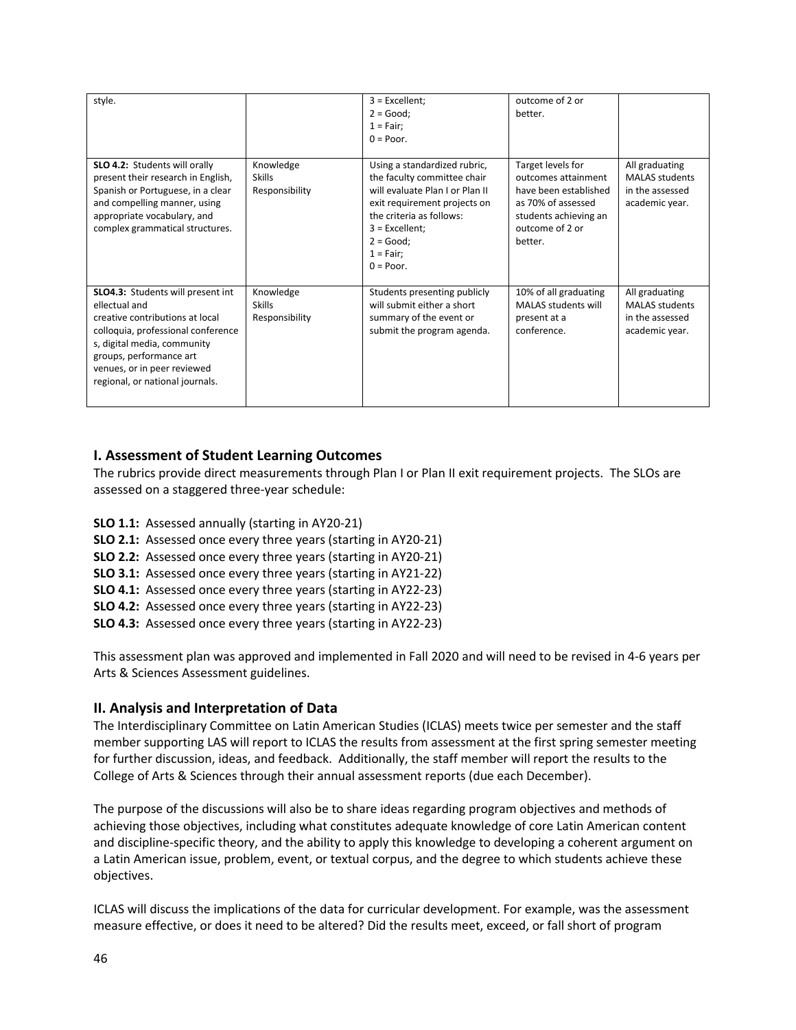| | | | | |
|---|---|---|---|---|
| style. | | 3 = Excellent;<br>2 = Good;<br>1 = Fair;<br>0 = Poor. | outcome of 2 or better. | |
| **SLO 4.2:** Students will orally present their research in English, Spanish or Portuguese, in a clear and compelling manner, using appropriate vocabulary, and complex grammatical structures. | Knowledge<br>Skills<br>Responsibility | Using a standardized rubric, the faculty committee chair will evaluate Plan I or Plan II exit requirement projects on the criteria as follows:<br>3 = Excellent;<br>2 = Good;<br>1 = Fair;<br>0 = Poor. | Target levels for outcomes attainment have been established as 70% of assessed students achieving an outcome of 2 or better. | All graduating MALAS students in the assessed academic year. |
| **SLO4.3:** Students will present int ellectual and creative contributions at local colloquia, professional conference s, digital media, community groups, performance art venues, or in peer reviewed regional, or national journals. | Knowledge<br>Skills<br>Responsibility | Students presenting publicly will submit either a short summary of the event or submit the program agenda. | 10% of all graduating MALAS students will present at a conference. | All graduating MALAS students in the assessed academic year. |

## I. Assessment of Student Learning Outcomes

The rubrics provide direct measurements through Plan I or Plan II exit requirement projects. The SLOs are assessed on a staggered three-year schedule:

**SLO 1.1:** Assessed annually (starting in AY20-21)
**SLO 2.1:** Assessed once every three years (starting in AY20-21)
**SLO 2.2:** Assessed once every three years (starting in AY20-21)
**SLO 3.1:** Assessed once every three years (starting in AY21-22)
**SLO 4.1:** Assessed once every three years (starting in AY22-23)
**SLO 4.2:** Assessed once every three years (starting in AY22-23)
**SLO 4.3:** Assessed once every three years (starting in AY22-23)

This assessment plan was approved and implemented in Fall 2020 and will need to be revised in 4-6 years per Arts & Sciences Assessment guidelines.

## II. Analysis and Interpretation of Data

The Interdisciplinary Committee on Latin American Studies (ICLAS) meets twice per semester and the staff member supporting LAS will report to ICLAS the results from assessment at the first spring semester meeting for further discussion, ideas, and feedback. Additionally, the staff member will report the results to the College of Arts & Sciences through their annual assessment reports (due each December).

The purpose of the discussions will also be to share ideas regarding program objectives and methods of achieving those objectives, including what constitutes adequate knowledge of core Latin American content and discipline-specific theory, and the ability to apply this knowledge to developing a coherent argument on a Latin American issue, problem, event, or textual corpus, and the degree to which students achieve these objectives.

ICLAS will discuss the implications of the data for curricular development. For example, was the assessment measure effective, or does it need to be altered? Did the results meet, exceed, or fall short of program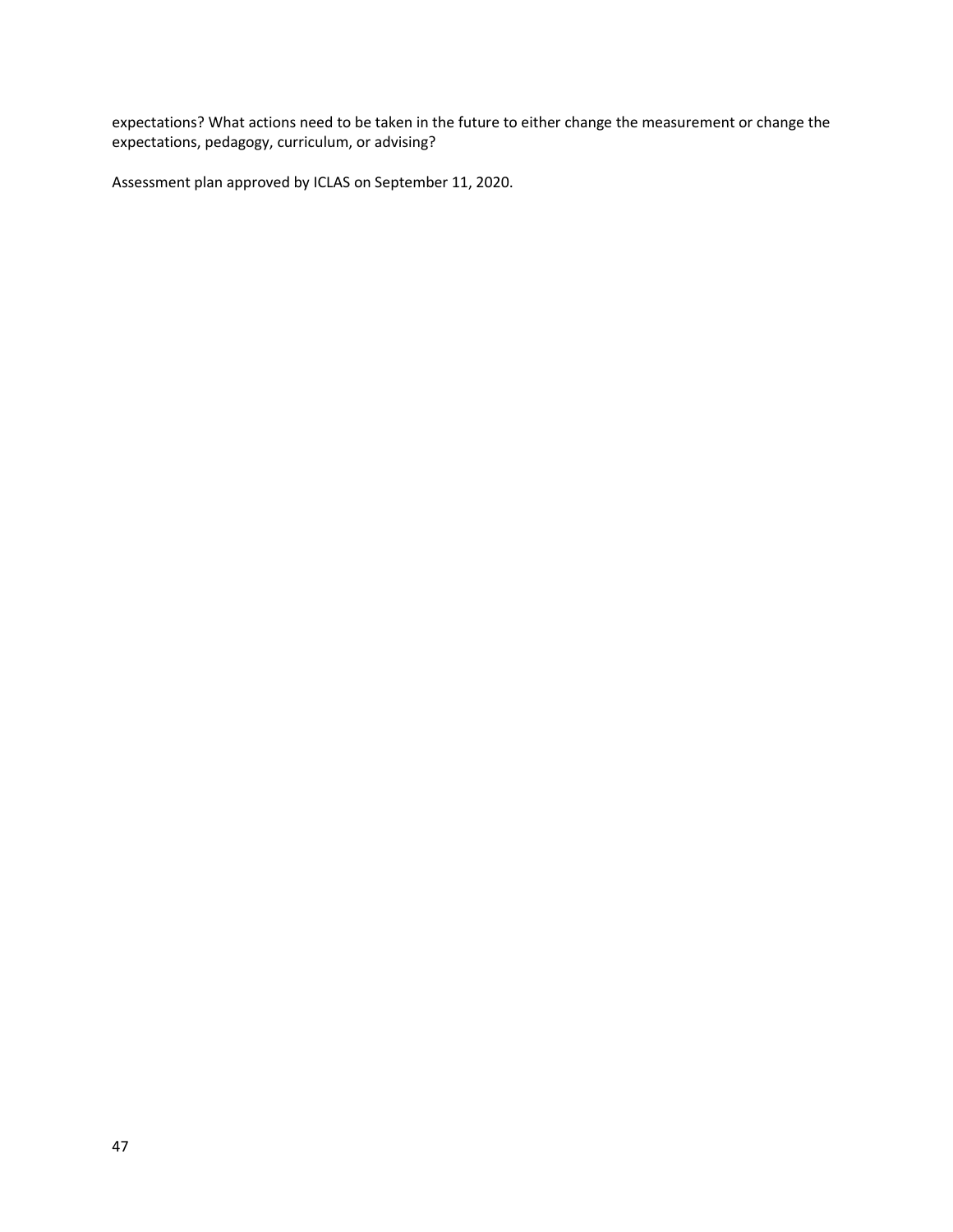expectations? What actions need to be taken in the future to either change the measurement or change the expectations, pedagogy, curriculum, or advising?

Assessment plan approved by ICLAS on September 11, 2020.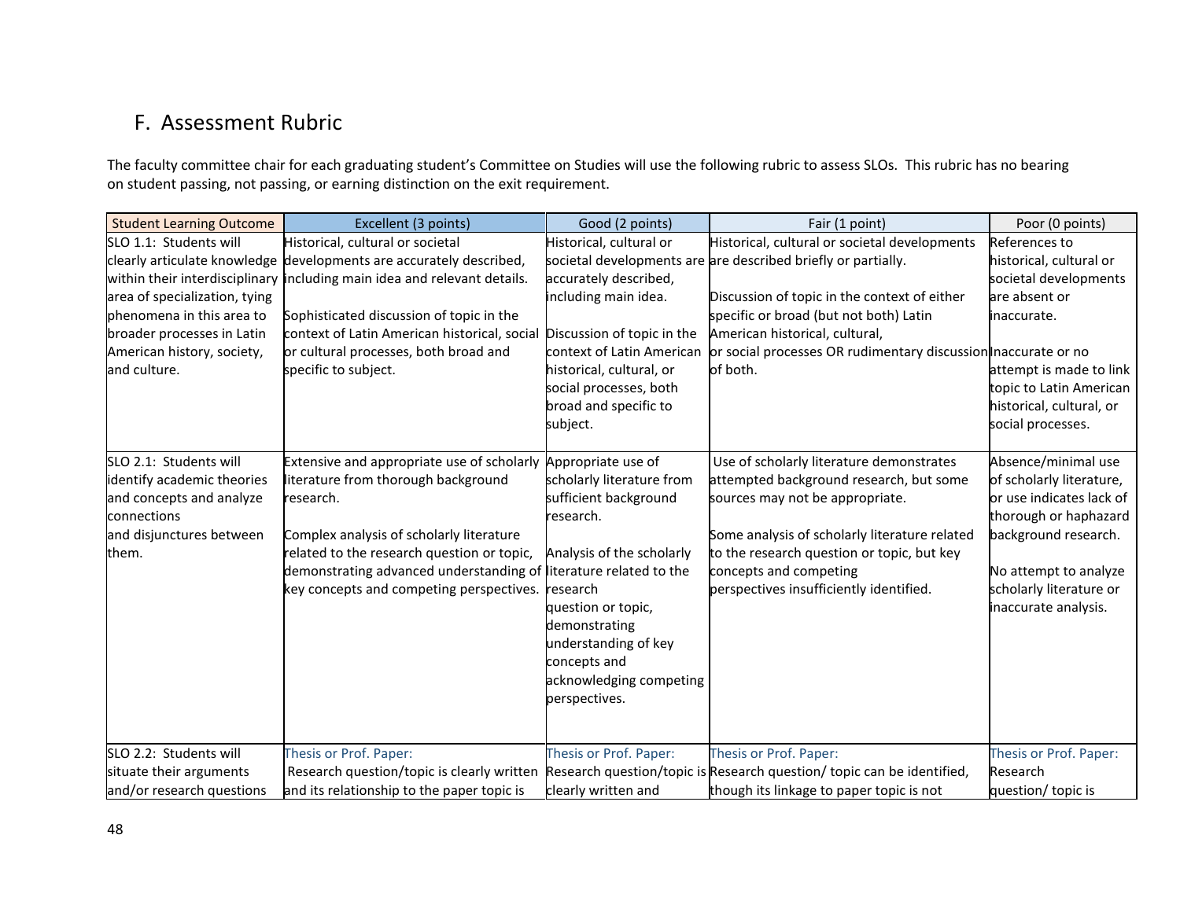## F. Assessment Rubric

The faculty committee chair for each graduating student's Committee on Studies will use the following rubric to assess SLOs. This rubric has no bearing on student passing, not passing, or earning distinction on the exit requirement.

| Student Learning Outcome | Excellent (3 points) | Good (2 points) | Fair (1 point) | Poor (0 points) |
|---|---|---|---|---|
| SLO 1.1: Students will clearly articulate knowledge within their interdisciplinary area of specialization, tying phenomena in this area to broader processes in Latin American history, society, and culture. | Historical, cultural or societal developments are accurately described, including main idea and relevant details.<br><br>Sophisticated discussion of topic in the context of Latin American historical, social or cultural processes, both broad and specific to subject. | Historical, cultural or societal developments are accurately described, including main idea.<br><br>Discussion of topic in the context of Latin American historical, cultural, or social processes, both broad and specific to subject. | Historical, cultural or societal developments are described briefly or partially.<br><br>Discussion of topic in the context of either specific or broad (but not both) Latin American historical, cultural, or social processes OR rudimentary discussion of both. | References to historical, cultural or societal developments are absent or inaccurate.<br><br>Inaccurate or no attempt is made to link topic to Latin American historical, cultural, or social processes. |
| SLO 2.1: Students will identify academic theories and concepts and analyze connections and disjunctures between them. | Extensive and appropriate use of scholarly literature from thorough background research.<br><br>Complex analysis of scholarly literature related to the research question or topic, demonstrating advanced understanding of key concepts and competing perspectives. | Appropriate use of scholarly literature from sufficient background research.<br><br>Analysis of the scholarly literature related to the research question or topic, demonstrating understanding of key concepts and acknowledging competing perspectives. | Use of scholarly literature demonstrates attempted background research, but some sources may not be appropriate.<br><br>Some analysis of scholarly literature related to the research question or topic, but key concepts and competing perspectives insufficiently identified. | Absence/minimal use of scholarly literature, or use indicates lack of thorough or haphazard background research.<br><br>No attempt to analyze scholarly literature or inaccurate analysis. |
| SLO 2.2: Students will situate their arguments and/or research questions | Thesis or Prof. Paper:<br>Research question/topic is clearly written and its relationship to the paper topic is | Thesis or Prof. Paper:<br>Research question/topic is clearly written and | Thesis or Prof. Paper:<br>Research question/ topic can be identified, though its linkage to paper topic is not | Thesis or Prof. Paper:<br>Research question/ topic is |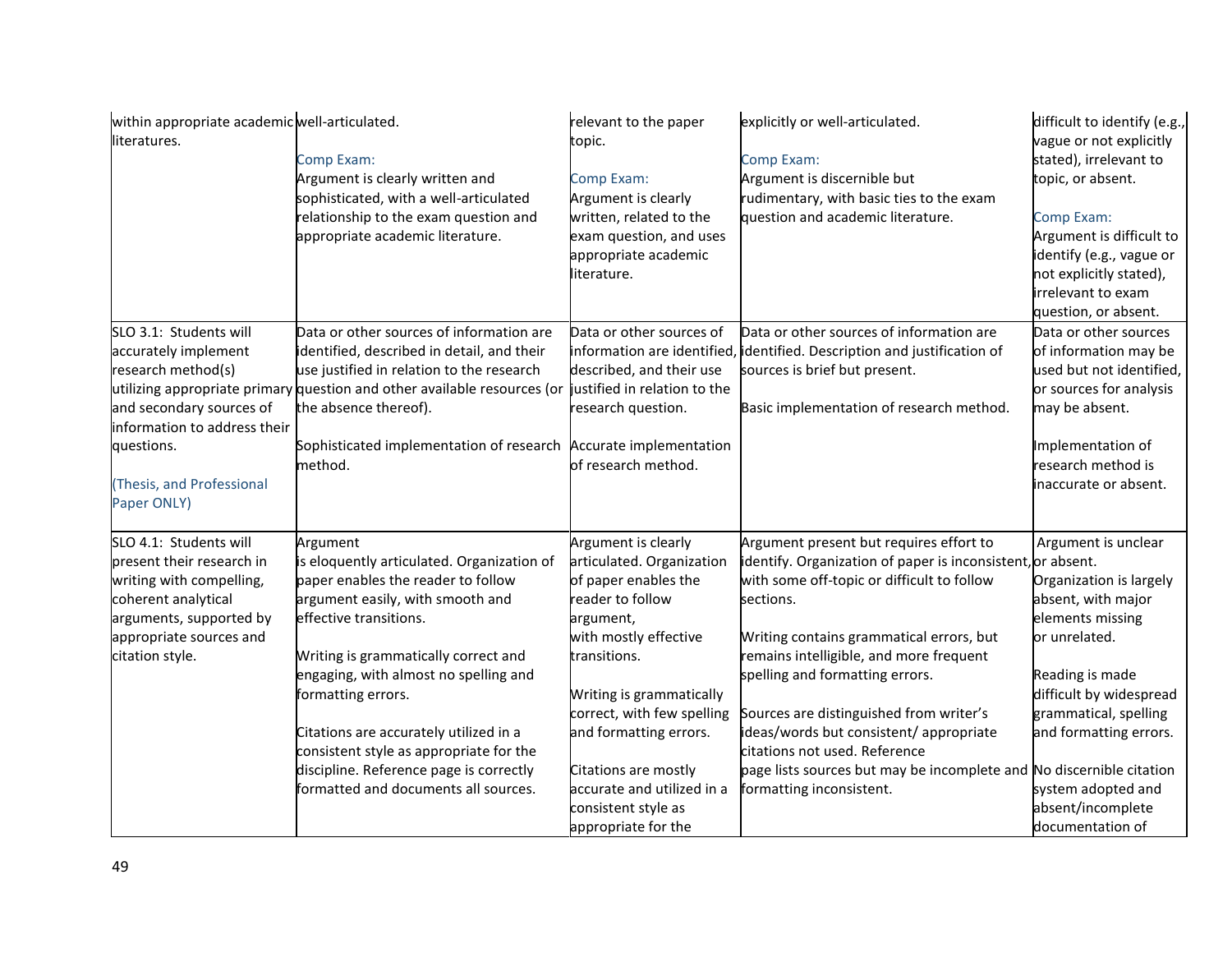| | | | | |
|---|---|---|---|---|
| within appropriate academic literatures. | well-articulated.<br><br>Comp Exam:<br>Argument is clearly written and sophisticated, with a well-articulated relationship to the exam question and appropriate academic literature. | relevant to the paper topic.<br><br>Comp Exam:<br>Argument is clearly written, related to the exam question, and uses appropriate academic literature. | explicitly or well-articulated.<br><br>Comp Exam:<br>Argument is discernible but rudimentary, with basic ties to the exam question and academic literature. | difficult to identify (e.g., vague or not explicitly stated), irrelevant to topic, or absent.<br><br>Comp Exam:<br>Argument is difficult to identify (e.g., vague or not explicitly stated), irrelevant to exam question, or absent. |
| SLO 3.1: Students will accurately implement research method(s) utilizing appropriate primary and secondary sources of information to address their questions.<br><br>(Thesis, and Professional Paper ONLY) | Data or other sources of information are identified, described in detail, and their use justified in relation to the research question and other available resources (or the absence thereof).<br><br>Sophisticated implementation of research method. | Data or other sources of information are identified, described, and their use justified in relation to the research question.<br><br>Accurate implementation of research method. | Data or other sources of information are identified. Description and justification of sources is brief but present.<br><br>Basic implementation of research method. | Data or other sources of information may be used but not identified, or sources for analysis may be absent.<br><br>Implementation of research method is inaccurate or absent. |
| SLO 4.1: Students will present their research in writing with compelling, coherent analytical arguments, supported by appropriate sources and citation style. | Argument is eloquently articulated. Organization of paper enables the reader to follow argument easily, with smooth and effective transitions.<br><br>Writing is grammatically correct and engaging, with almost no spelling and formatting errors.<br><br>Citations are accurately utilized in a consistent style as appropriate for the discipline. Reference page is correctly formatted and documents all sources. | Argument is clearly articulated. Organization of paper enables the reader to follow argument, with mostly effective transitions.<br><br>Writing is grammatically correct, with few spelling and formatting errors.<br><br>Citations are mostly accurate and utilized in a consistent style as appropriate for the | Argument present but requires effort to identify. Organization of paper is inconsistent, with some off-topic or difficult to follow sections.<br><br>Writing contains grammatical errors, but remains intelligible, and more frequent spelling and formatting errors.<br><br>Sources are distinguished from writer's ideas/words but consistent/ appropriate citations not used. Reference page lists sources but may be incomplete and formatting inconsistent. | Argument is unclear or absent. Organization is largely absent, with major elements missing or unrelated.<br><br>Reading is made difficult by widespread grammatical, spelling and formatting errors.<br><br>No discernible citation system adopted and absent/incomplete documentation of |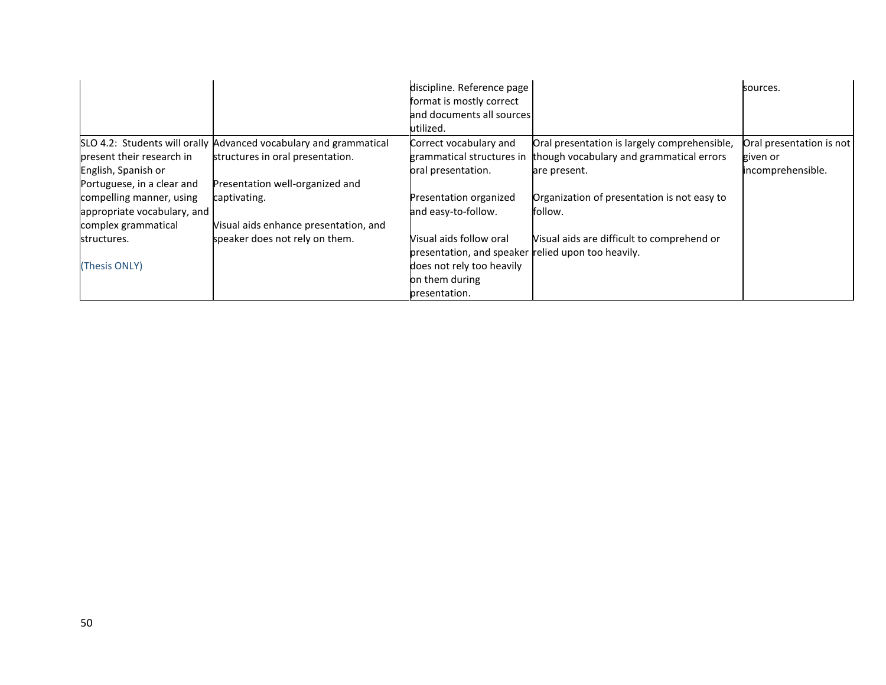| | | | | |
|---|---|---|---|---|
| | | discipline. Reference page format is mostly correct and documents all sources utilized. | | sources. |
| SLO 4.2: Students will orally present their research in English, Spanish or Portuguese, in a clear and compelling manner, using appropriate vocabulary, and complex grammatical structures.<br><br>(Thesis ONLY) | Advanced vocabulary and grammatical structures in oral presentation.<br><br>Presentation well-organized and captivating.<br><br>Visual aids enhance presentation, and speaker does not rely on them. | Correct vocabulary and grammatical structures in oral presentation.<br><br>Presentation organized and easy-to-follow.<br><br>Visual aids follow oral presentation, and speaker does not rely too heavily on them during presentation. | Oral presentation is largely comprehensible, though vocabulary and grammatical errors are present.<br><br>Organization of presentation is not easy to follow.<br><br>Visual aids are difficult to comprehend or relied upon too heavily. | Oral presentation is not given or incomprehensible. |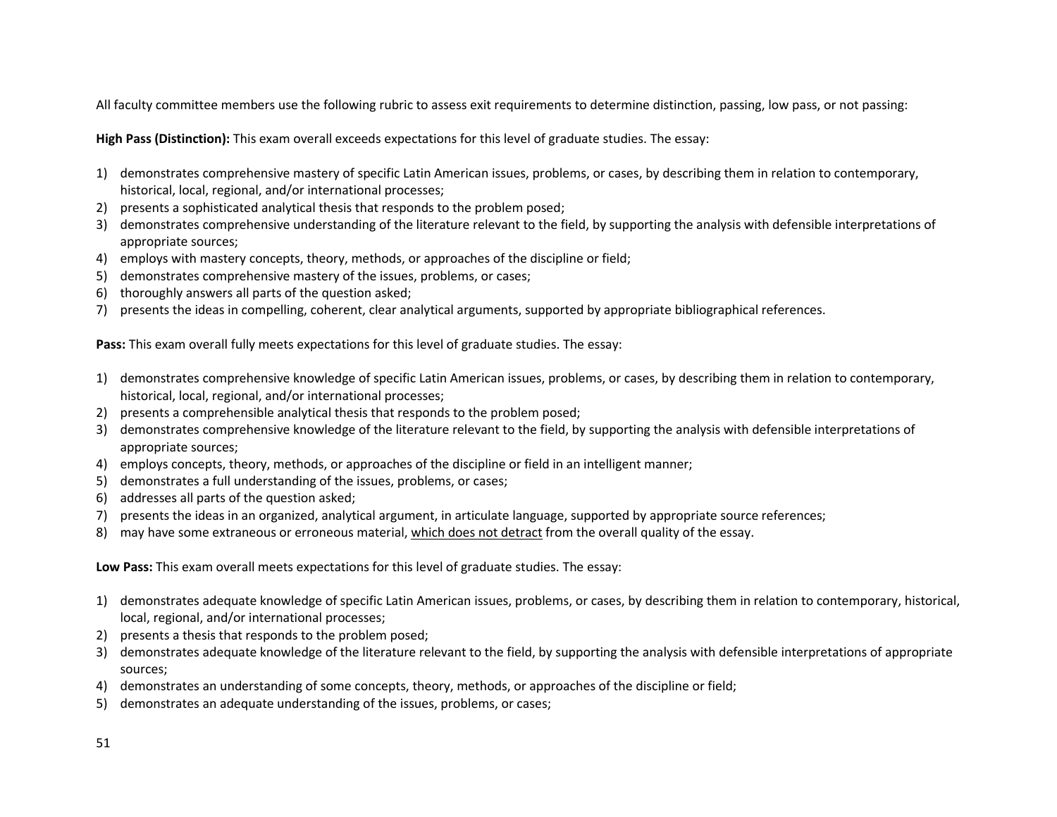All faculty committee members use the following rubric to assess exit requirements to determine distinction, passing, low pass, or not passing:

**High Pass (Distinction):** This exam overall exceeds expectations for this level of graduate studies. The essay:

1) demonstrates comprehensive mastery of specific Latin American issues, problems, or cases, by describing them in relation to contemporary, historical, local, regional, and/or international processes;
2) presents a sophisticated analytical thesis that responds to the problem posed;
3) demonstrates comprehensive understanding of the literature relevant to the field, by supporting the analysis with defensible interpretations of appropriate sources;
4) employs with mastery concepts, theory, methods, or approaches of the discipline or field;
5) demonstrates comprehensive mastery of the issues, problems, or cases;
6) thoroughly answers all parts of the question asked;
7) presents the ideas in compelling, coherent, clear analytical arguments, supported by appropriate bibliographical references.

**Pass:** This exam overall fully meets expectations for this level of graduate studies. The essay:

1) demonstrates comprehensive knowledge of specific Latin American issues, problems, or cases, by describing them in relation to contemporary, historical, local, regional, and/or international processes;
2) presents a comprehensible analytical thesis that responds to the problem posed;
3) demonstrates comprehensive knowledge of the literature relevant to the field, by supporting the analysis with defensible interpretations of appropriate sources;
4) employs concepts, theory, methods, or approaches of the discipline or field in an intelligent manner;
5) demonstrates a full understanding of the issues, problems, or cases;
6) addresses all parts of the question asked;
7) presents the ideas in an organized, analytical argument, in articulate language, supported by appropriate source references;
8) may have some extraneous or erroneous material, <u>which does not detract</u> from the overall quality of the essay.

**Low Pass:** This exam overall meets expectations for this level of graduate studies. The essay:

1) demonstrates adequate knowledge of specific Latin American issues, problems, or cases, by describing them in relation to contemporary, historical, local, regional, and/or international processes;
2) presents a thesis that responds to the problem posed;
3) demonstrates adequate knowledge of the literature relevant to the field, by supporting the analysis with defensible interpretations of appropriate sources;
4) demonstrates an understanding of some concepts, theory, methods, or approaches of the discipline or field;
5) demonstrates an adequate understanding of the issues, problems, or cases;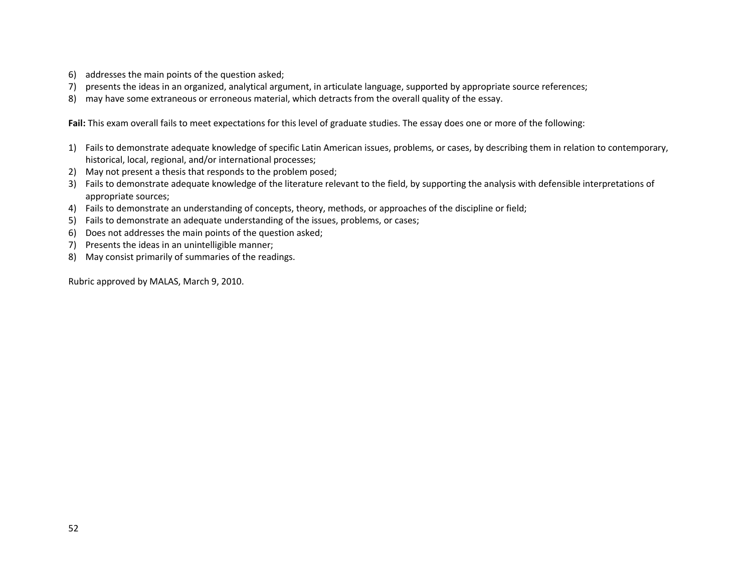6) addresses the main points of the question asked;
7) presents the ideas in an organized, analytical argument, in articulate language, supported by appropriate source references;
8) may have some extraneous or erroneous material, which detracts from the overall quality of the essay.

**Fail:** This exam overall fails to meet expectations for this level of graduate studies. The essay does one or more of the following:

1) Fails to demonstrate adequate knowledge of specific Latin American issues, problems, or cases, by describing them in relation to contemporary, historical, local, regional, and/or international processes;
2) May not present a thesis that responds to the problem posed;
3) Fails to demonstrate adequate knowledge of the literature relevant to the field, by supporting the analysis with defensible interpretations of appropriate sources;
4) Fails to demonstrate an understanding of concepts, theory, methods, or approaches of the discipline or field;
5) Fails to demonstrate an adequate understanding of the issues, problems, or cases;
6) Does not addresses the main points of the question asked;
7) Presents the ideas in an unintelligible manner;
8) May consist primarily of summaries of the readings.

Rubric approved by MALAS, March 9, 2010.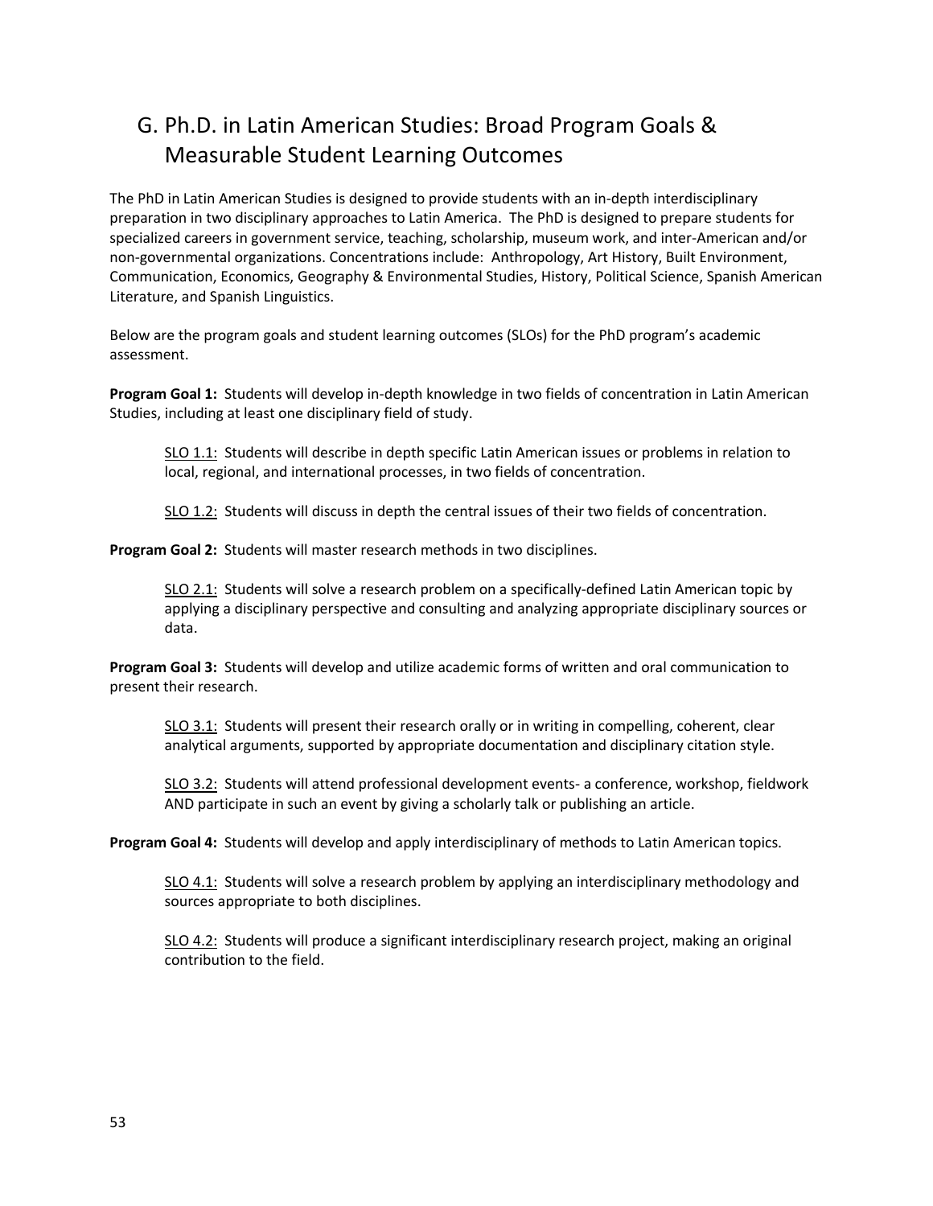## G. Ph.D. in Latin American Studies: Broad Program Goals & Measurable Student Learning Outcomes

The PhD in Latin American Studies is designed to provide students with an in-depth interdisciplinary preparation in two disciplinary approaches to Latin America. The PhD is designed to prepare students for specialized careers in government service, teaching, scholarship, museum work, and inter-American and/or non-governmental organizations. Concentrations include: Anthropology, Art History, Built Environment, Communication, Economics, Geography & Environmental Studies, History, Political Science, Spanish American Literature, and Spanish Linguistics.

Below are the program goals and student learning outcomes (SLOs) for the PhD program's academic assessment.

**Program Goal 1:** Students will develop in-depth knowledge in two fields of concentration in Latin American Studies, including at least one disciplinary field of study.

> SLO 1.1: Students will describe in depth specific Latin American issues or problems in relation to local, regional, and international processes, in two fields of concentration.
>
> SLO 1.2: Students will discuss in depth the central issues of their two fields of concentration.

**Program Goal 2:** Students will master research methods in two disciplines.

> SLO 2.1: Students will solve a research problem on a specifically-defined Latin American topic by applying a disciplinary perspective and consulting and analyzing appropriate disciplinary sources or data.

**Program Goal 3:** Students will develop and utilize academic forms of written and oral communication to present their research.

> SLO 3.1: Students will present their research orally or in writing in compelling, coherent, clear analytical arguments, supported by appropriate documentation and disciplinary citation style.
>
> SLO 3.2: Students will attend professional development events- a conference, workshop, fieldwork AND participate in such an event by giving a scholarly talk or publishing an article.

**Program Goal 4:** Students will develop and apply interdisciplinary of methods to Latin American topics.

> SLO 4.1: Students will solve a research problem by applying an interdisciplinary methodology and sources appropriate to both disciplines.
>
> SLO 4.2: Students will produce a significant interdisciplinary research project, making an original contribution to the field.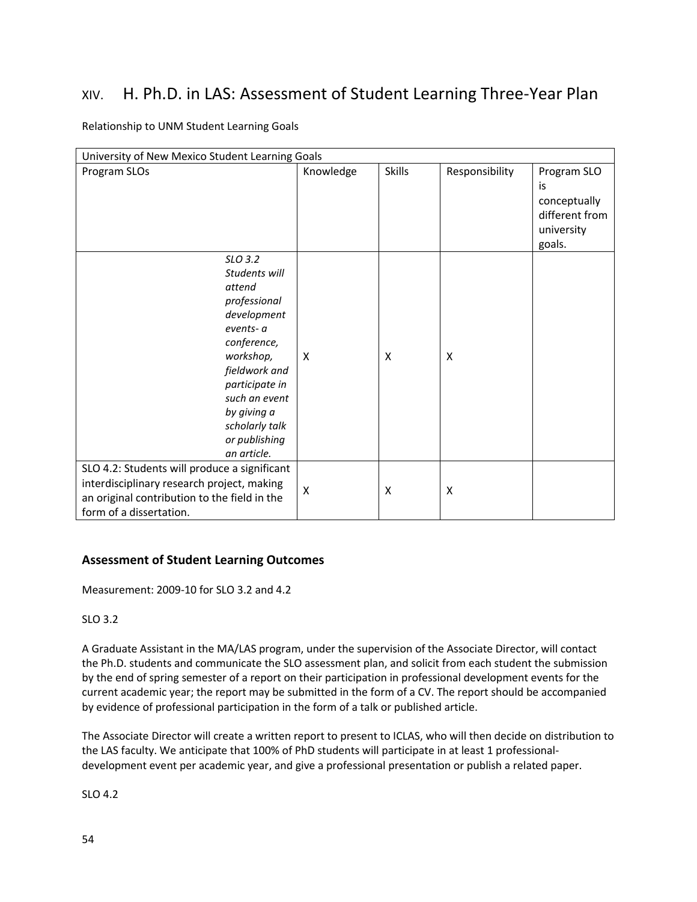# XIV. H. Ph.D. in LAS: Assessment of Student Learning Three-Year Plan

Relationship to UNM Student Learning Goals

| University of New Mexico Student Learning Goals | | | | |
|---|---|---|---|---|
| Program SLOs | Knowledge | Skills | Responsibility | Program SLO is conceptually different from university goals. |
| *SLO 3.2 Students will attend professional development events- a conference, workshop, fieldwork and participate in such an event by giving a scholarly talk or publishing an article.* | X | X | X | |
| SLO 4.2: Students will produce a significant interdisciplinary research project, making an original contribution to the field in the form of a dissertation. | X | X | X | |

### Assessment of Student Learning Outcomes

Measurement: 2009-10 for SLO 3.2 and 4.2

SLO 3.2

A Graduate Assistant in the MA/LAS program, under the supervision of the Associate Director, will contact the Ph.D. students and communicate the SLO assessment plan, and solicit from each student the submission by the end of spring semester of a report on their participation in professional development events for the current academic year; the report may be submitted in the form of a CV. The report should be accompanied by evidence of professional participation in the form of a talk or published article.

The Associate Director will create a written report to present to ICLAS, who will then decide on distribution to the LAS faculty. We anticipate that 100% of PhD students will participate in at least 1 professional-development event per academic year, and give a professional presentation or publish a related paper.

SLO 4.2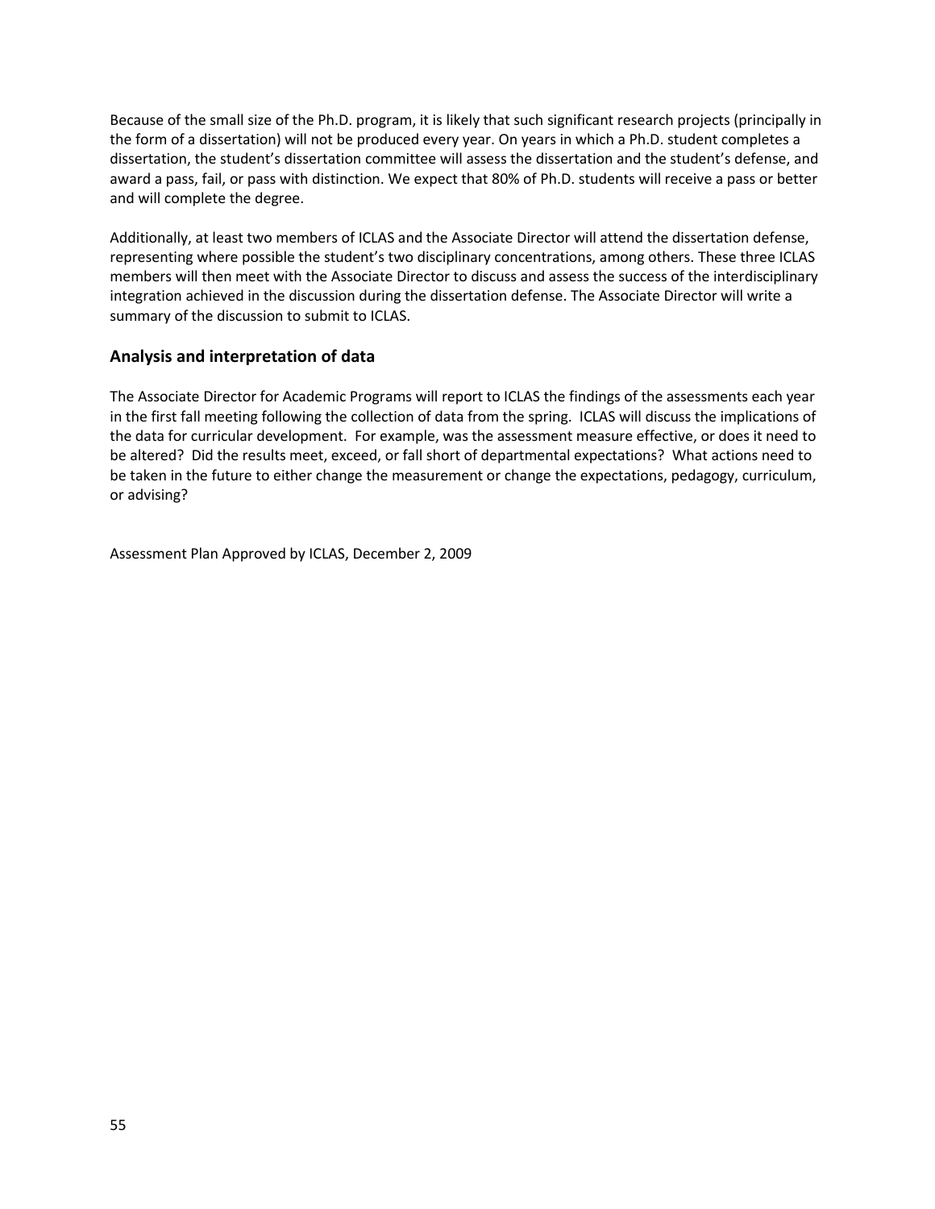Because of the small size of the Ph.D. program, it is likely that such significant research projects (principally in the form of a dissertation) will not be produced every year. On years in which a Ph.D. student completes a dissertation, the student's dissertation committee will assess the dissertation and the student's defense, and award a pass, fail, or pass with distinction. We expect that 80% of Ph.D. students will receive a pass or better and will complete the degree.

Additionally, at least two members of ICLAS and the Associate Director will attend the dissertation defense, representing where possible the student's two disciplinary concentrations, among others. These three ICLAS members will then meet with the Associate Director to discuss and assess the success of the interdisciplinary integration achieved in the discussion during the dissertation defense. The Associate Director will write a summary of the discussion to submit to ICLAS.

## Analysis and interpretation of data

The Associate Director for Academic Programs will report to ICLAS the findings of the assessments each year in the first fall meeting following the collection of data from the spring. ICLAS will discuss the implications of the data for curricular development. For example, was the assessment measure effective, or does it need to be altered? Did the results meet, exceed, or fall short of departmental expectations? What actions need to be taken in the future to either change the measurement or change the expectations, pedagogy, curriculum, or advising?

Assessment Plan Approved by ICLAS, December 2, 2009